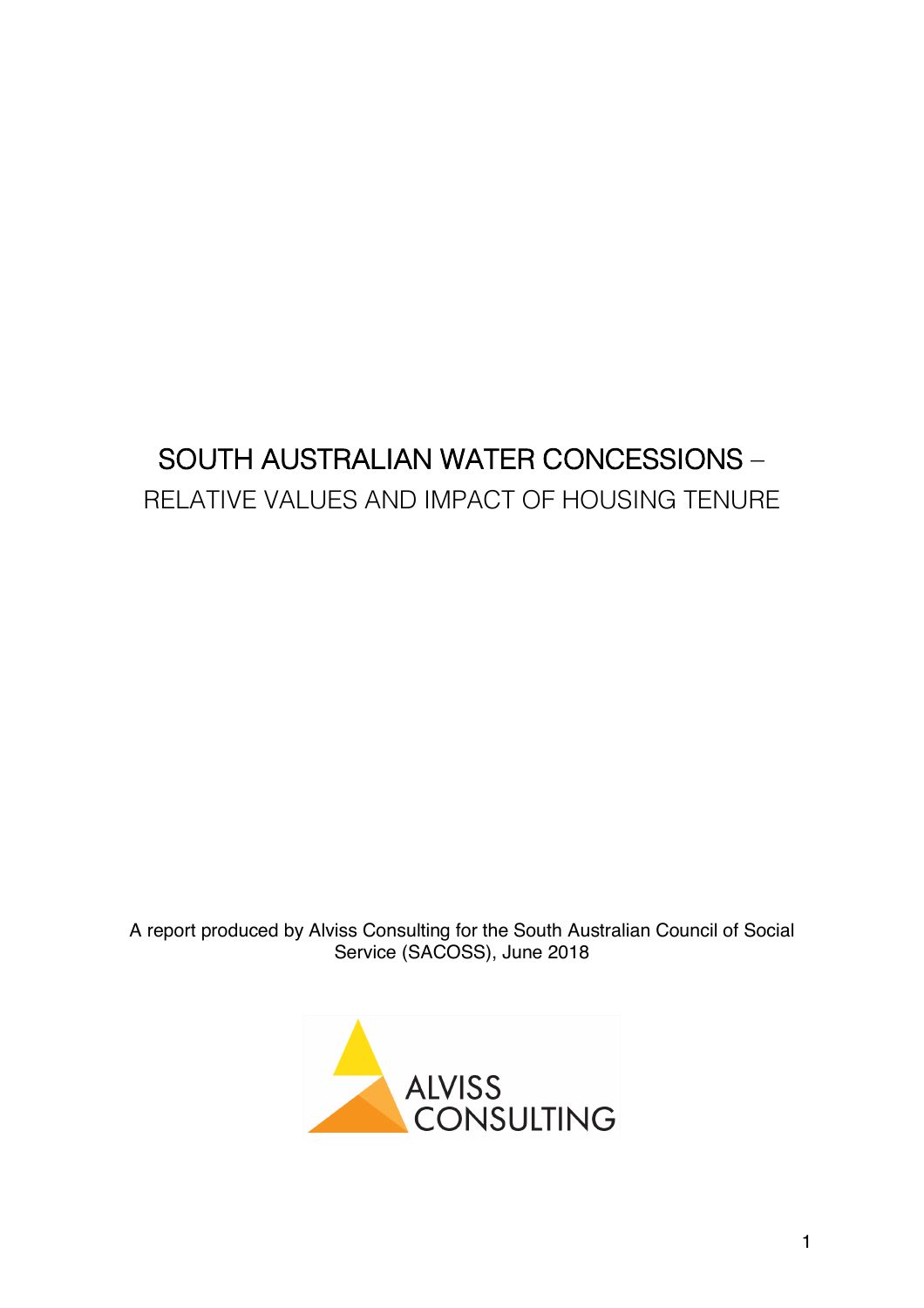# SOUTH AUSTRALIAN WATER CONCESSIONS –

## RELATIVE VALUES AND IMPACT OF HOUSING TENURE

A report produced by Alviss Consulting for the South Australian Council of Social Service (SACOSS), June 2018

ALVISS CONSULTING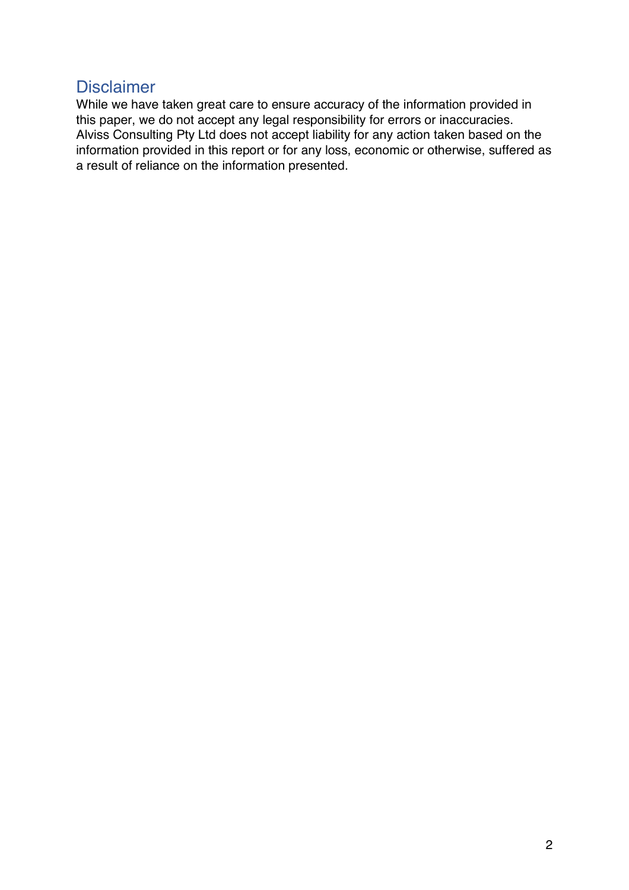## Disclaimer

While we have taken great care to ensure accuracy of the information provided in this paper, we do not accept any legal responsibility for errors or inaccuracies. Alviss Consulting Pty Ltd does not accept liability for any action taken based on the information provided in this report or for any loss, economic or otherwise, suffered as a result of reliance on the information presented.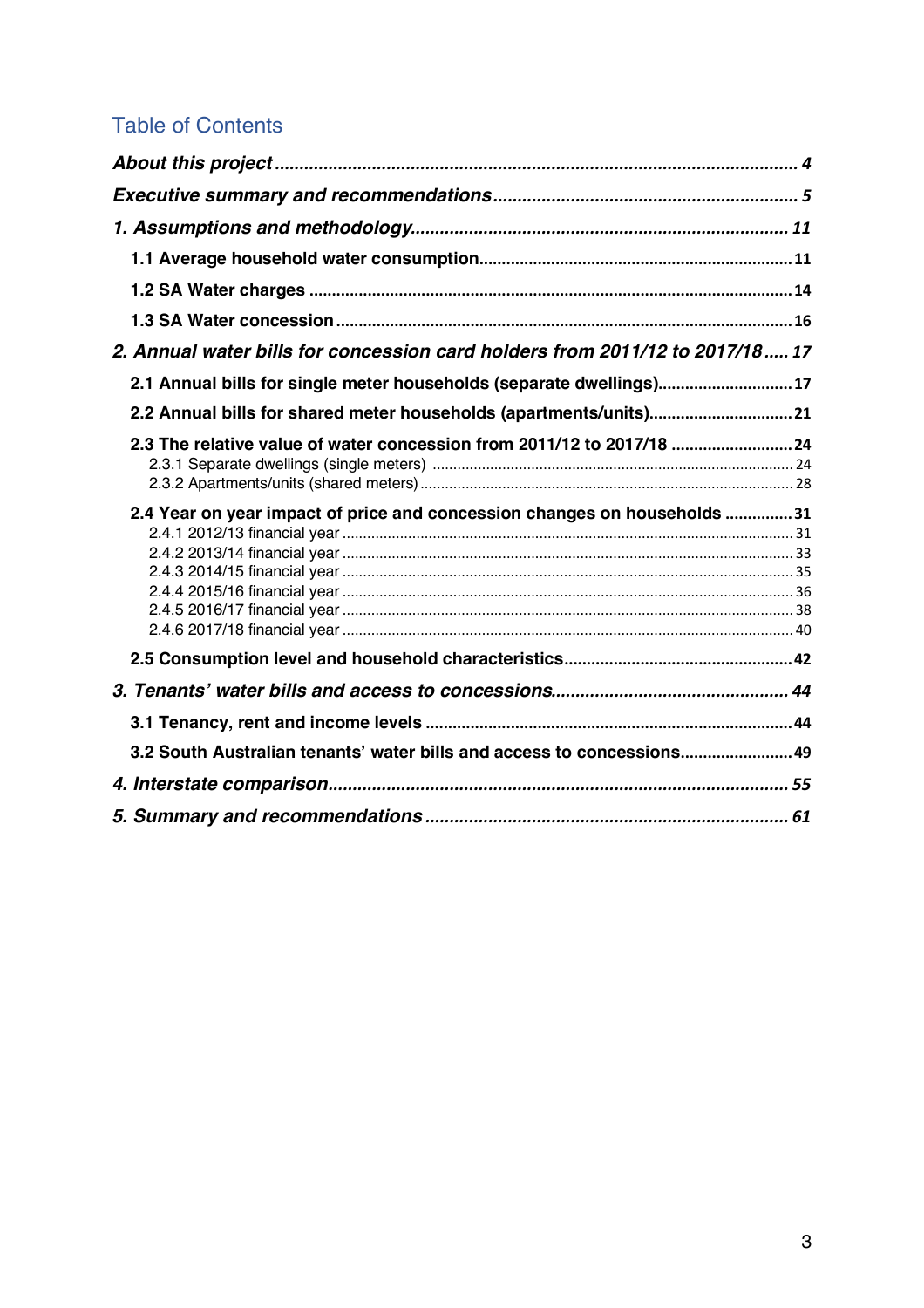## Table of Contents

*About this project* ............................................................ 4

*Executive summary and recommendations* ............................................................ 5

*1. Assumptions and methodology* ............................................................ 11

- **1.1 Average household water consumption** ............................................................ 11
- **1.2 SA Water charges** ............................................................ 14
- **1.3 SA Water concession** ............................................................ 16

*2. Annual water bills for concession card holders from 2011/12 to 2017/18* ..... 17

- **2.1 Annual bills for single meter households (separate dwellings)** ............................................................ 17
- **2.2 Annual bills for shared meter households (apartments/units)** ............................................................ 21
- **2.3 The relative value of water concession from 2011/12 to 2017/18** ............................................................ 24
  - 2.3.1 Separate dwellings (single meters) ............................................................ 24
  - 2.3.2 Apartments/units (shared meters) ............................................................ 28
- **2.4 Year on year impact of price and concession changes on households** ............................................................ 31
  - 2.4.1 2012/13 financial year ............................................................ 31
  - 2.4.2 2013/14 financial year ............................................................ 33
  - 2.4.3 2014/15 financial year ............................................................ 35
  - 2.4.4 2015/16 financial year ............................................................ 36
  - 2.4.5 2016/17 financial year ............................................................ 38
  - 2.4.6 2017/18 financial year ............................................................ 40
- **2.5 Consumption level and household characteristics** ............................................................ 42

*3. Tenants' water bills and access to concessions* ............................................................ 44

- **3.1 Tenancy, rent and income levels** ............................................................ 44
- **3.2 South Australian tenants' water bills and access to concessions** ............................................................ 49

*4. Interstate comparison* ............................................................ 55

*5. Summary and recommendations* ............................................................ 61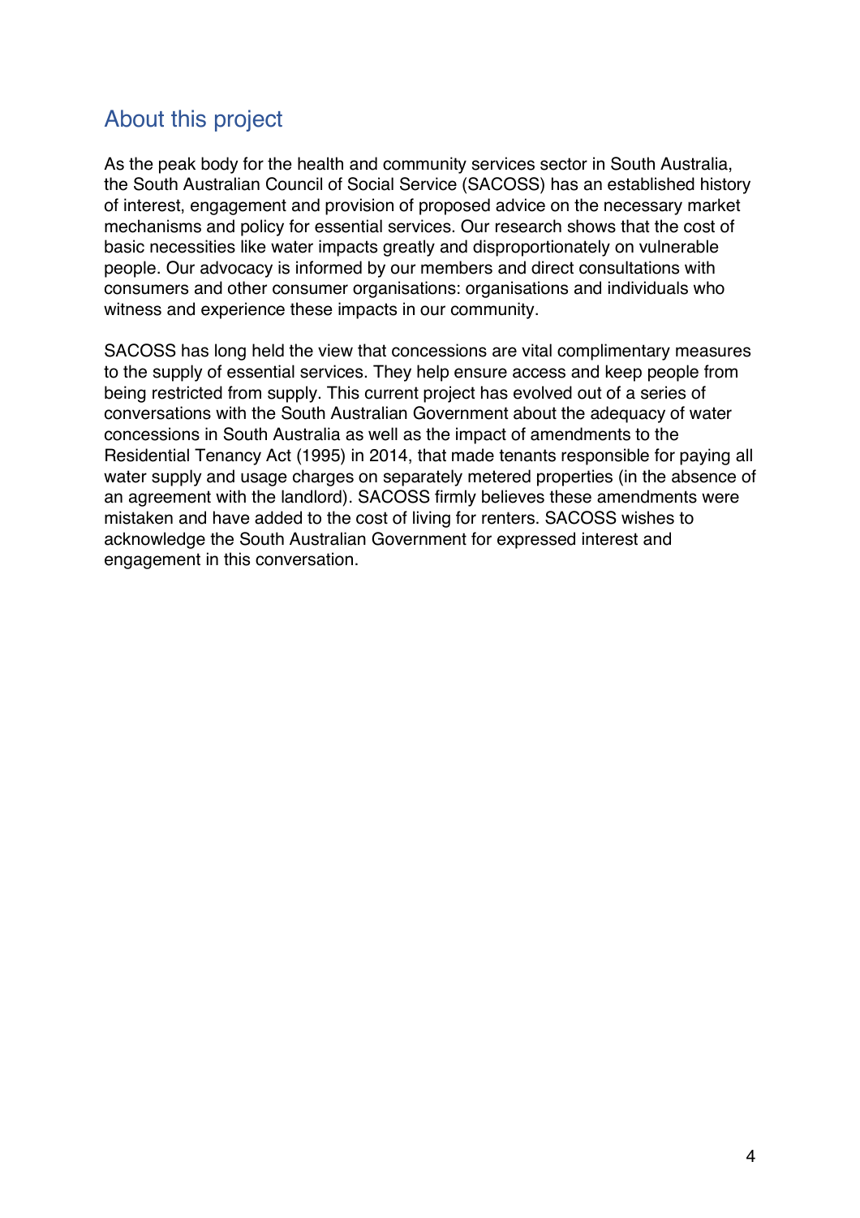## About this project

As the peak body for the health and community services sector in South Australia, the South Australian Council of Social Service (SACOSS) has an established history of interest, engagement and provision of proposed advice on the necessary market mechanisms and policy for essential services. Our research shows that the cost of basic necessities like water impacts greatly and disproportionately on vulnerable people. Our advocacy is informed by our members and direct consultations with consumers and other consumer organisations: organisations and individuals who witness and experience these impacts in our community.

SACOSS has long held the view that concessions are vital complimentary measures to the supply of essential services. They help ensure access and keep people from being restricted from supply. This current project has evolved out of a series of conversations with the South Australian Government about the adequacy of water concessions in South Australia as well as the impact of amendments to the Residential Tenancy Act (1995) in 2014, that made tenants responsible for paying all water supply and usage charges on separately metered properties (in the absence of an agreement with the landlord). SACOSS firmly believes these amendments were mistaken and have added to the cost of living for renters. SACOSS wishes to acknowledge the South Australian Government for expressed interest and engagement in this conversation.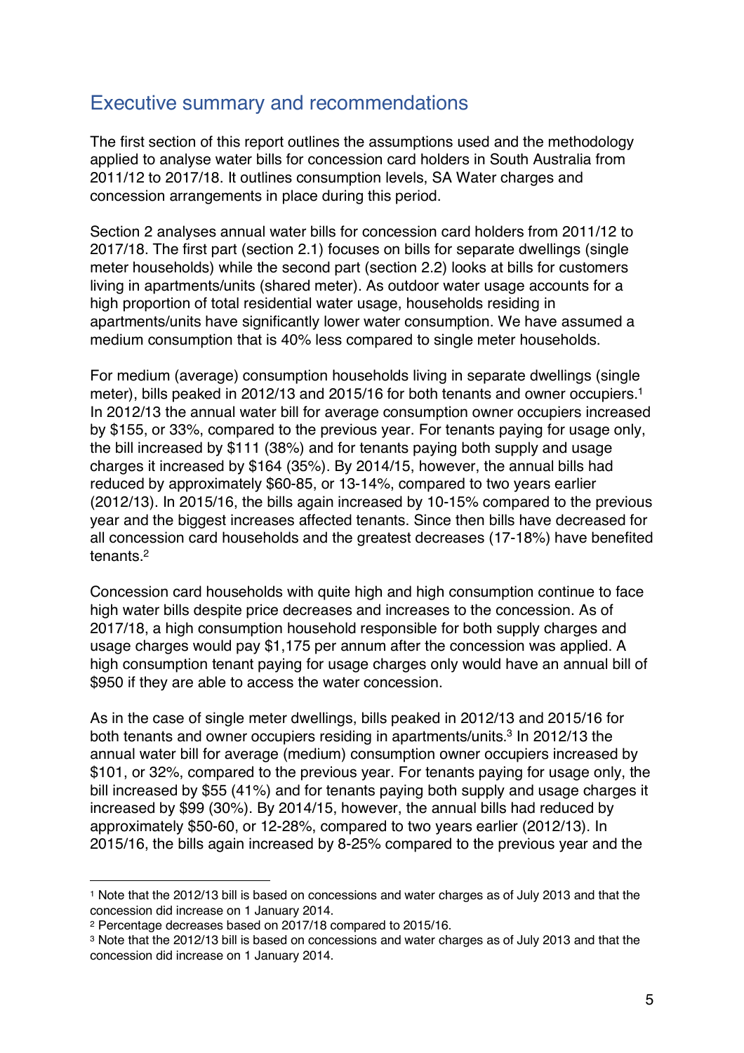## Executive summary and recommendations

The first section of this report outlines the assumptions used and the methodology applied to analyse water bills for concession card holders in South Australia from 2011/12 to 2017/18. It outlines consumption levels, SA Water charges and concession arrangements in place during this period.

Section 2 analyses annual water bills for concession card holders from 2011/12 to 2017/18. The first part (section 2.1) focuses on bills for separate dwellings (single meter households) while the second part (section 2.2) looks at bills for customers living in apartments/units (shared meter). As outdoor water usage accounts for a high proportion of total residential water usage, households residing in apartments/units have significantly lower water consumption. We have assumed a medium consumption that is 40% less compared to single meter households.

For medium (average) consumption households living in separate dwellings (single meter), bills peaked in 2012/13 and 2015/16 for both tenants and owner occupiers.[1] In 2012/13 the annual water bill for average consumption owner occupiers increased by $155, or 33%, compared to the previous year. For tenants paying for usage only, the bill increased by $111 (38%) and for tenants paying both supply and usage charges it increased by $164 (35%). By 2014/15, however, the annual bills had reduced by approximately $60-85, or 13-14%, compared to two years earlier (2012/13). In 2015/16, the bills again increased by 10-15% compared to the previous year and the biggest increases affected tenants. Since then bills have decreased for all concession card households and the greatest decreases (17-18%) have benefited tenants.[2]

Concession card households with quite high and high consumption continue to face high water bills despite price decreases and increases to the concession. As of 2017/18, a high consumption household responsible for both supply charges and usage charges would pay $1,175 per annum after the concession was applied. A high consumption tenant paying for usage charges only would have an annual bill of $950 if they are able to access the water concession.

As in the case of single meter dwellings, bills peaked in 2012/13 and 2015/16 for both tenants and owner occupiers residing in apartments/units.[3] In 2012/13 the annual water bill for average (medium) consumption owner occupiers increased by $101, or 32%, compared to the previous year. For tenants paying for usage only, the bill increased by $55 (41%) and for tenants paying both supply and usage charges it increased by $99 (30%). By 2014/15, however, the annual bills had reduced by approximately $50-60, or 12-28%, compared to two years earlier (2012/13). In 2015/16, the bills again increased by 8-25% compared to the previous year and the

[1] Note that the 2012/13 bill is based on concessions and water charges as of July 2013 and that the concession did increase on 1 January 2014.

[2] Percentage decreases based on 2017/18 compared to 2015/16.

[3] Note that the 2012/13 bill is based on concessions and water charges as of July 2013 and that the concession did increase on 1 January 2014.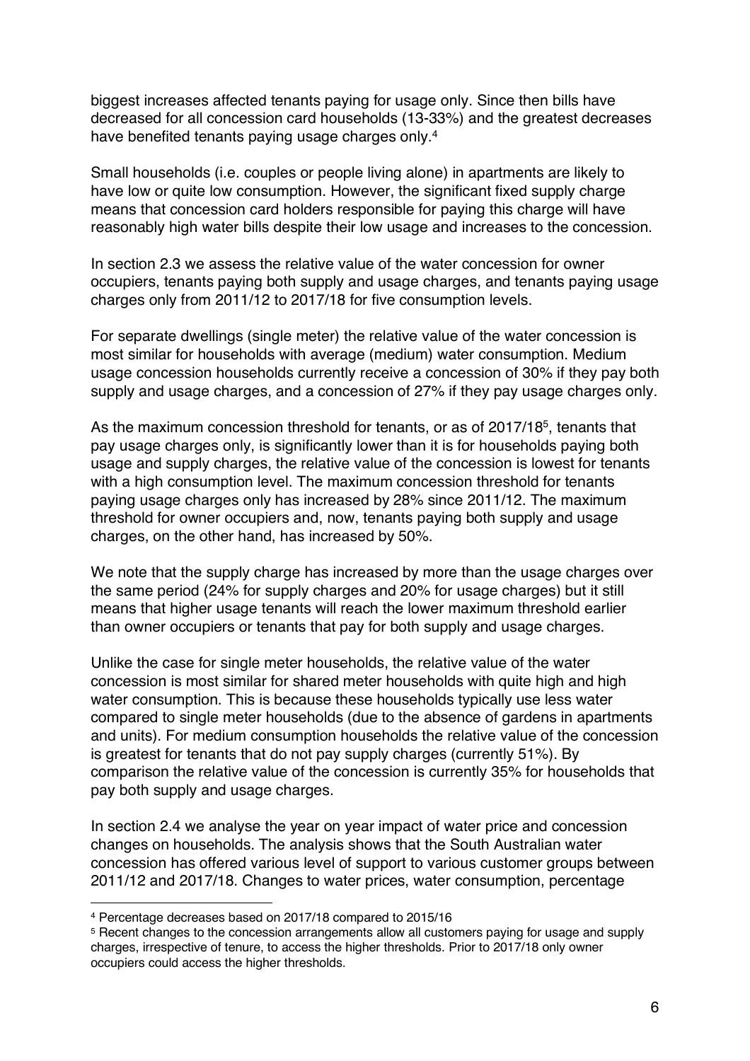biggest increases affected tenants paying for usage only. Since then bills have decreased for all concession card households (13-33%) and the greatest decreases have benefited tenants paying usage charges only.[4]

Small households (i.e. couples or people living alone) in apartments are likely to have low or quite low consumption. However, the significant fixed supply charge means that concession card holders responsible for paying this charge will have reasonably high water bills despite their low usage and increases to the concession.

In section 2.3 we assess the relative value of the water concession for owner occupiers, tenants paying both supply and usage charges, and tenants paying usage charges only from 2011/12 to 2017/18 for five consumption levels.

For separate dwellings (single meter) the relative value of the water concession is most similar for households with average (medium) water consumption. Medium usage concession households currently receive a concession of 30% if they pay both supply and usage charges, and a concession of 27% if they pay usage charges only.

As the maximum concession threshold for tenants, or as of 2017/18[5], tenants that pay usage charges only, is significantly lower than it is for households paying both usage and supply charges, the relative value of the concession is lowest for tenants with a high consumption level. The maximum concession threshold for tenants paying usage charges only has increased by 28% since 2011/12. The maximum threshold for owner occupiers and, now, tenants paying both supply and usage charges, on the other hand, has increased by 50%.

We note that the supply charge has increased by more than the usage charges over the same period (24% for supply charges and 20% for usage charges) but it still means that higher usage tenants will reach the lower maximum threshold earlier than owner occupiers or tenants that pay for both supply and usage charges.

Unlike the case for single meter households, the relative value of the water concession is most similar for shared meter households with quite high and high water consumption. This is because these households typically use less water compared to single meter households (due to the absence of gardens in apartments and units). For medium consumption households the relative value of the concession is greatest for tenants that do not pay supply charges (currently 51%). By comparison the relative value of the concession is currently 35% for households that pay both supply and usage charges.

In section 2.4 we analyse the year on year impact of water price and concession changes on households. The analysis shows that the South Australian water concession has offered various level of support to various customer groups between 2011/12 and 2017/18. Changes to water prices, water consumption, percentage

---

[4] Percentage decreases based on 2017/18 compared to 2015/16

[5] Recent changes to the concession arrangements allow all customers paying for usage and supply charges, irrespective of tenure, to access the higher thresholds. Prior to 2017/18 only owner occupiers could access the higher thresholds.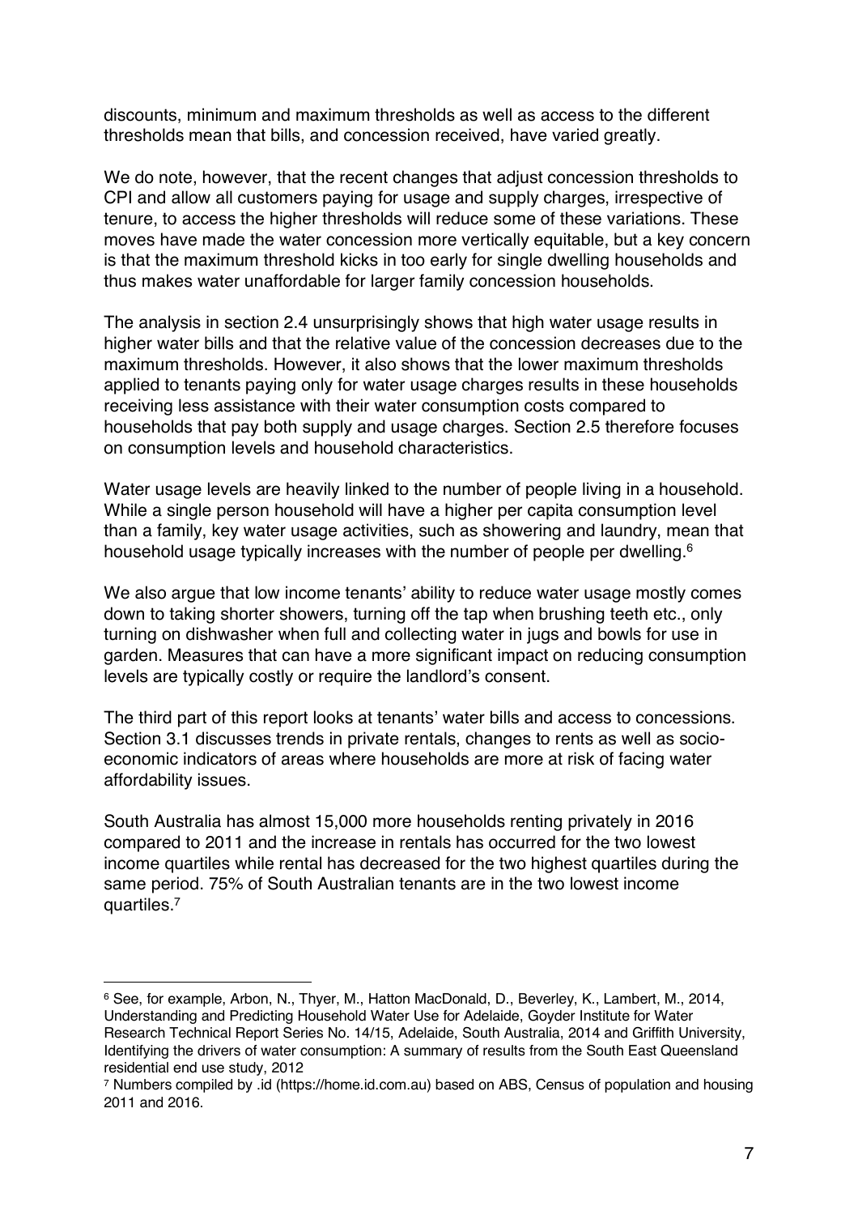discounts, minimum and maximum thresholds as well as access to the different thresholds mean that bills, and concession received, have varied greatly.

We do note, however, that the recent changes that adjust concession thresholds to CPI and allow all customers paying for usage and supply charges, irrespective of tenure, to access the higher thresholds will reduce some of these variations. These moves have made the water concession more vertically equitable, but a key concern is that the maximum threshold kicks in too early for single dwelling households and thus makes water unaffordable for larger family concession households.

The analysis in section 2.4 unsurprisingly shows that high water usage results in higher water bills and that the relative value of the concession decreases due to the maximum thresholds. However, it also shows that the lower maximum thresholds applied to tenants paying only for water usage charges results in these households receiving less assistance with their water consumption costs compared to households that pay both supply and usage charges. Section 2.5 therefore focuses on consumption levels and household characteristics.

Water usage levels are heavily linked to the number of people living in a household. While a single person household will have a higher per capita consumption level than a family, key water usage activities, such as showering and laundry, mean that household usage typically increases with the number of people per dwelling.[6]

We also argue that low income tenants' ability to reduce water usage mostly comes down to taking shorter showers, turning off the tap when brushing teeth etc., only turning on dishwasher when full and collecting water in jugs and bowls for use in garden. Measures that can have a more significant impact on reducing consumption levels are typically costly or require the landlord's consent.

The third part of this report looks at tenants' water bills and access to concessions. Section 3.1 discusses trends in private rentals, changes to rents as well as socio-economic indicators of areas where households are more at risk of facing water affordability issues.

South Australia has almost 15,000 more households renting privately in 2016 compared to 2011 and the increase in rentals has occurred for the two lowest income quartiles while rental has decreased for the two highest quartiles during the same period. 75% of South Australian tenants are in the two lowest income quartiles.[7]

---

[6] See, for example, Arbon, N., Thyer, M., Hatton MacDonald, D., Beverley, K., Lambert, M., 2014, Understanding and Predicting Household Water Use for Adelaide, Goyder Institute for Water Research Technical Report Series No. 14/15, Adelaide, South Australia, 2014 and Griffith University, Identifying the drivers of water consumption: A summary of results from the South East Queensland residential end use study, 2012

[7] Numbers compiled by .id (https://home.id.com.au) based on ABS, Census of population and housing 2011 and 2016.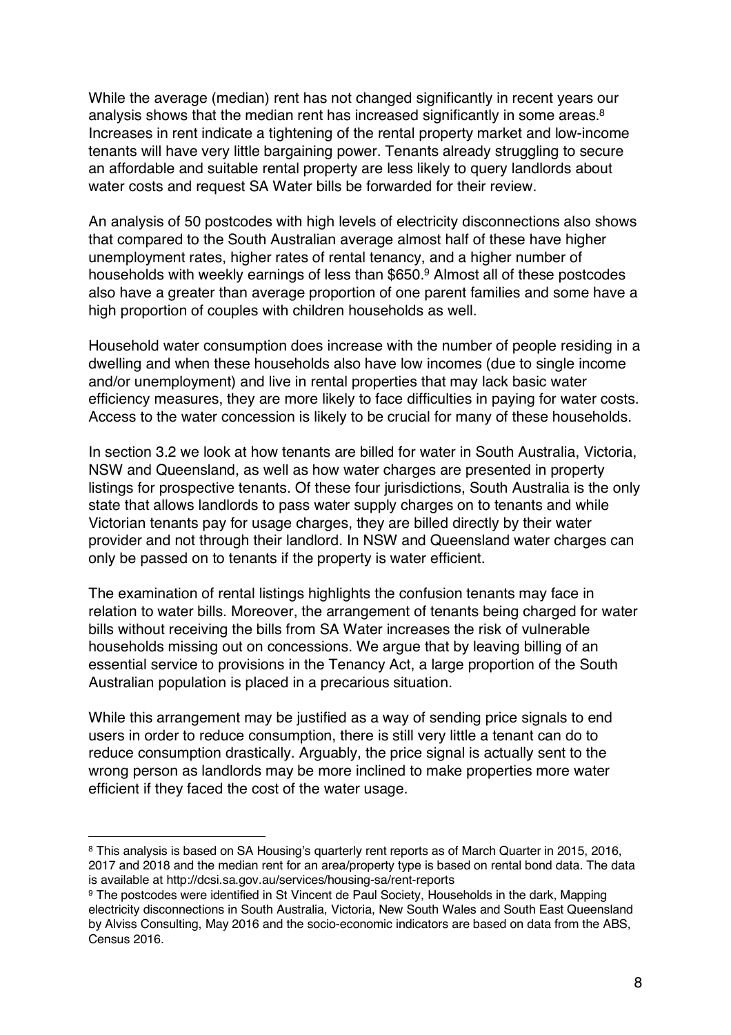While the average (median) rent has not changed significantly in recent years our analysis shows that the median rent has increased significantly in some areas.[8] Increases in rent indicate a tightening of the rental property market and low-income tenants will have very little bargaining power. Tenants already struggling to secure an affordable and suitable rental property are less likely to query landlords about water costs and request SA Water bills be forwarded for their review.

An analysis of 50 postcodes with high levels of electricity disconnections also shows that compared to the South Australian average almost half of these have higher unemployment rates, higher rates of rental tenancy, and a higher number of households with weekly earnings of less than $650.[9] Almost all of these postcodes also have a greater than average proportion of one parent families and some have a high proportion of couples with children households as well.

Household water consumption does increase with the number of people residing in a dwelling and when these households also have low incomes (due to single income and/or unemployment) and live in rental properties that may lack basic water efficiency measures, they are more likely to face difficulties in paying for water costs. Access to the water concession is likely to be crucial for many of these households.

In section 3.2 we look at how tenants are billed for water in South Australia, Victoria, NSW and Queensland, as well as how water charges are presented in property listings for prospective tenants. Of these four jurisdictions, South Australia is the only state that allows landlords to pass water supply charges on to tenants and while Victorian tenants pay for usage charges, they are billed directly by their water provider and not through their landlord. In NSW and Queensland water charges can only be passed on to tenants if the property is water efficient.

The examination of rental listings highlights the confusion tenants may face in relation to water bills. Moreover, the arrangement of tenants being charged for water bills without receiving the bills from SA Water increases the risk of vulnerable households missing out on concessions. We argue that by leaving billing of an essential service to provisions in the Tenancy Act, a large proportion of the South Australian population is placed in a precarious situation.

While this arrangement may be justified as a way of sending price signals to end users in order to reduce consumption, there is still very little a tenant can do to reduce consumption drastically. Arguably, the price signal is actually sent to the wrong person as landlords may be more inclined to make properties more water efficient if they faced the cost of the water usage.

---

[8] This analysis is based on SA Housing's quarterly rent reports as of March Quarter in 2015, 2016, 2017 and 2018 and the median rent for an area/property type is based on rental bond data. The data is available at http://dcsi.sa.gov.au/services/housing-sa/rent-reports

[9] The postcodes were identified in St Vincent de Paul Society, Households in the dark, Mapping electricity disconnections in South Australia, Victoria, New South Wales and South East Queensland by Alviss Consulting, May 2016 and the socio-economic indicators are based on data from the ABS, Census 2016.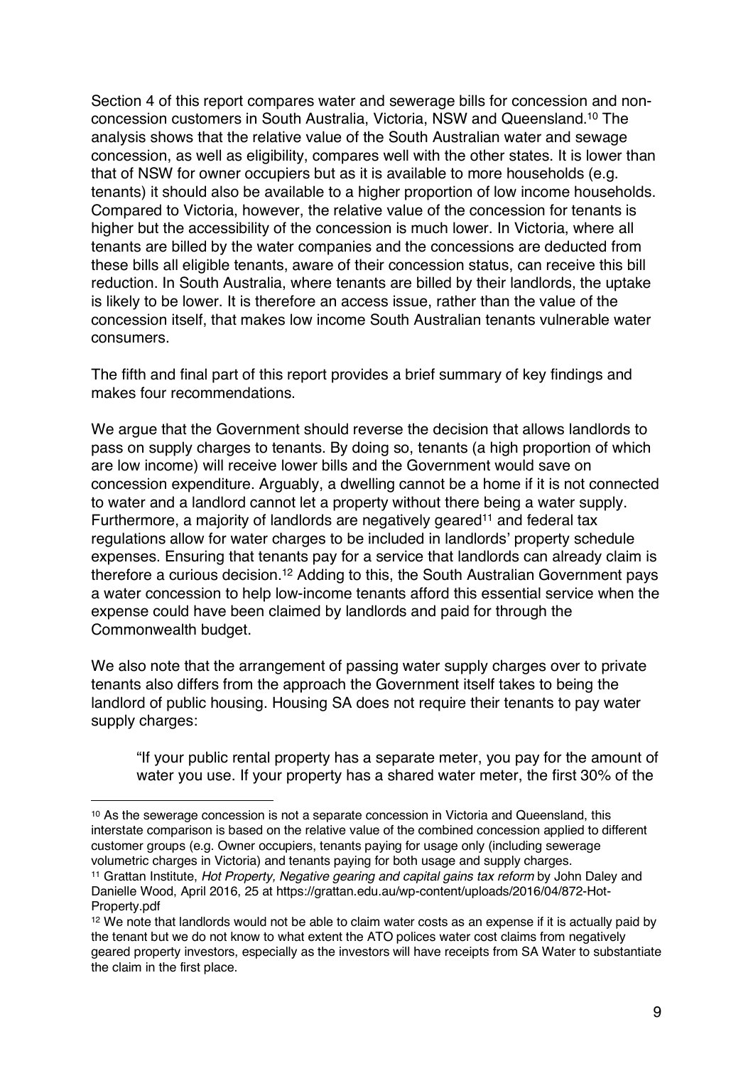Section 4 of this report compares water and sewerage bills for concession and non-concession customers in South Australia, Victoria, NSW and Queensland.[10] The analysis shows that the relative value of the South Australian water and sewage concession, as well as eligibility, compares well with the other states. It is lower than that of NSW for owner occupiers but as it is available to more households (e.g. tenants) it should also be available to a higher proportion of low income households. Compared to Victoria, however, the relative value of the concession for tenants is higher but the accessibility of the concession is much lower. In Victoria, where all tenants are billed by the water companies and the concessions are deducted from these bills all eligible tenants, aware of their concession status, can receive this bill reduction. In South Australia, where tenants are billed by their landlords, the uptake is likely to be lower. It is therefore an access issue, rather than the value of the concession itself, that makes low income South Australian tenants vulnerable water consumers.

The fifth and final part of this report provides a brief summary of key findings and makes four recommendations.

We argue that the Government should reverse the decision that allows landlords to pass on supply charges to tenants. By doing so, tenants (a high proportion of which are low income) will receive lower bills and the Government would save on concession expenditure. Arguably, a dwelling cannot be a home if it is not connected to water and a landlord cannot let a property without there being a water supply. Furthermore, a majority of landlords are negatively geared[11] and federal tax regulations allow for water charges to be included in landlords' property schedule expenses. Ensuring that tenants pay for a service that landlords can already claim is therefore a curious decision.[12] Adding to this, the South Australian Government pays a water concession to help low-income tenants afford this essential service when the expense could have been claimed by landlords and paid for through the Commonwealth budget.

We also note that the arrangement of passing water supply charges over to private tenants also differs from the approach the Government itself takes to being the landlord of public housing. Housing SA does not require their tenants to pay water supply charges:

> "If your public rental property has a separate meter, you pay for the amount of water you use. If your property has a shared water meter, the first 30% of the

---

[10] As the sewerage concession is not a separate concession in Victoria and Queensland, this interstate comparison is based on the relative value of the combined concession applied to different customer groups (e.g. Owner occupiers, tenants paying for usage only (including sewerage volumetric charges in Victoria) and tenants paying for both usage and supply charges.

[11] Grattan Institute, *Hot Property, Negative gearing and capital gains tax reform* by John Daley and Danielle Wood, April 2016, 25 at https://grattan.edu.au/wp-content/uploads/2016/04/872-Hot-Property.pdf

[12] We note that landlords would not be able to claim water costs as an expense if it is actually paid by the tenant but we do not know to what extent the ATO polices water cost claims from negatively geared property investors, especially as the investors will have receipts from SA Water to substantiate the claim in the first place.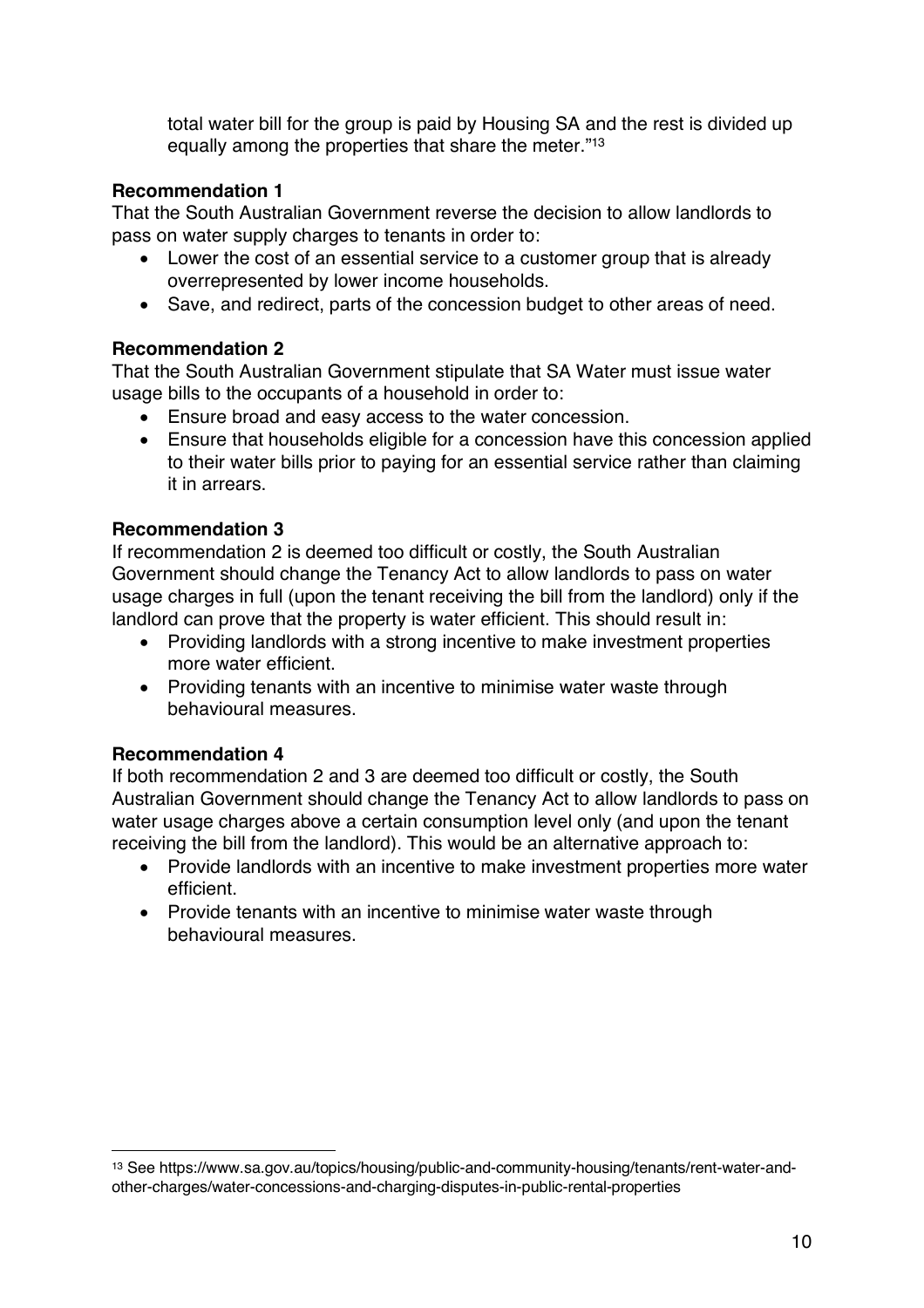total water bill for the group is paid by Housing SA and the rest is divided up equally among the properties that share the meter."[13]

**Recommendation 1**

That the South Australian Government reverse the decision to allow landlords to pass on water supply charges to tenants in order to:

- Lower the cost of an essential service to a customer group that is already overrepresented by lower income households.
- Save, and redirect, parts of the concession budget to other areas of need.

**Recommendation 2**

That the South Australian Government stipulate that SA Water must issue water usage bills to the occupants of a household in order to:

- Ensure broad and easy access to the water concession.
- Ensure that households eligible for a concession have this concession applied to their water bills prior to paying for an essential service rather than claiming it in arrears.

**Recommendation 3**

If recommendation 2 is deemed too difficult or costly, the South Australian Government should change the Tenancy Act to allow landlords to pass on water usage charges in full (upon the tenant receiving the bill from the landlord) only if the landlord can prove that the property is water efficient. This should result in:

- Providing landlords with a strong incentive to make investment properties more water efficient.
- Providing tenants with an incentive to minimise water waste through behavioural measures.

**Recommendation 4**

If both recommendation 2 and 3 are deemed too difficult or costly, the South Australian Government should change the Tenancy Act to allow landlords to pass on water usage charges above a certain consumption level only (and upon the tenant receiving the bill from the landlord). This would be an alternative approach to:

- Provide landlords with an incentive to make investment properties more water efficient.
- Provide tenants with an incentive to minimise water waste through behavioural measures.

---

[13] See https://www.sa.gov.au/topics/housing/public-and-community-housing/tenants/rent-water-and-other-charges/water-concessions-and-charging-disputes-in-public-rental-properties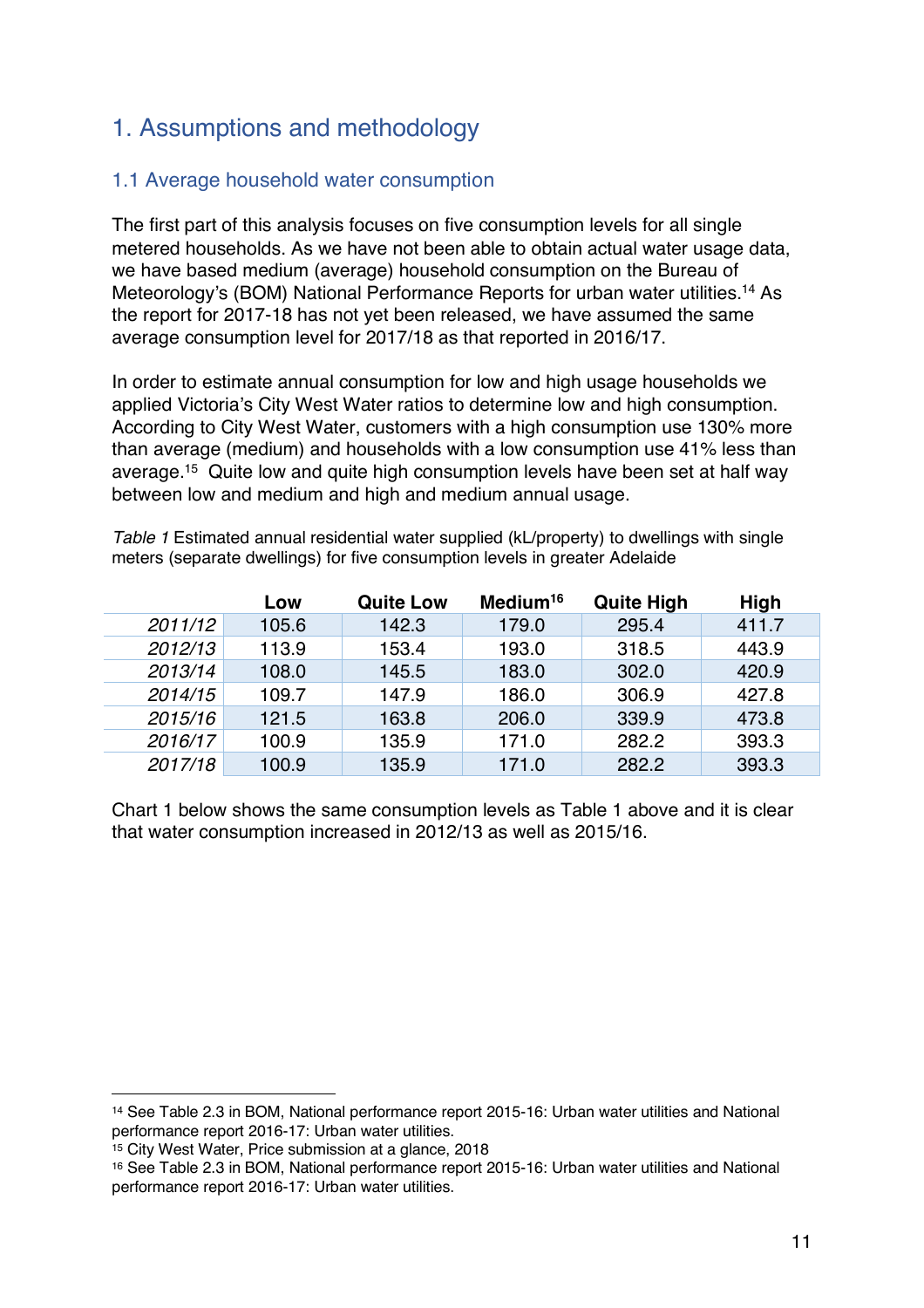# 1. Assumptions and methodology

## 1.1 Average household water consumption

The first part of this analysis focuses on five consumption levels for all single metered households. As we have not been able to obtain actual water usage data, we have based medium (average) household consumption on the Bureau of Meteorology's (BOM) National Performance Reports for urban water utilities.[14] As the report for 2017-18 has not yet been released, we have assumed the same average consumption level for 2017/18 as that reported in 2016/17.

In order to estimate annual consumption for low and high usage households we applied Victoria's City West Water ratios to determine low and high consumption. According to City West Water, customers with a high consumption use 130% more than average (medium) and households with a low consumption use 41% less than average.[15] Quite low and quite high consumption levels have been set at half way between low and medium and high and medium annual usage.

*Table 1* Estimated annual residential water supplied (kL/property) to dwellings with single meters (separate dwellings) for five consumption levels in greater Adelaide

| | Low | Quite Low | Medium[16] | Quite High | High |
|---|---|---|---|---|---|
| *2011/12* | 105.6 | 142.3 | 179.0 | 295.4 | 411.7 |
| *2012/13* | 113.9 | 153.4 | 193.0 | 318.5 | 443.9 |
| *2013/14* | 108.0 | 145.5 | 183.0 | 302.0 | 420.9 |
| *2014/15* | 109.7 | 147.9 | 186.0 | 306.9 | 427.8 |
| *2015/16* | 121.5 | 163.8 | 206.0 | 339.9 | 473.8 |
| *2016/17* | 100.9 | 135.9 | 171.0 | 282.2 | 393.3 |
| *2017/18* | 100.9 | 135.9 | 171.0 | 282.2 | 393.3 |

Chart 1 below shows the same consumption levels as Table 1 above and it is clear that water consumption increased in 2012/13 as well as 2015/16.

---

[14] See Table 2.3 in BOM, National performance report 2015-16: Urban water utilities and National performance report 2016-17: Urban water utilities.

[15] City West Water, Price submission at a glance, 2018

[16] See Table 2.3 in BOM, National performance report 2015-16: Urban water utilities and National performance report 2016-17: Urban water utilities.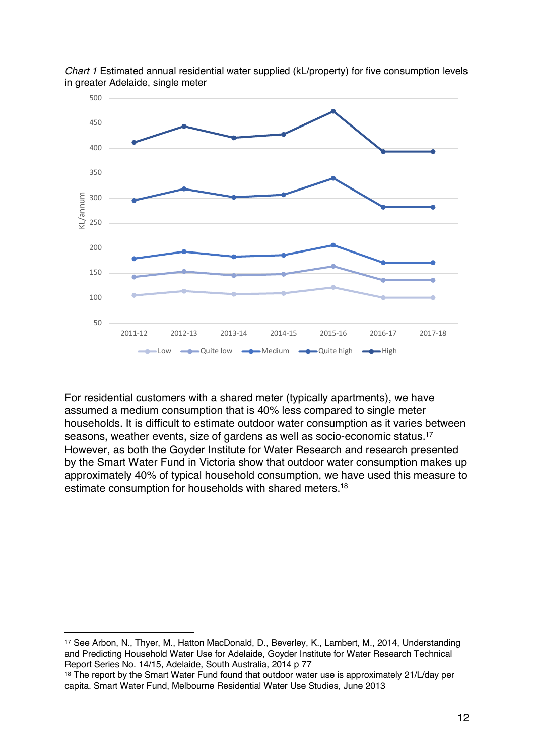*Chart 1* Estimated annual residential water supplied (kL/property) for five consumption levels in greater Adelaide, single meter

For residential customers with a shared meter (typically apartments), we have assumed a medium consumption that is 40% less compared to single meter households. It is difficult to estimate outdoor water consumption as it varies between seasons, weather events, size of gardens as well as socio-economic status.[17] However, as both the Goyder Institute for Water Research and research presented by the Smart Water Fund in Victoria show that outdoor water consumption makes up approximately 40% of typical household consumption, we have used this measure to estimate consumption for households with shared meters.[18]

---

[17] See Arbon, N., Thyer, M., Hatton MacDonald, D., Beverley, K., Lambert, M., 2014, Understanding and Predicting Household Water Use for Adelaide, Goyder Institute for Water Research Technical Report Series No. 14/15, Adelaide, South Australia, 2014 p 77

[18] The report by the Smart Water Fund found that outdoor water use is approximately 21/L/day per capita. Smart Water Fund, Melbourne Residential Water Use Studies, June 2013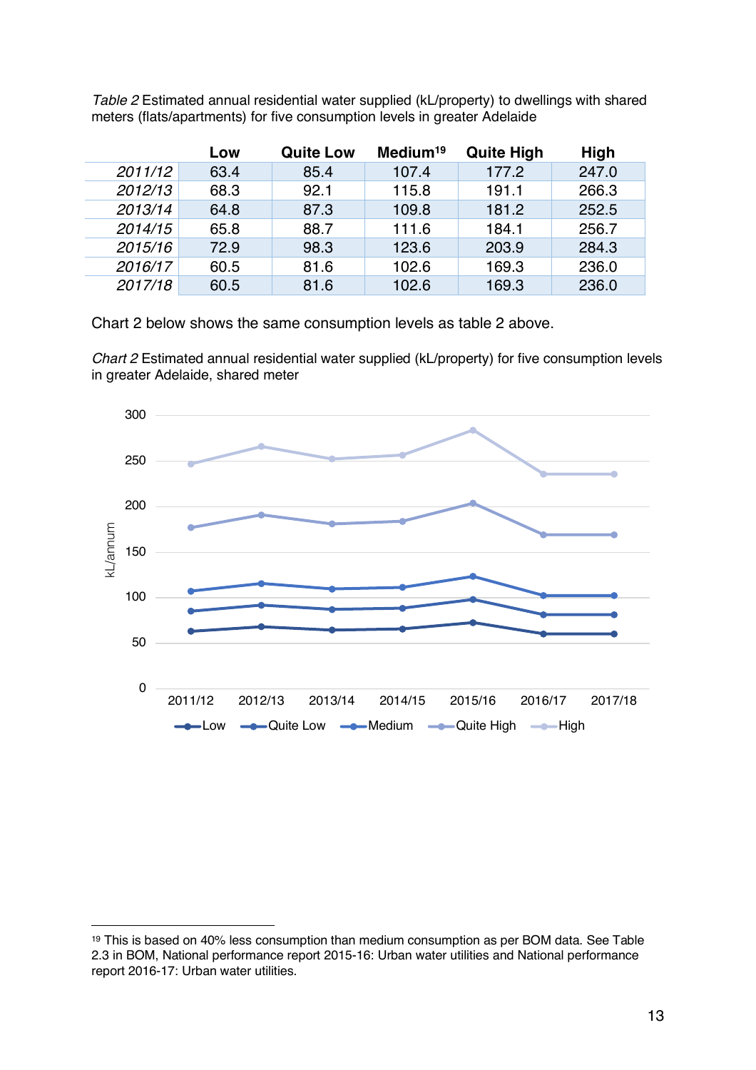*Table 2* Estimated annual residential water supplied (kL/property) to dwellings with shared meters (flats/apartments) for five consumption levels in greater Adelaide

| | Low | Quite Low | Medium[19] | Quite High | High |
|---|---|---|---|---|---|
| *2011/12* | 63.4 | 85.4 | 107.4 | 177.2 | 247.0 |
| *2012/13* | 68.3 | 92.1 | 115.8 | 191.1 | 266.3 |
| *2013/14* | 64.8 | 87.3 | 109.8 | 181.2 | 252.5 |
| *2014/15* | 65.8 | 88.7 | 111.6 | 184.1 | 256.7 |
| *2015/16* | 72.9 | 98.3 | 123.6 | 203.9 | 284.3 |
| *2016/17* | 60.5 | 81.6 | 102.6 | 169.3 | 236.0 |
| *2017/18* | 60.5 | 81.6 | 102.6 | 169.3 | 236.0 |

Chart 2 below shows the same consumption levels as table 2 above.

*Chart 2* Estimated annual residential water supplied (kL/property) for five consumption levels in greater Adelaide, shared meter

[19] This is based on 40% less consumption than medium consumption as per BOM data. See Table 2.3 in BOM, National performance report 2015-16: Urban water utilities and National performance report 2016-17: Urban water utilities.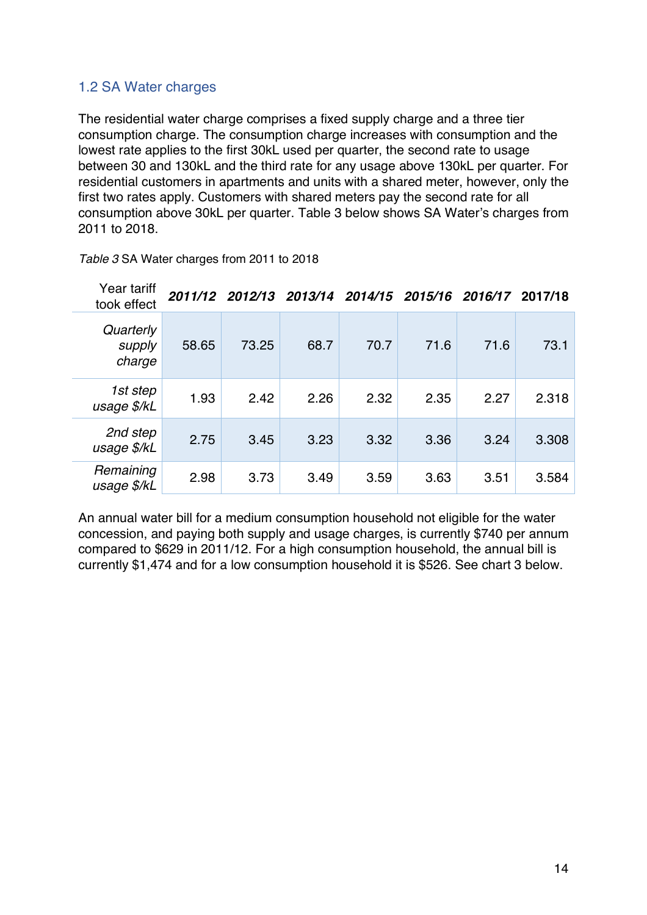## 1.2 SA Water charges

The residential water charge comprises a fixed supply charge and a three tier consumption charge. The consumption charge increases with consumption and the lowest rate applies to the first 30kL used per quarter, the second rate to usage between 30 and 130kL and the third rate for any usage above 130kL per quarter. For residential customers in apartments and units with a shared meter, however, only the first two rates apply. Customers with shared meters pay the second rate for all consumption above 30kL per quarter. Table 3 below shows SA Water's charges from 2011 to 2018.

*Table 3* SA Water charges from 2011 to 2018

| Year tariff took effect | ***2011/12*** | ***2012/13*** | ***2013/14*** | ***2014/15*** | ***2015/16*** | ***2016/17*** | **2017/18** |
|---|---|---|---|---|---|---|---|
| *Quarterly supply charge* | 58.65 | 73.25 | 68.7 | 70.7 | 71.6 | 71.6 | 73.1 |
| *1st step usage $/kL* | 1.93 | 2.42 | 2.26 | 2.32 | 2.35 | 2.27 | 2.318 |
| *2nd step usage $/kL* | 2.75 | 3.45 | 3.23 | 3.32 | 3.36 | 3.24 | 3.308 |
| *Remaining usage $/kL* | 2.98 | 3.73 | 3.49 | 3.59 | 3.63 | 3.51 | 3.584 |

An annual water bill for a medium consumption household not eligible for the water concession, and paying both supply and usage charges, is currently $740 per annum compared to $629 in 2011/12. For a high consumption household, the annual bill is currently $1,474 and for a low consumption household it is $526. See chart 3 below.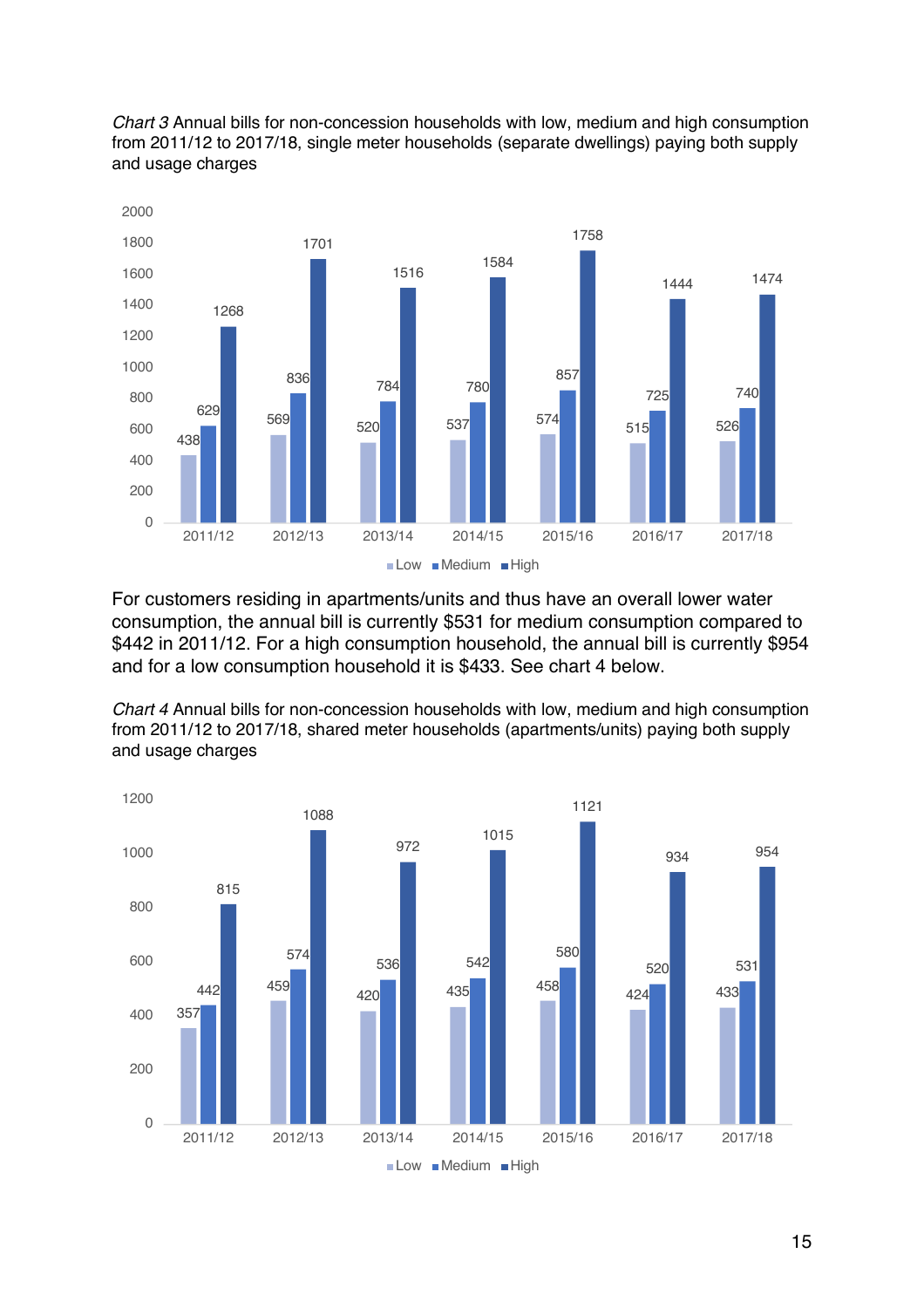*Chart 3* Annual bills for non-concession households with low, medium and high consumption from 2011/12 to 2017/18, single meter households (separate dwellings) paying both supply and usage charges

| | Low | Medium | High |
|---|---|---|---|
| 2011/12 | 438 | 629 | 1268 |
| 2012/13 | 569 | 836 | 1701 |
| 2013/14 | 520 | 784 | 1516 |
| 2014/15 | 537 | 780 | 1584 |
| 2015/16 | 574 | 857 | 1758 |
| 2016/17 | 515 | 725 | 1444 |
| 2017/18 | 526 | 740 | 1474 |

For customers residing in apartments/units and thus have an overall lower water consumption, the annual bill is currently $531 for medium consumption compared to $442 in 2011/12. For a high consumption household, the annual bill is currently $954 and for a low consumption household it is $433. See chart 4 below.

*Chart 4* Annual bills for non-concession households with low, medium and high consumption from 2011/12 to 2017/18, shared meter households (apartments/units) paying both supply and usage charges

| | Low | Medium | High |
|---|---|---|---|
| 2011/12 | 357 | 442 | 815 |
| 2012/13 | 459 | 574 | 1088 |
| 2013/14 | 420 | 536 | 972 |
| 2014/15 | 435 | 542 | 1015 |
| 2015/16 | 458 | 580 | 1121 |
| 2016/17 | 424 | 520 | 934 |
| 2017/18 | 433 | 531 | 954 |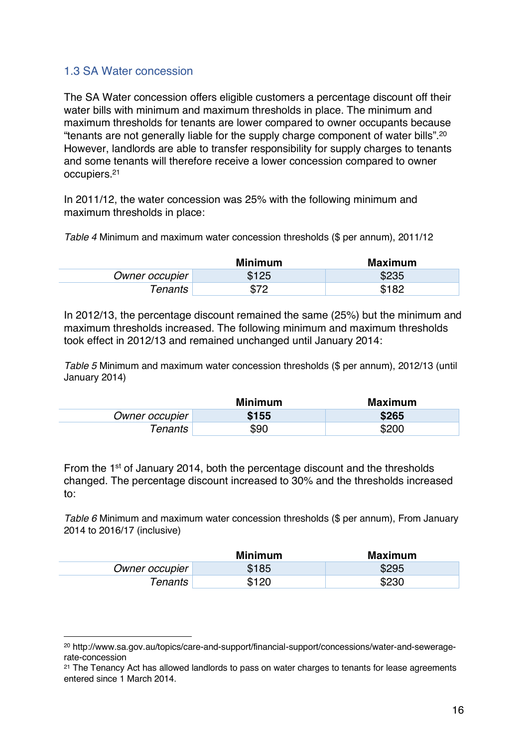### 1.3 SA Water concession

The SA Water concession offers eligible customers a percentage discount off their water bills with minimum and maximum thresholds in place. The minimum and maximum thresholds for tenants are lower compared to owner occupants because "tenants are not generally liable for the supply charge component of water bills".[20] However, landlords are able to transfer responsibility for supply charges to tenants and some tenants will therefore receive a lower concession compared to owner occupiers.[21]

In 2011/12, the water concession was 25% with the following minimum and maximum thresholds in place:

*Table 4* Minimum and maximum water concession thresholds ($ per annum), 2011/12

| | **Minimum** | **Maximum** |
|---|---|---|
| *Owner occupier* | $125 | $235 |
| *Tenants* | $72 | $182 |

In 2012/13, the percentage discount remained the same (25%) but the minimum and maximum thresholds increased. The following minimum and maximum thresholds took effect in 2012/13 and remained unchanged until January 2014:

*Table 5* Minimum and maximum water concession thresholds ($ per annum), 2012/13 (until January 2014)

| | **Minimum** | **Maximum** |
|---|---|---|
| *Owner occupier* | **$155** | **$265** |
| *Tenants* | $90 | $200 |

From the 1st of January 2014, both the percentage discount and the thresholds changed. The percentage discount increased to 30% and the thresholds increased to:

*Table 6* Minimum and maximum water concession thresholds ($ per annum), From January 2014 to 2016/17 (inclusive)

| | **Minimum** | **Maximum** |
|---|---|---|
| *Owner occupier* | $185 | $295 |
| *Tenants* | $120 | $230 |

[20] http://www.sa.gov.au/topics/care-and-support/financial-support/concessions/water-and-sewerage-rate-concession

[21] The Tenancy Act has allowed landlords to pass on water charges to tenants for lease agreements entered since 1 March 2014.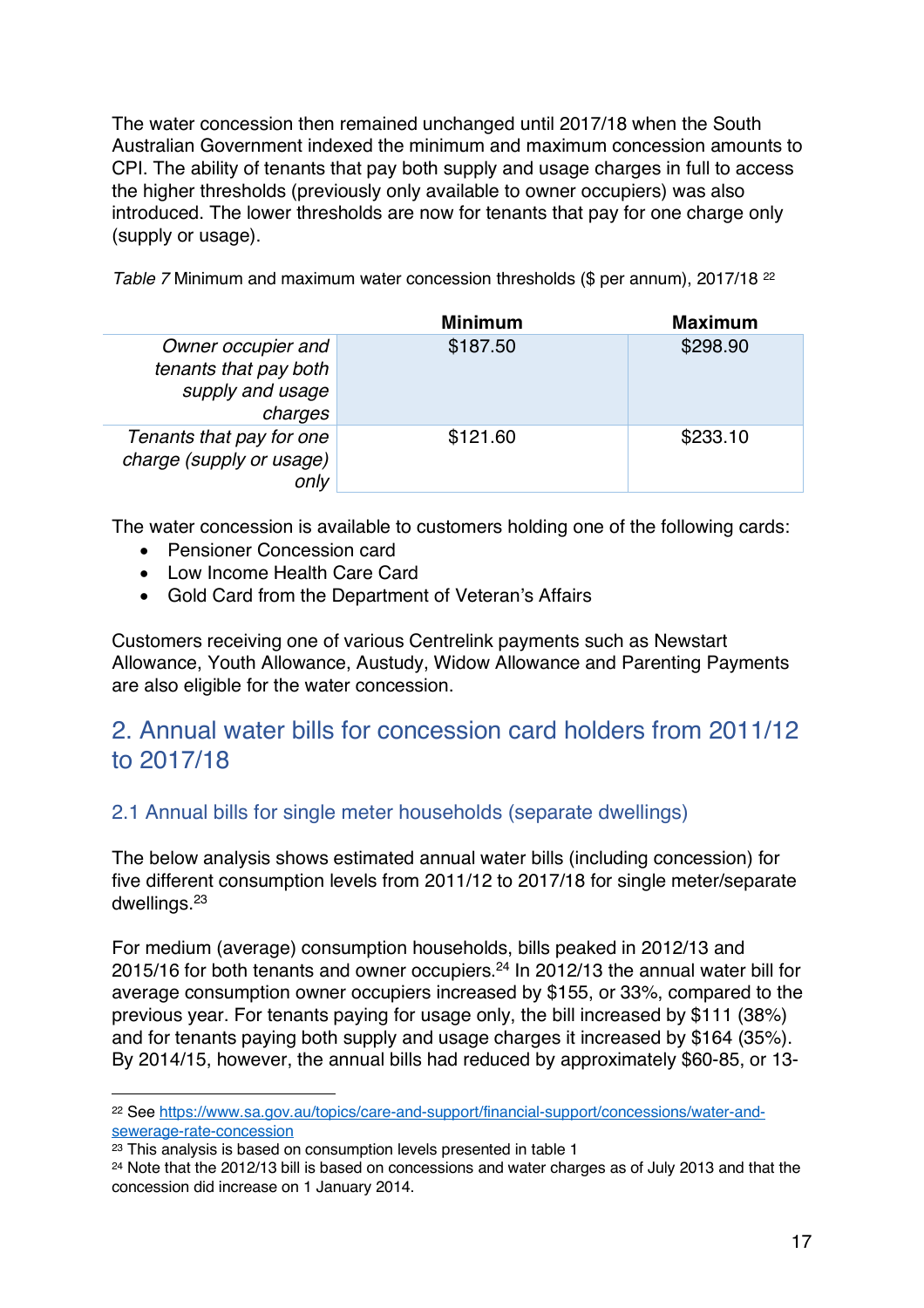The water concession then remained unchanged until 2017/18 when the South Australian Government indexed the minimum and maximum concession amounts to CPI. The ability of tenants that pay both supply and usage charges in full to access the higher thresholds (previously only available to owner occupiers) was also introduced. The lower thresholds are now for tenants that pay for one charge only (supply or usage).

*Table 7* Minimum and maximum water concession thresholds ($ per annum), 2017/18 [22]

| | Minimum | Maximum |
|---|---|---|
| *Owner occupier and tenants that pay both supply and usage charges* | $187.50 | $298.90 |
| *Tenants that pay for one charge (supply or usage) only* | $121.60 | $233.10 |

The water concession is available to customers holding one of the following cards:

- Pensioner Concession card
- Low Income Health Care Card
- Gold Card from the Department of Veteran's Affairs

Customers receiving one of various Centrelink payments such as Newstart Allowance, Youth Allowance, Austudy, Widow Allowance and Parenting Payments are also eligible for the water concession.

## 2. Annual water bills for concession card holders from 2011/12 to 2017/18

### 2.1 Annual bills for single meter households (separate dwellings)

The below analysis shows estimated annual water bills (including concession) for five different consumption levels from 2011/12 to 2017/18 for single meter/separate dwellings.[23]

For medium (average) consumption households, bills peaked in 2012/13 and 2015/16 for both tenants and owner occupiers.[24] In 2012/13 the annual water bill for average consumption owner occupiers increased by $155, or 33%, compared to the previous year. For tenants paying for usage only, the bill increased by $111 (38%) and for tenants paying both supply and usage charges it increased by $164 (35%). By 2014/15, however, the annual bills had reduced by approximately $60-85, or 13-

[22] See https://www.sa.gov.au/topics/care-and-support/financial-support/concessions/water-and-sewerage-rate-concession

[23] This analysis is based on consumption levels presented in table 1

[24] Note that the 2012/13 bill is based on concessions and water charges as of July 2013 and that the concession did increase on 1 January 2014.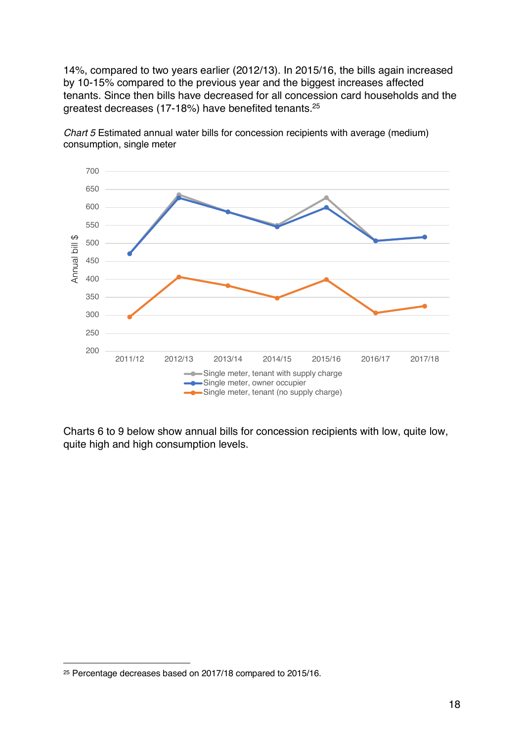14%, compared to two years earlier (2012/13). In 2015/16, the bills again increased by 10-15% compared to the previous year and the biggest increases affected tenants. Since then bills have decreased for all concession card households and the greatest decreases (17-18%) have benefited tenants.[25]

*Chart 5* Estimated annual water bills for concession recipients with average (medium) consumption, single meter

Charts 6 to 9 below show annual bills for concession recipients with low, quite low, quite high and high consumption levels.

[25] Percentage decreases based on 2017/18 compared to 2015/16.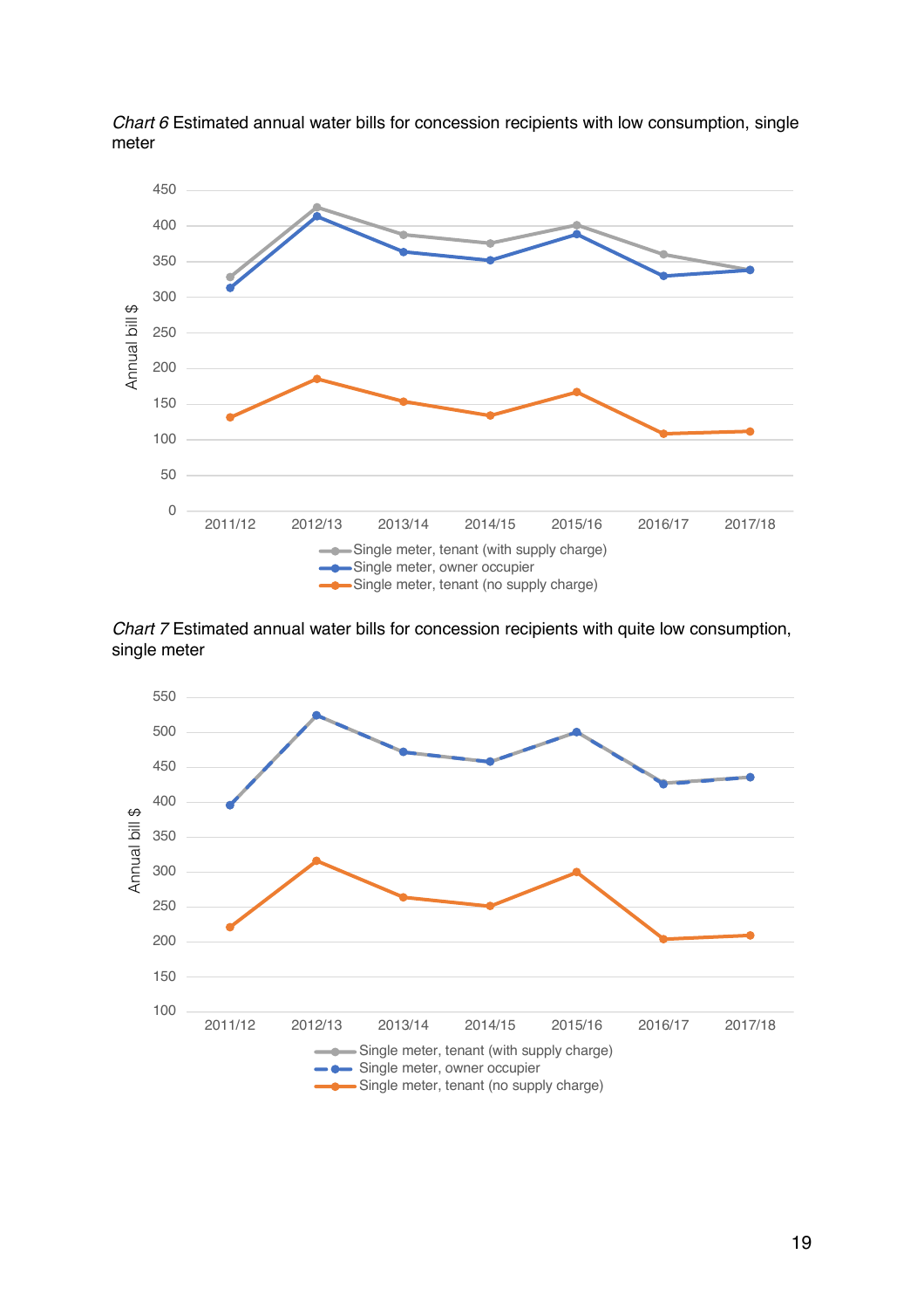*Chart 6* Estimated annual water bills for concession recipients with low consumption, single meter

*Chart 7* Estimated annual water bills for concession recipients with quite low consumption, single meter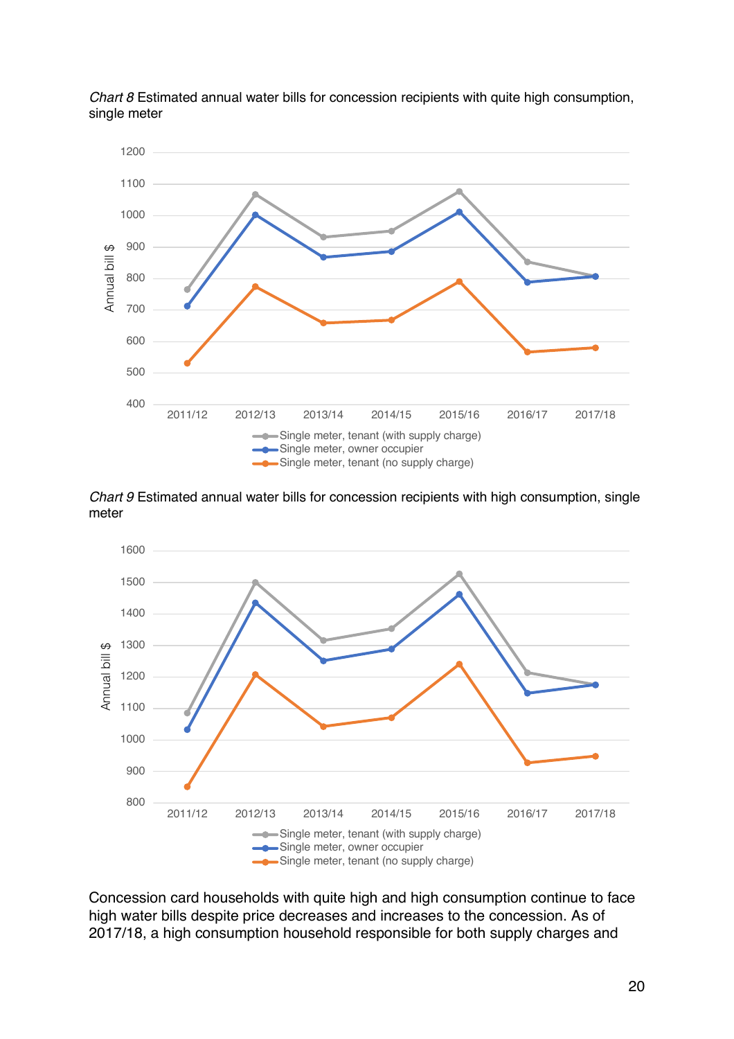*Chart 8* Estimated annual water bills for concession recipients with quite high consumption, single meter

*Chart 9* Estimated annual water bills for concession recipients with high consumption, single meter

Concession card households with quite high and high consumption continue to face high water bills despite price decreases and increases to the concession. As of 2017/18, a high consumption household responsible for both supply charges and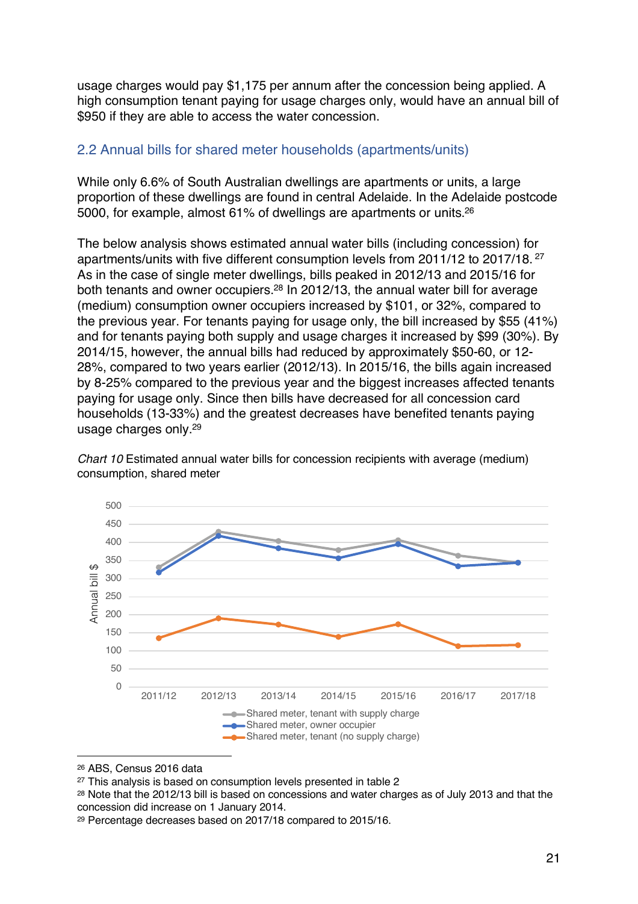usage charges would pay $1,175 per annum after the concession being applied. A high consumption tenant paying for usage charges only, would have an annual bill of $950 if they are able to access the water concession.

## 2.2 Annual bills for shared meter households (apartments/units)

While only 6.6% of South Australian dwellings are apartments or units, a large proportion of these dwellings are found in central Adelaide. In the Adelaide postcode 5000, for example, almost 61% of dwellings are apartments or units.[26]

The below analysis shows estimated annual water bills (including concession) for apartments/units with five different consumption levels from 2011/12 to 2017/18.[27] As in the case of single meter dwellings, bills peaked in 2012/13 and 2015/16 for both tenants and owner occupiers.[28] In 2012/13, the annual water bill for average (medium) consumption owner occupiers increased by $101, or 32%, compared to the previous year. For tenants paying for usage only, the bill increased by $55 (41%) and for tenants paying both supply and usage charges it increased by $99 (30%). By 2014/15, however, the annual bills had reduced by approximately $50-60, or 12-28%, compared to two years earlier (2012/13). In 2015/16, the bills again increased by 8-25% compared to the previous year and the biggest increases affected tenants paying for usage only. Since then bills have decreased for all concession card households (13-33%) and the greatest decreases have benefited tenants paying usage charges only.[29]

*Chart 10* Estimated annual water bills for concession recipients with average (medium) consumption, shared meter

Annual bill $

500
450
400
350
300
250
200
150
100
50
0

2011/12 2012/13 2013/14 2014/15 2015/16 2016/17 2017/18

- Shared meter, tenant with supply charge
- Shared meter, owner occupier
- Shared meter, tenant (no supply charge)

---

[26] ABS, Census 2016 data

[27] This analysis is based on consumption levels presented in table 2

[28] Note that the 2012/13 bill is based on concessions and water charges as of July 2013 and that the concession did increase on 1 January 2014.

[29] Percentage decreases based on 2017/18 compared to 2015/16.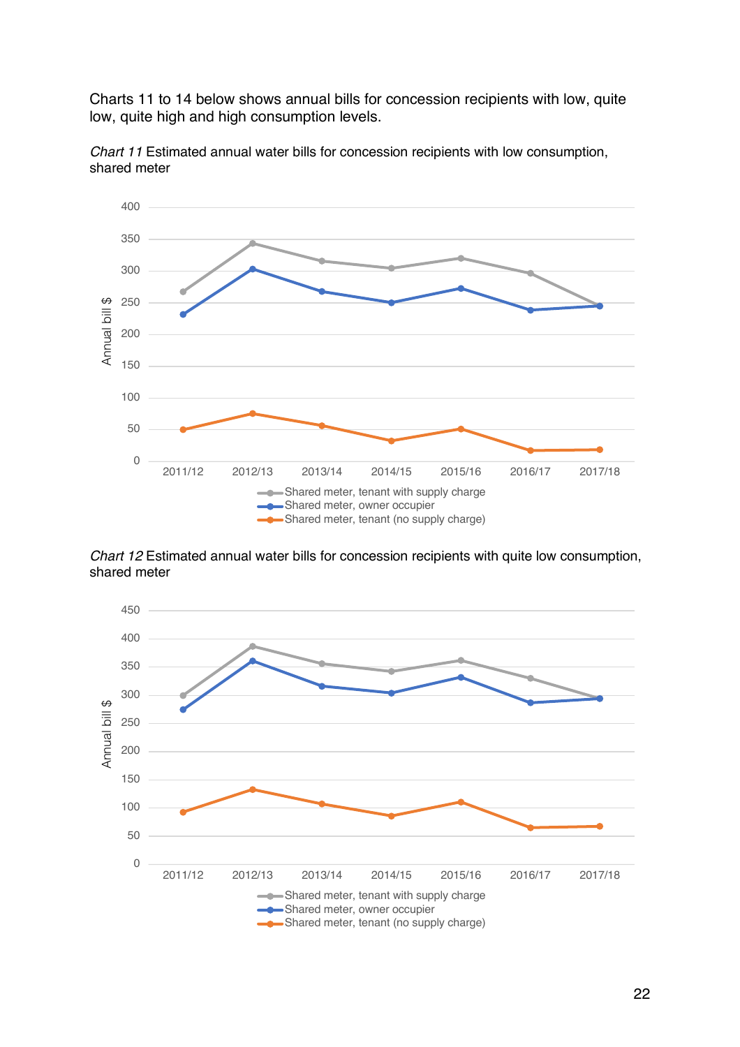Charts 11 to 14 below shows annual bills for concession recipients with low, quite low, quite high and high consumption levels.

*Chart 11* Estimated annual water bills for concession recipients with low consumption, shared meter

*Chart 12* Estimated annual water bills for concession recipients with quite low consumption, shared meter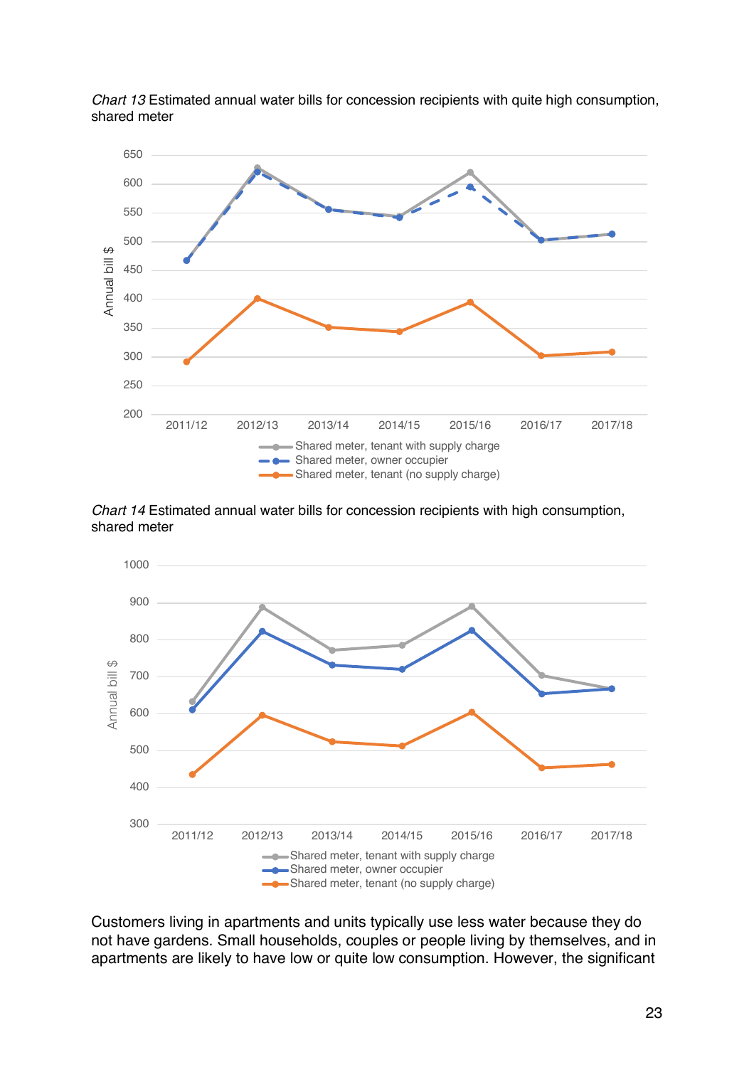*Chart 13* Estimated annual water bills for concession recipients with quite high consumption, shared meter

*Chart 14* Estimated annual water bills for concession recipients with high consumption, shared meter

Customers living in apartments and units typically use less water because they do not have gardens. Small households, couples or people living by themselves, and in apartments are likely to have low or quite low consumption. However, the significant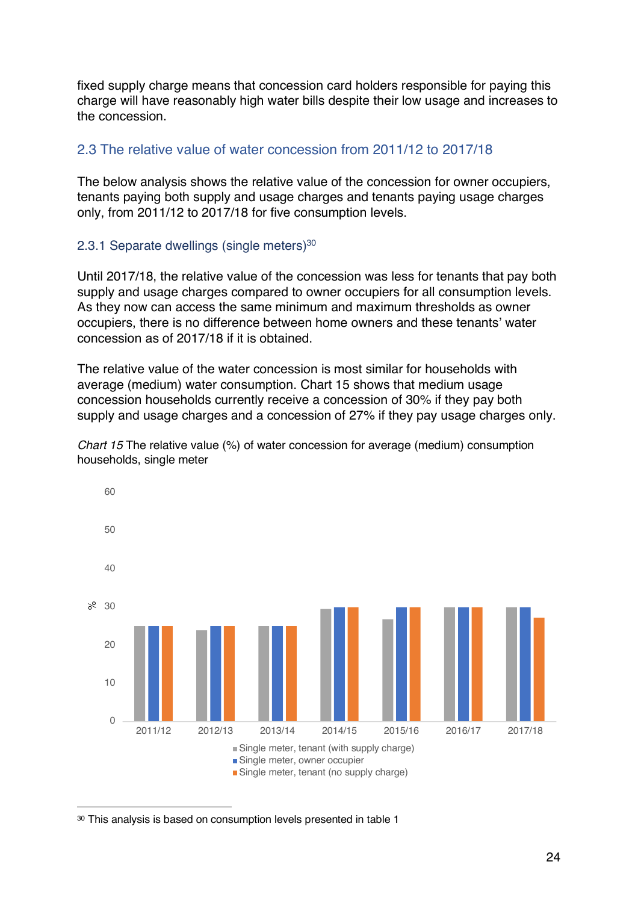fixed supply charge means that concession card holders responsible for paying this charge will have reasonably high water bills despite their low usage and increases to the concession.

## 2.3 The relative value of water concession from 2011/12 to 2017/18

The below analysis shows the relative value of the concession for owner occupiers, tenants paying both supply and usage charges and tenants paying usage charges only, from 2011/12 to 2017/18 for five consumption levels.

### 2.3.1 Separate dwellings (single meters)[30]

Until 2017/18, the relative value of the concession was less for tenants that pay both supply and usage charges compared to owner occupiers for all consumption levels. As they now can access the same minimum and maximum thresholds as owner occupiers, there is no difference between home owners and these tenants' water concession as of 2017/18 if it is obtained.

The relative value of the water concession is most similar for households with average (medium) water consumption. Chart 15 shows that medium usage concession households currently receive a concession of 30% if they pay both supply and usage charges and a concession of 27% if they pay usage charges only.

*Chart 15* The relative value (%) of water concession for average (medium) consumption households, single meter

[30] This analysis is based on consumption levels presented in table 1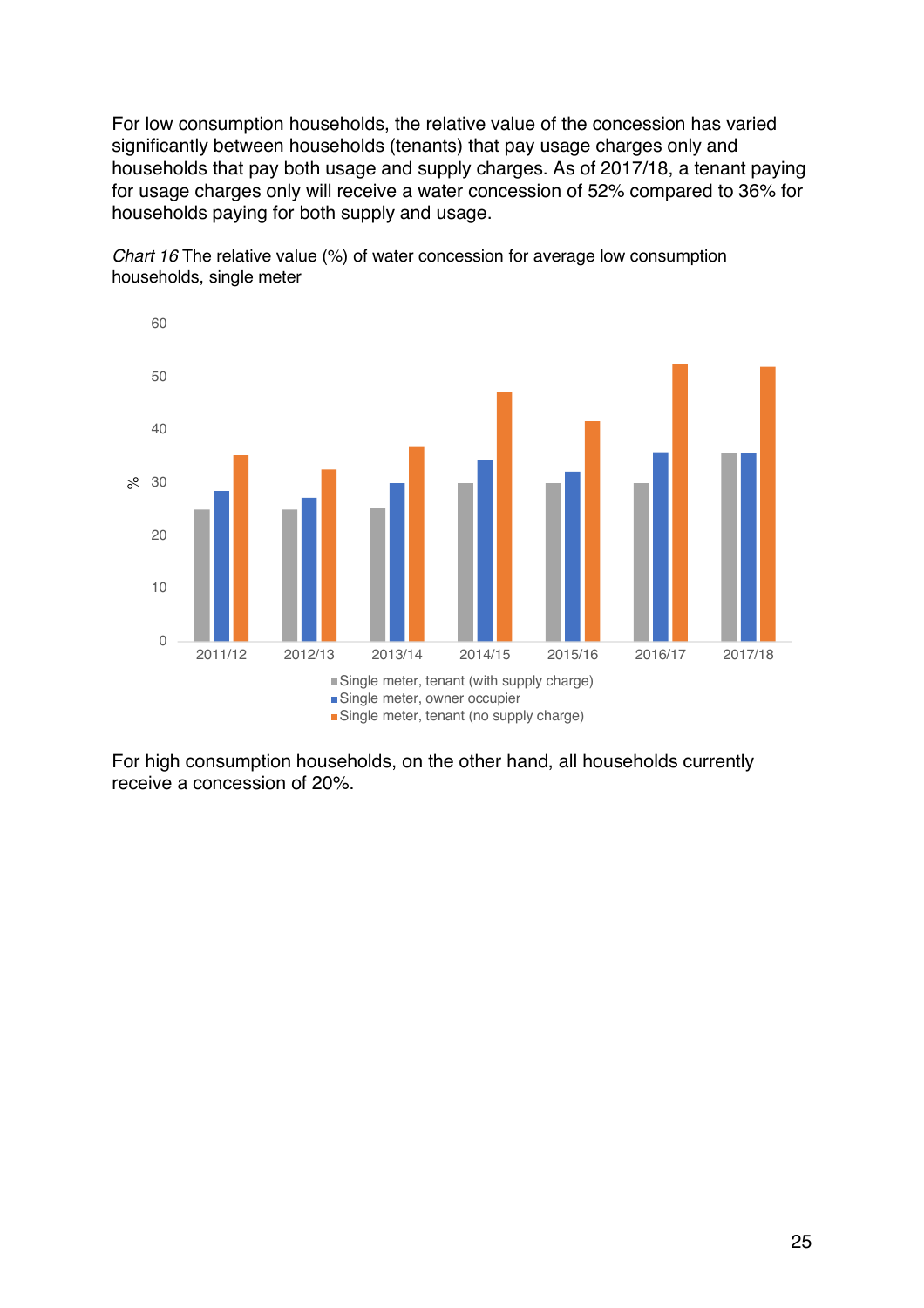For low consumption households, the relative value of the concession has varied significantly between households (tenants) that pay usage charges only and households that pay both usage and supply charges. As of 2017/18, a tenant paying for usage charges only will receive a water concession of 52% compared to 36% for households paying for both supply and usage.

*Chart 16* The relative value (%) of water concession for average low consumption households, single meter

For high consumption households, on the other hand, all households currently receive a concession of 20%.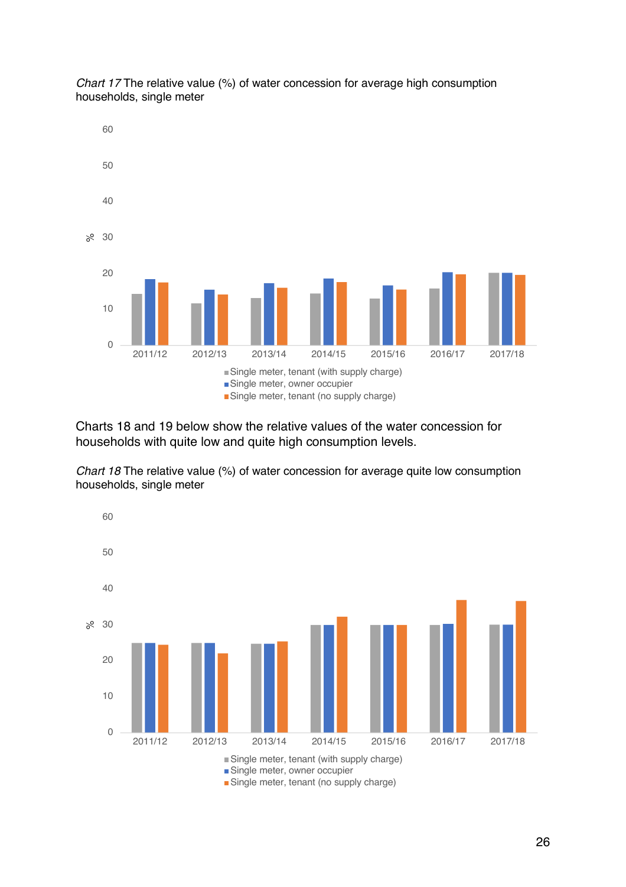*Chart 17* The relative value (%) of water concession for average high consumption households, single meter

60

50

40

% 30

20

10

0

2011/12 2012/13 2013/14 2014/15 2015/16 2016/17 2017/18

- Single meter, tenant (with supply charge)
- Single meter, owner occupier
- Single meter, tenant (no supply charge)

Charts 18 and 19 below show the relative values of the water concession for households with quite low and quite high consumption levels.

*Chart 18* The relative value (%) of water concession for average quite low consumption households, single meter

60

50

40

% 30

20

10

0

2011/12 2012/13 2013/14 2014/15 2015/16 2016/17 2017/18

- Single meter, tenant (with supply charge)
- Single meter, owner occupier
- Single meter, tenant (no supply charge)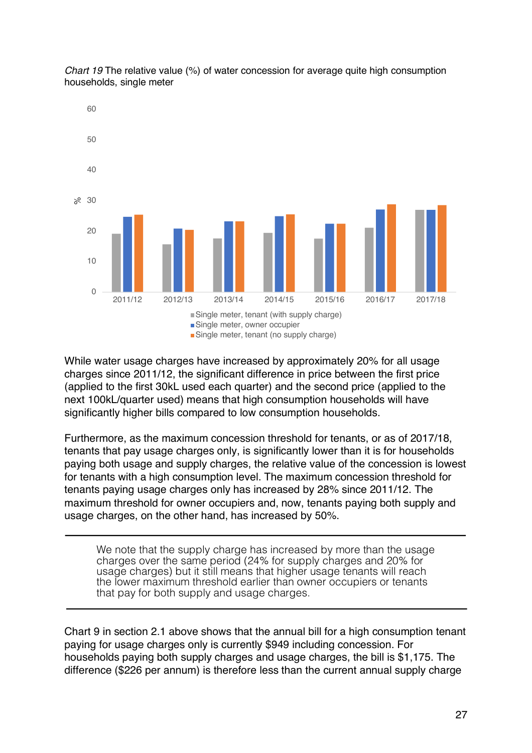*Chart 19* The relative value (%) of water concession for average quite high consumption households, single meter

While water usage charges have increased by approximately 20% for all usage charges since 2011/12, the significant difference in price between the first price (applied to the first 30kL used each quarter) and the second price (applied to the next 100kL/quarter used) means that high consumption households will have significantly higher bills compared to low consumption households.

Furthermore, as the maximum concession threshold for tenants, or as of 2017/18, tenants that pay usage charges only, is significantly lower than it is for households paying both usage and supply charges, the relative value of the concession is lowest for tenants with a high consumption level. The maximum concession threshold for tenants paying usage charges only has increased by 28% since 2011/12. The maximum threshold for owner occupiers and, now, tenants paying both supply and usage charges, on the other hand, has increased by 50%.

---

> We note that the supply charge has increased by more than the usage charges over the same period (24% for supply charges and 20% for usage charges) but it still means that higher usage tenants will reach the lower maximum threshold earlier than owner occupiers or tenants that pay for both supply and usage charges.

---

Chart 9 in section 2.1 above shows that the annual bill for a high consumption tenant paying for usage charges only is currently $949 including concession. For households paying both supply charges and usage charges, the bill is $1,175. The difference ($226 per annum) is therefore less than the current annual supply charge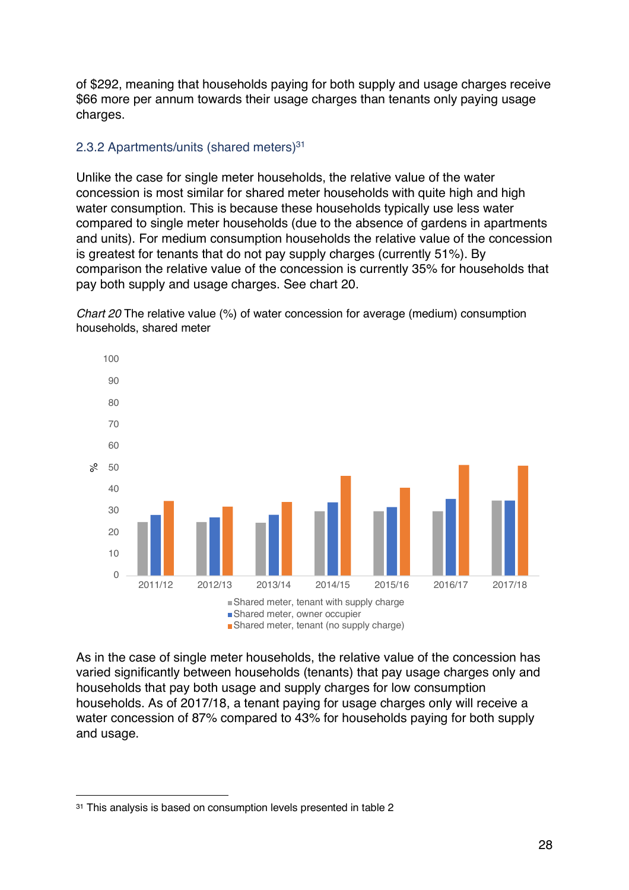of $292, meaning that households paying for both supply and usage charges receive $66 more per annum towards their usage charges than tenants only paying usage charges.

### 2.3.2 Apartments/units (shared meters)[31]

Unlike the case for single meter households, the relative value of the water concession is most similar for shared meter households with quite high and high water consumption. This is because these households typically use less water compared to single meter households (due to the absence of gardens in apartments and units). For medium consumption households the relative value of the concession is greatest for tenants that do not pay supply charges (currently 51%). By comparison the relative value of the concession is currently 35% for households that pay both supply and usage charges. See chart 20.

*Chart 20* The relative value (%) of water concession for average (medium) consumption households, shared meter

As in the case of single meter households, the relative value of the concession has varied significantly between households (tenants) that pay usage charges only and households that pay both usage and supply charges for low consumption households. As of 2017/18, a tenant paying for usage charges only will receive a water concession of 87% compared to 43% for households paying for both supply and usage.

---

[31] This analysis is based on consumption levels presented in table 2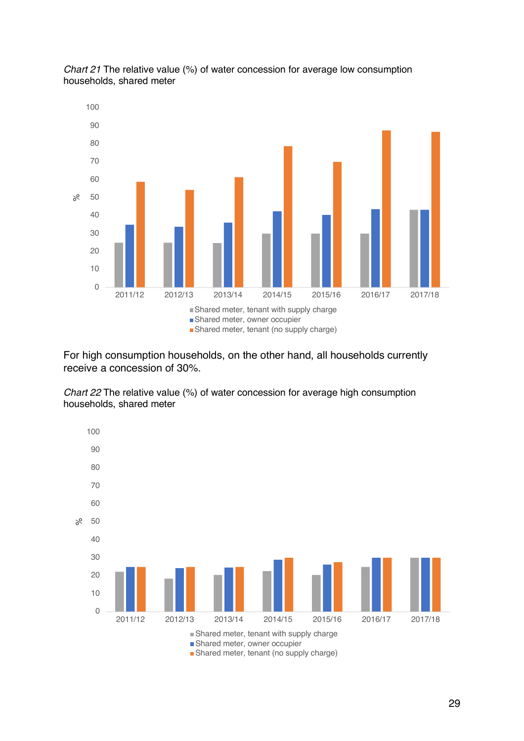*Chart 21* The relative value (%) of water concession for average low consumption households, shared meter

For high consumption households, on the other hand, all households currently receive a concession of 30%.

*Chart 22* The relative value (%) of water concession for average high consumption households, shared meter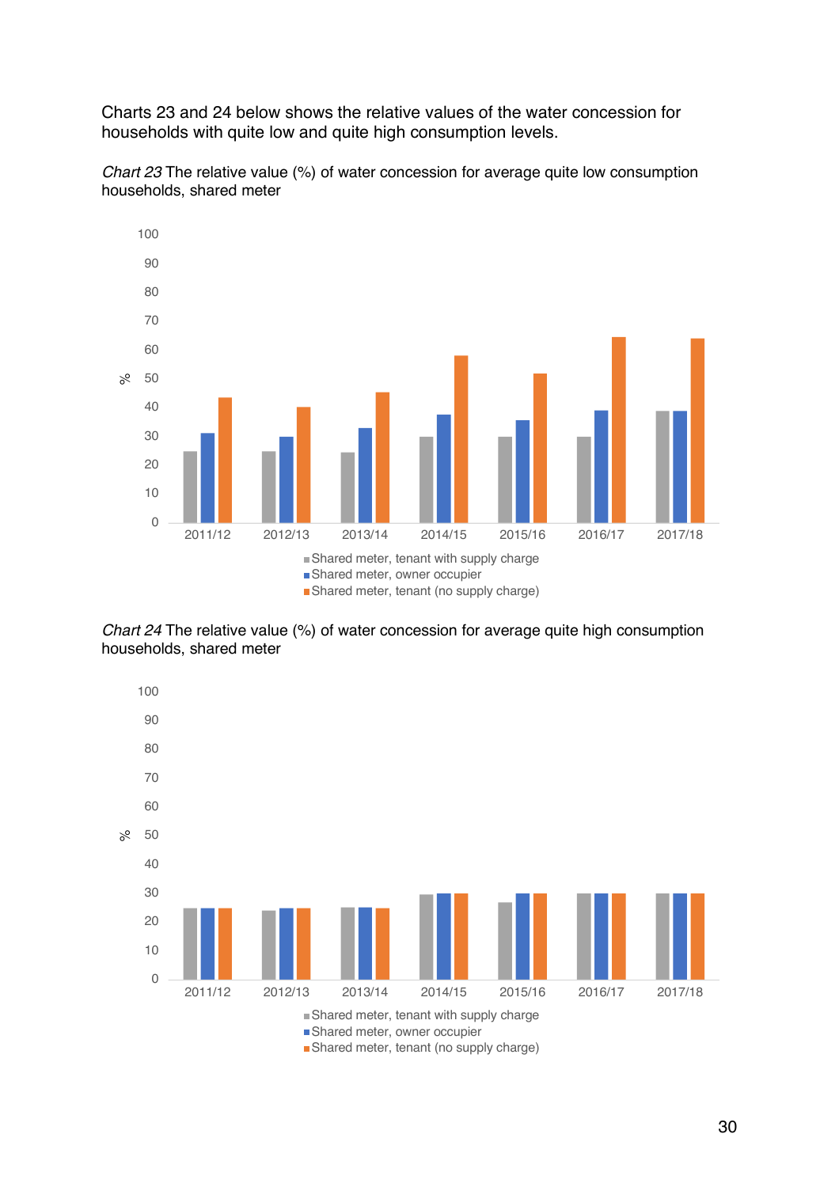Charts 23 and 24 below shows the relative values of the water concession for households with quite low and quite high consumption levels.

*Chart 23* The relative value (%) of water concession for average quite low consumption households, shared meter

*Chart 24* The relative value (%) of water concession for average quite high consumption households, shared meter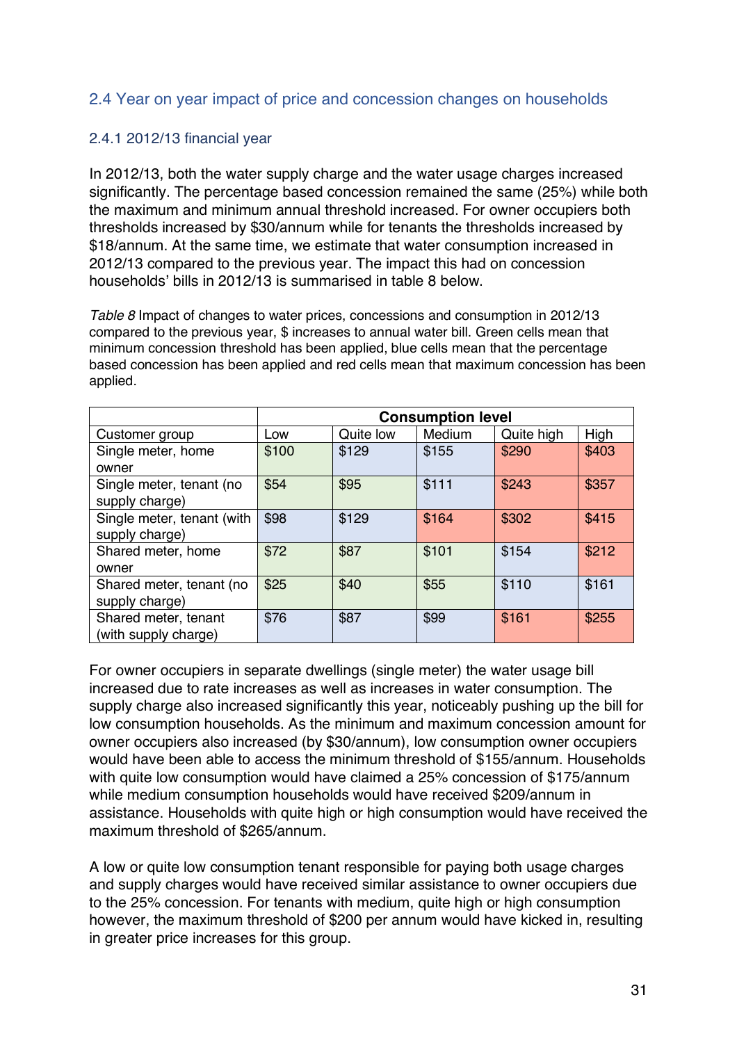## 2.4 Year on year impact of price and concession changes on households

### 2.4.1 2012/13 financial year

In 2012/13, both the water supply charge and the water usage charges increased significantly. The percentage based concession remained the same (25%) while both the maximum and minimum annual threshold increased. For owner occupiers both thresholds increased by $30/annum while for tenants the thresholds increased by $18/annum. At the same time, we estimate that water consumption increased in 2012/13 compared to the previous year. The impact this had on concession households' bills in 2012/13 is summarised in table 8 below.

*Table 8* Impact of changes to water prices, concessions and consumption in 2012/13 compared to the previous year, $ increases to annual water bill. Green cells mean that minimum concession threshold has been applied, blue cells mean that the percentage based concession has been applied and red cells mean that maximum concession has been applied.

| | Consumption level | | | | |
|---|---|---|---|---|---|
| Customer group | Low | Quite low | Medium | Quite high | High |
| Single meter, home owner | $100 | $129 | $155 | $290 | $403 |
| Single meter, tenant (no supply charge) | $54 | $95 | $111 | $243 | $357 |
| Single meter, tenant (with supply charge) | $98 | $129 | $164 | $302 | $415 |
| Shared meter, home owner | $72 | $87 | $101 | $154 | $212 |
| Shared meter, tenant (no supply charge) | $25 | $40 | $55 | $110 | $161 |
| Shared meter, tenant (with supply charge) | $76 | $87 | $99 | $161 | $255 |

For owner occupiers in separate dwellings (single meter) the water usage bill increased due to rate increases as well as increases in water consumption. The supply charge also increased significantly this year, noticeably pushing up the bill for low consumption households. As the minimum and maximum concession amount for owner occupiers also increased (by $30/annum), low consumption owner occupiers would have been able to access the minimum threshold of $155/annum. Households with quite low consumption would have claimed a 25% concession of $175/annum while medium consumption households would have received $209/annum in assistance. Households with quite high or high consumption would have received the maximum threshold of $265/annum.

A low or quite low consumption tenant responsible for paying both usage charges and supply charges would have received similar assistance to owner occupiers due to the 25% concession. For tenants with medium, quite high or high consumption however, the maximum threshold of $200 per annum would have kicked in, resulting in greater price increases for this group.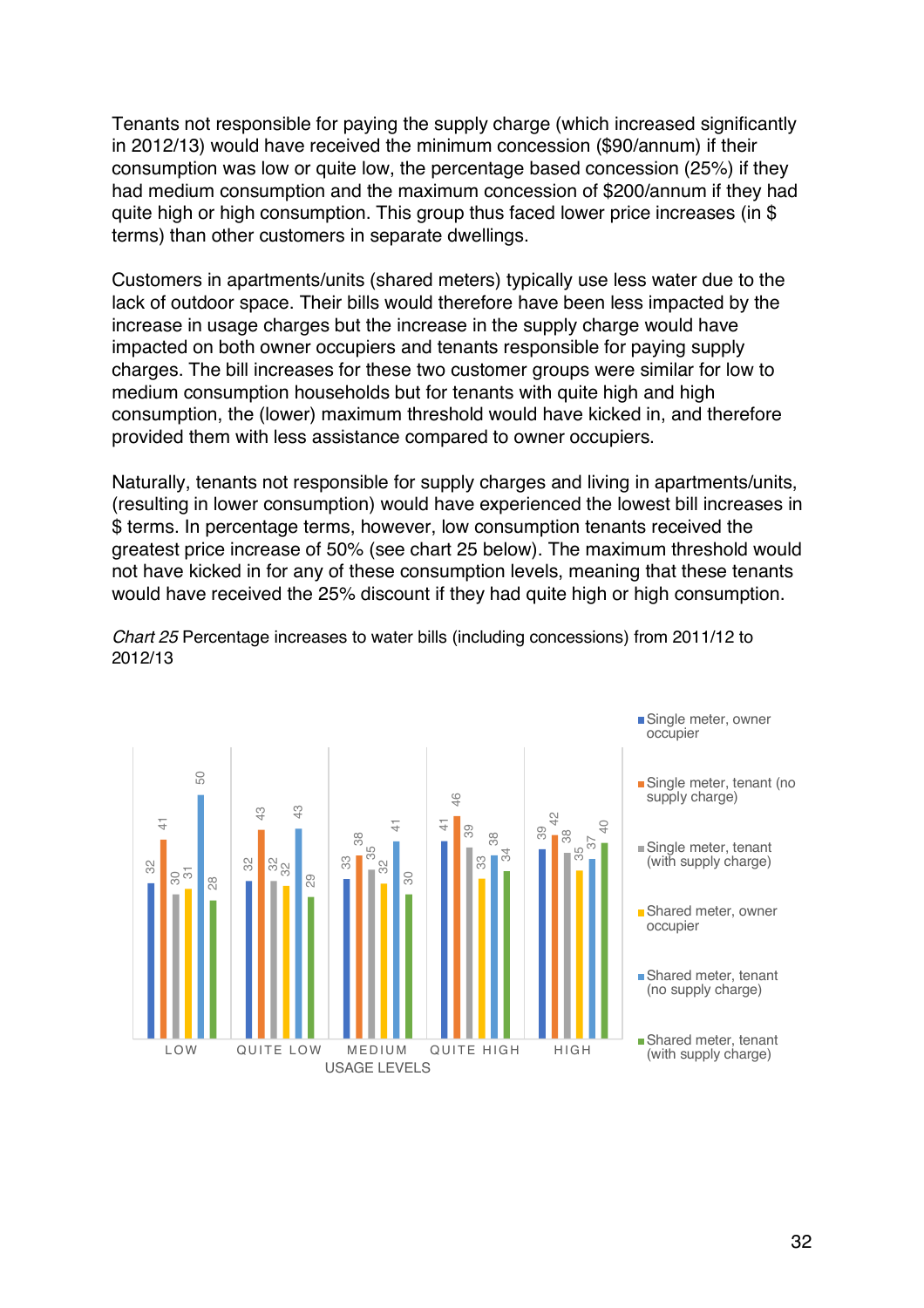Tenants not responsible for paying the supply charge (which increased significantly in 2012/13) would have received the minimum concession ($90/annum) if their consumption was low or quite low, the percentage based concession (25%) if they had medium consumption and the maximum concession of $200/annum if they had quite high or high consumption. This group thus faced lower price increases (in $ terms) than other customers in separate dwellings.

Customers in apartments/units (shared meters) typically use less water due to the lack of outdoor space. Their bills would therefore have been less impacted by the increase in usage charges but the increase in the supply charge would have impacted on both owner occupiers and tenants responsible for paying supply charges. The bill increases for these two customer groups were similar for low to medium consumption households but for tenants with quite high and high consumption, the (lower) maximum threshold would have kicked in, and therefore provided them with less assistance compared to owner occupiers.

Naturally, tenants not responsible for supply charges and living in apartments/units, (resulting in lower consumption) would have experienced the lowest bill increases in $ terms. In percentage terms, however, low consumption tenants received the greatest price increase of 50% (see chart 25 below). The maximum threshold would not have kicked in for any of these consumption levels, meaning that these tenants would have received the 25% discount if they had quite high or high consumption.

*Chart 25* Percentage increases to water bills (including concessions) from 2011/12 to 2012/13

| USAGE LEVELS | Single meter, owner occupier | Single meter, tenant (no supply charge) | Single meter, tenant (with supply charge) | Shared meter, owner occupier | Shared meter, tenant (no supply charge) | Shared meter, tenant (with supply charge) |
|---|---|---|---|---|---|---|
| LOW | 32 | 41 | 30 | 31 | 50 | 28 |
| QUITE LOW | 32 | 43 | 32 | 32 | 43 | 29 |
| MEDIUM | 33 | 38 | 35 | 32 | 41 | 30 |
| QUITE HIGH | 41 | 46 | 39 | 33 | 38 | 34 |
| HIGH | 39 | 42 | 38 | 35 | 37 | 40 |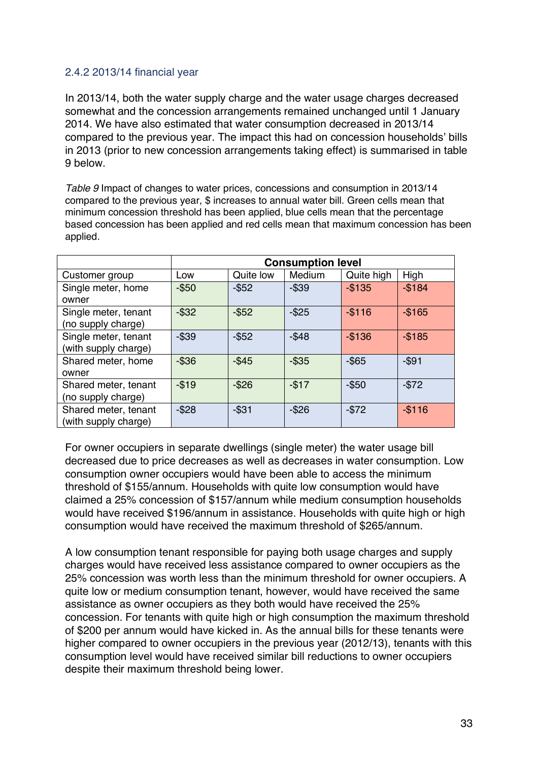### 2.4.2 2013/14 financial year

In 2013/14, both the water supply charge and the water usage charges decreased somewhat and the concession arrangements remained unchanged until 1 January 2014. We have also estimated that water consumption decreased in 2013/14 compared to the previous year. The impact this had on concession households' bills in 2013 (prior to new concession arrangements taking effect) is summarised in table 9 below.

*Table 9* Impact of changes to water prices, concessions and consumption in 2013/14 compared to the previous year, $ increases to annual water bill. Green cells mean that minimum concession threshold has been applied, blue cells mean that the percentage based concession has been applied and red cells mean that maximum concession has been applied.

| | **Consumption level** | | | | |
|---|---|---|---|---|---|
| Customer group | Low | Quite low | Medium | Quite high | High |
| Single meter, home owner | -$50 | -$52 | -$39 | -$135 | -$184 |
| Single meter, tenant (no supply charge) | -$32 | -$52 | -$25 | -$116 | -$165 |
| Single meter, tenant (with supply charge) | -$39 | -$52 | -$48 | -$136 | -$185 |
| Shared meter, home owner | -$36 | -$45 | -$35 | -$65 | -$91 |
| Shared meter, tenant (no supply charge) | -$19 | -$26 | -$17 | -$50 | -$72 |
| Shared meter, tenant (with supply charge) | -$28 | -$31 | -$26 | -$72 | -$116 |

For owner occupiers in separate dwellings (single meter) the water usage bill decreased due to price decreases as well as decreases in water consumption. Low consumption owner occupiers would have been able to access the minimum threshold of $155/annum. Households with quite low consumption would have claimed a 25% concession of $157/annum while medium consumption households would have received $196/annum in assistance. Households with quite high or high consumption would have received the maximum threshold of $265/annum.

A low consumption tenant responsible for paying both usage charges and supply charges would have received less assistance compared to owner occupiers as the 25% concession was worth less than the minimum threshold for owner occupiers. A quite low or medium consumption tenant, however, would have received the same assistance as owner occupiers as they both would have received the 25% concession. For tenants with quite high or high consumption the maximum threshold of $200 per annum would have kicked in. As the annual bills for these tenants were higher compared to owner occupiers in the previous year (2012/13), tenants with this consumption level would have received similar bill reductions to owner occupiers despite their maximum threshold being lower.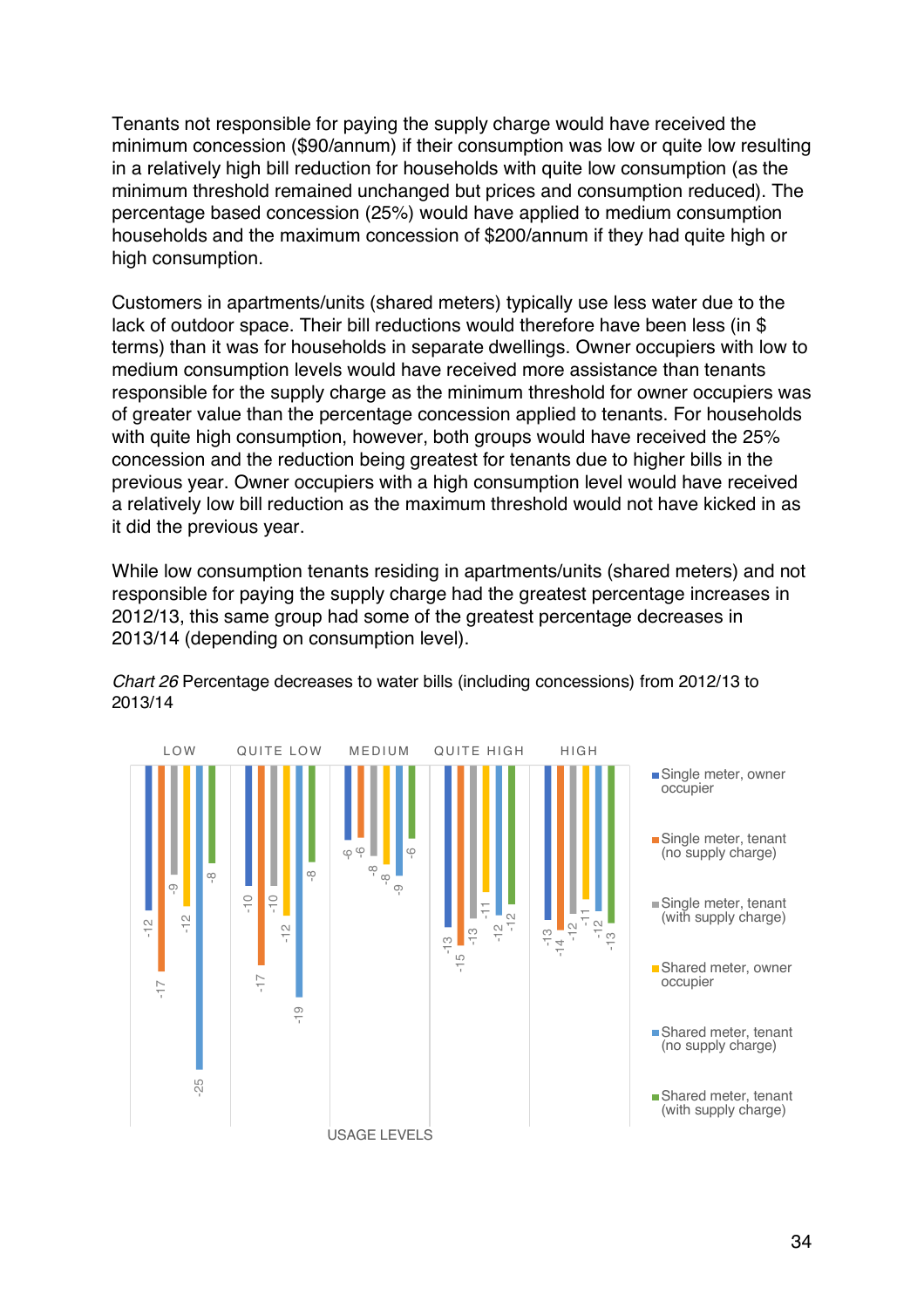Tenants not responsible for paying the supply charge would have received the minimum concession ($90/annum) if their consumption was low or quite low resulting in a relatively high bill reduction for households with quite low consumption (as the minimum threshold remained unchanged but prices and consumption reduced). The percentage based concession (25%) would have applied to medium consumption households and the maximum concession of $200/annum if they had quite high or high consumption.

Customers in apartments/units (shared meters) typically use less water due to the lack of outdoor space. Their bill reductions would therefore have been less (in $ terms) than it was for households in separate dwellings. Owner occupiers with low to medium consumption levels would have received more assistance than tenants responsible for the supply charge as the minimum threshold for owner occupiers was of greater value than the percentage concession applied to tenants. For households with quite high consumption, however, both groups would have received the 25% concession and the reduction being greatest for tenants due to higher bills in the previous year. Owner occupiers with a high consumption level would have received a relatively low bill reduction as the maximum threshold would not have kicked in as it did the previous year.

While low consumption tenants residing in apartments/units (shared meters) and not responsible for paying the supply charge had the greatest percentage increases in 2012/13, this same group had some of the greatest percentage decreases in 2013/14 (depending on consumption level).

*Chart 26* Percentage decreases to water bills (including concessions) from 2012/13 to 2013/14

| USAGE LEVELS | Single meter, owner occupier | Single meter, tenant (no supply charge) | Single meter, tenant (with supply charge) | Shared meter, owner occupier | Shared meter, tenant (no supply charge) | Shared meter, tenant (with supply charge) |
|---|---|---|---|---|---|---|
| LOW | -12 | -17 | -9 | -12 | -25 | -8 |
| QUITE LOW | -10 | -17 | -10 | -12 | -19 | -8 |
| MEDIUM | -6 | -6 | -8 | -8 | -9 | -6 |
| QUITE HIGH | -13 | -15 | -13 | -11 | -12 | -12 |
| HIGH | -13 | -14 | -12 | -11 | -12 | -13 |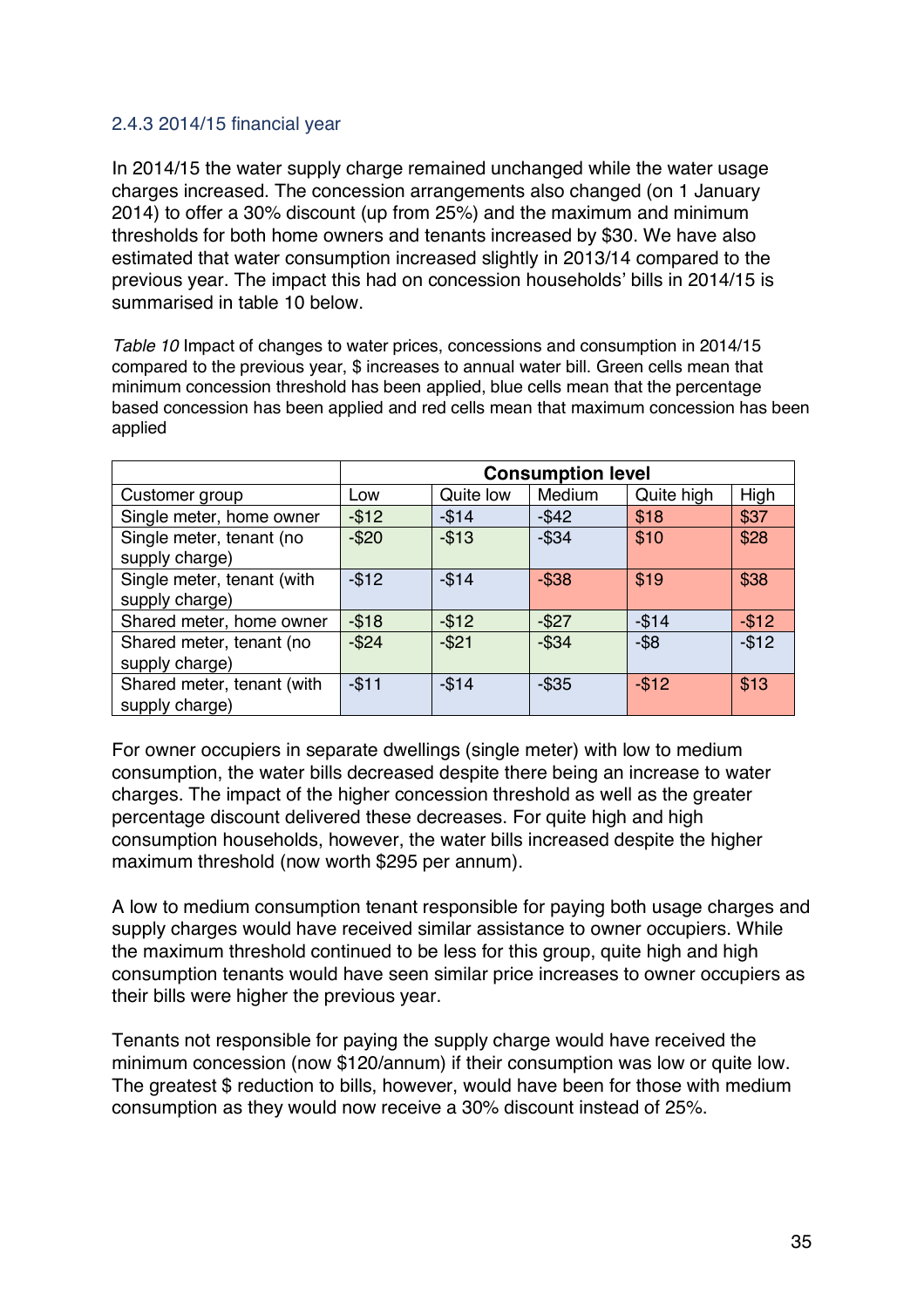### 2.4.3 2014/15 financial year

In 2014/15 the water supply charge remained unchanged while the water usage charges increased. The concession arrangements also changed (on 1 January 2014) to offer a 30% discount (up from 25%) and the maximum and minimum thresholds for both home owners and tenants increased by $30. We have also estimated that water consumption increased slightly in 2013/14 compared to the previous year. The impact this had on concession households' bills in 2014/15 is summarised in table 10 below.

*Table 10* Impact of changes to water prices, concessions and consumption in 2014/15 compared to the previous year, $ increases to annual water bill. Green cells mean that minimum concession threshold has been applied, blue cells mean that the percentage based concession has been applied and red cells mean that maximum concession has been applied

| | **Consumption level** | | | | |
|---|---|---|---|---|---|
| Customer group | Low | Quite low | Medium | Quite high | High |
| Single meter, home owner | -$12 | -$14 | -$42 | $18 | $37 |
| Single meter, tenant (no supply charge) | -$20 | -$13 | -$34 | $10 | $28 |
| Single meter, tenant (with supply charge) | -$12 | -$14 | -$38 | $19 | $38 |
| Shared meter, home owner | -$18 | -$12 | -$27 | -$14 | -$12 |
| Shared meter, tenant (no supply charge) | -$24 | -$21 | -$34 | -$8 | -$12 |
| Shared meter, tenant (with supply charge) | -$11 | -$14 | -$35 | -$12 | $13 |

For owner occupiers in separate dwellings (single meter) with low to medium consumption, the water bills decreased despite there being an increase to water charges. The impact of the higher concession threshold as well as the greater percentage discount delivered these decreases. For quite high and high consumption households, however, the water bills increased despite the higher maximum threshold (now worth $295 per annum).

A low to medium consumption tenant responsible for paying both usage charges and supply charges would have received similar assistance to owner occupiers. While the maximum threshold continued to be less for this group, quite high and high consumption tenants would have seen similar price increases to owner occupiers as their bills were higher the previous year.

Tenants not responsible for paying the supply charge would have received the minimum concession (now $120/annum) if their consumption was low or quite low. The greatest $ reduction to bills, however, would have been for those with medium consumption as they would now receive a 30% discount instead of 25%.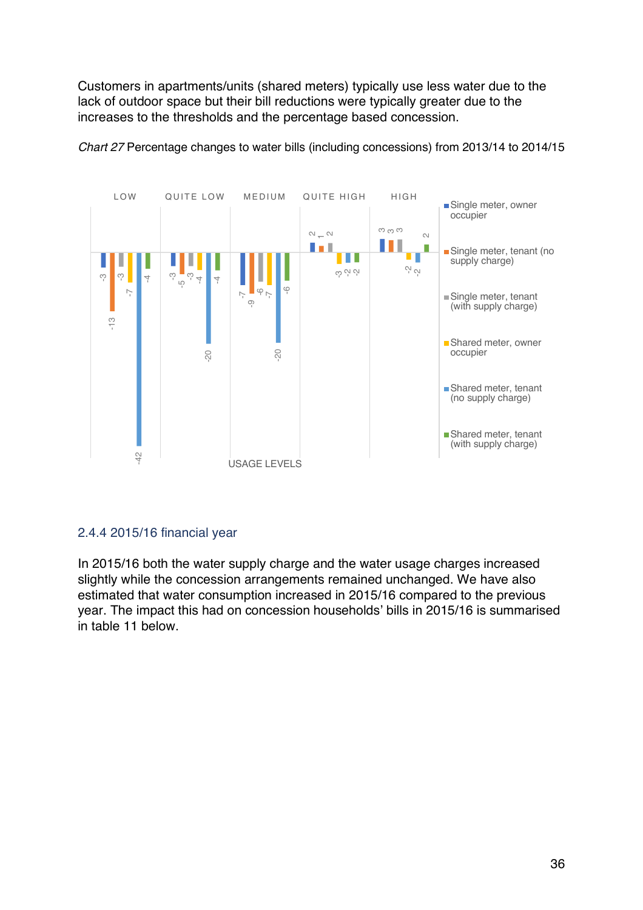Customers in apartments/units (shared meters) typically use less water due to the lack of outdoor space but their bill reductions were typically greater due to the increases to the thresholds and the percentage based concession.

*Chart 27* Percentage changes to water bills (including concessions) from 2013/14 to 2014/15

| USAGE LEVELS | Single meter, owner occupier | Single meter, tenant (no supply charge) | Single meter, tenant (with supply charge) | Shared meter, owner occupier | Shared meter, tenant (no supply charge) | Shared meter, tenant (with supply charge) |
|---|---|---|---|---|---|---|
| LOW | -3 | -13 | -3 | -7 | -42 | -4 |
| QUITE LOW | -3 | -5 | -3 | -4 | -20 | -4 |
| MEDIUM | -7 | -9 | -6 | -7 | -20 | -6 |
| QUITE HIGH | 2 | 1 | 2 | -3 | -2 | -2 |
| HIGH | 3 | 3 | 3 | -2 | -2 | 2 |

### 2.4.4 2015/16 financial year

In 2015/16 both the water supply charge and the water usage charges increased slightly while the concession arrangements remained unchanged. We have also estimated that water consumption increased in 2015/16 compared to the previous year. The impact this had on concession households' bills in 2015/16 is summarised in table 11 below.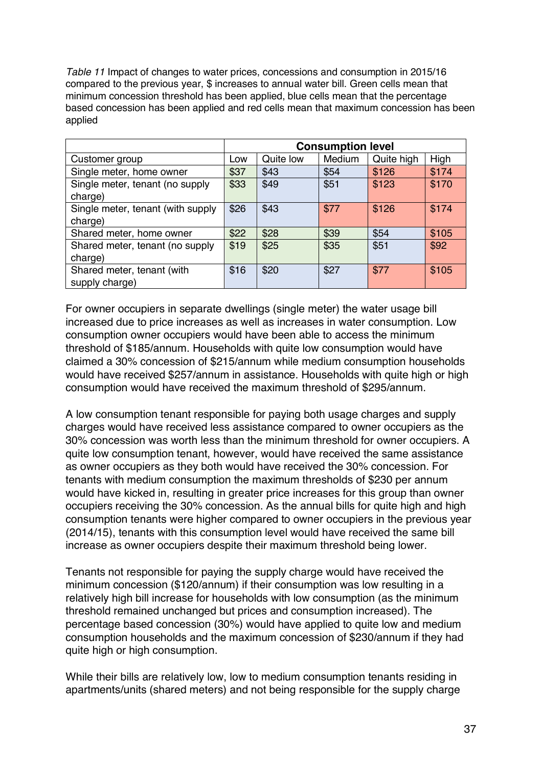*Table 11* Impact of changes to water prices, concessions and consumption in 2015/16 compared to the previous year, $ increases to annual water bill. Green cells mean that minimum concession threshold has been applied, blue cells mean that the percentage based concession has been applied and red cells mean that maximum concession has been applied

| | **Consumption level** | | | | |
|---|---|---|---|---|---|
| Customer group | Low | Quite low | Medium | Quite high | High |
| Single meter, home owner | $37 | $43 | $54 | $126 | $174 |
| Single meter, tenant (no supply charge) | $33 | $49 | $51 | $123 | $170 |
| Single meter, tenant (with supply charge) | $26 | $43 | $77 | $126 | $174 |
| Shared meter, home owner | $22 | $28 | $39 | $54 | $105 |
| Shared meter, tenant (no supply charge) | $19 | $25 | $35 | $51 | $92 |
| Shared meter, tenant (with supply charge) | $16 | $20 | $27 | $77 | $105 |

For owner occupiers in separate dwellings (single meter) the water usage bill increased due to price increases as well as increases in water consumption. Low consumption owner occupiers would have been able to access the minimum threshold of $185/annum. Households with quite low consumption would have claimed a 30% concession of $215/annum while medium consumption households would have received $257/annum in assistance. Households with quite high or high consumption would have received the maximum threshold of $295/annum.

A low consumption tenant responsible for paying both usage charges and supply charges would have received less assistance compared to owner occupiers as the 30% concession was worth less than the minimum threshold for owner occupiers. A quite low consumption tenant, however, would have received the same assistance as owner occupiers as they both would have received the 30% concession. For tenants with medium consumption the maximum thresholds of $230 per annum would have kicked in, resulting in greater price increases for this group than owner occupiers receiving the 30% concession. As the annual bills for quite high and high consumption tenants were higher compared to owner occupiers in the previous year (2014/15), tenants with this consumption level would have received the same bill increase as owner occupiers despite their maximum threshold being lower.

Tenants not responsible for paying the supply charge would have received the minimum concession ($120/annum) if their consumption was low resulting in a relatively high bill increase for households with low consumption (as the minimum threshold remained unchanged but prices and consumption increased). The percentage based concession (30%) would have applied to quite low and medium consumption households and the maximum concession of $230/annum if they had quite high or high consumption.

While their bills are relatively low, low to medium consumption tenants residing in apartments/units (shared meters) and not being responsible for the supply charge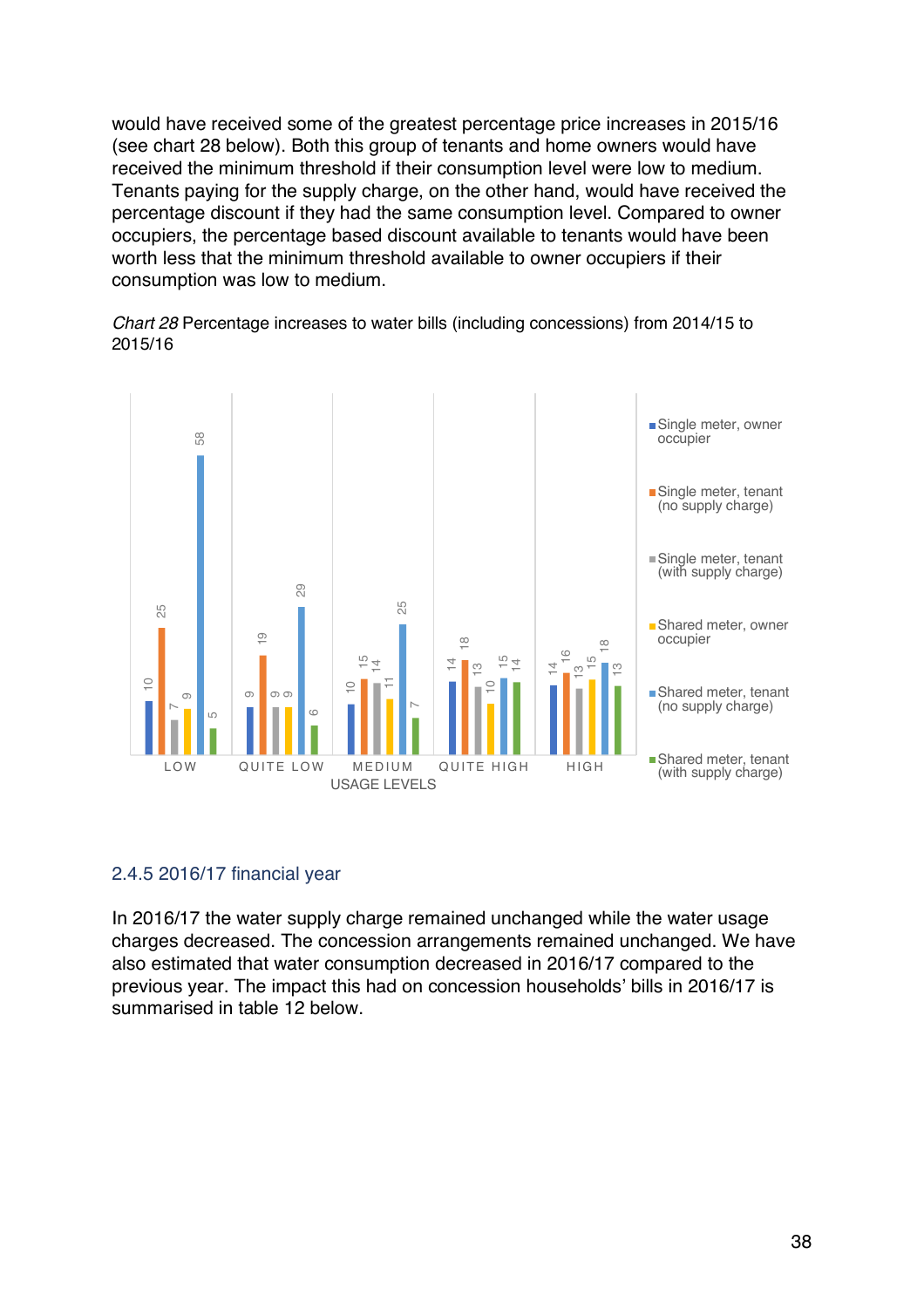would have received some of the greatest percentage price increases in 2015/16 (see chart 28 below). Both this group of tenants and home owners would have received the minimum threshold if their consumption level were low to medium. Tenants paying for the supply charge, on the other hand, would have received the percentage discount if they had the same consumption level. Compared to owner occupiers, the percentage based discount available to tenants would have been worth less that the minimum threshold available to owner occupiers if their consumption was low to medium.

*Chart 28* Percentage increases to water bills (including concessions) from 2014/15 to 2015/16

| USAGE LEVELS | Single meter, owner occupier | Single meter, tenant (no supply charge) | Single meter, tenant (with supply charge) | Shared meter, owner occupier | Shared meter, tenant (no supply charge) | Shared meter, tenant (with supply charge) |
|---|---|---|---|---|---|---|
| LOW | 10 | 25 | 7 | 9 | 58 | 5 |
| QUITE LOW | 9 | 19 | 9 | 9 | 29 | 6 |
| MEDIUM | 10 | 15 | 14 | 11 | 25 | 7 |
| QUITE HIGH | 14 | 18 | 13 | 10 | 15 | 14 |
| HIGH | 14 | 16 | 13 | 15 | 18 | 13 |

### 2.4.5 2016/17 financial year

In 2016/17 the water supply charge remained unchanged while the water usage charges decreased. The concession arrangements remained unchanged. We have also estimated that water consumption decreased in 2016/17 compared to the previous year. The impact this had on concession households' bills in 2016/17 is summarised in table 12 below.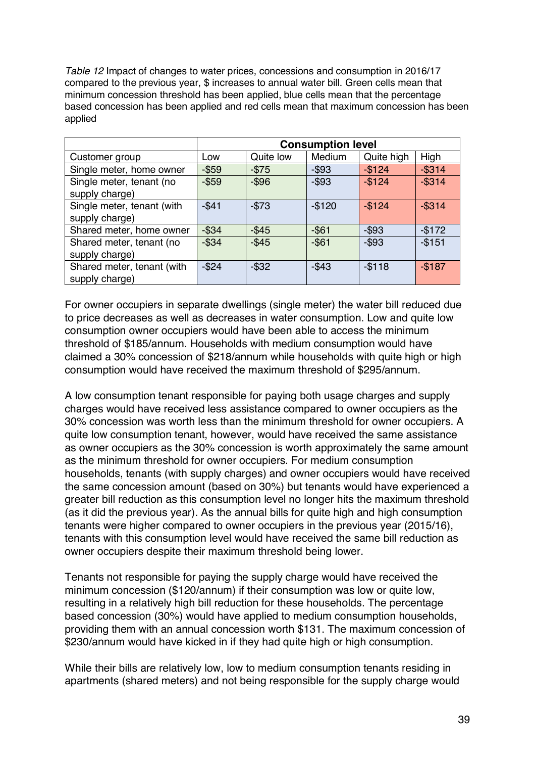*Table 12* Impact of changes to water prices, concessions and consumption in 2016/17 compared to the previous year, $ increases to annual water bill. Green cells mean that minimum concession threshold has been applied, blue cells mean that the percentage based concession has been applied and red cells mean that maximum concession has been applied

| | **Consumption level** | | | | |
|---|---|---|---|---|---|
| Customer group | Low | Quite low | Medium | Quite high | High |
| Single meter, home owner | -$59 | -$75 | -$93 | -$124 | -$314 |
| Single meter, tenant (no supply charge) | -$59 | -$96 | -$93 | -$124 | -$314 |
| Single meter, tenant (with supply charge) | -$41 | -$73 | -$120 | -$124 | -$314 |
| Shared meter, home owner | -$34 | -$45 | -$61 | -$93 | -$172 |
| Shared meter, tenant (no supply charge) | -$34 | -$45 | -$61 | -$93 | -$151 |
| Shared meter, tenant (with supply charge) | -$24 | -$32 | -$43 | -$118 | -$187 |

For owner occupiers in separate dwellings (single meter) the water bill reduced due to price decreases as well as decreases in water consumption. Low and quite low consumption owner occupiers would have been able to access the minimum threshold of $185/annum. Households with medium consumption would have claimed a 30% concession of $218/annum while households with quite high or high consumption would have received the maximum threshold of $295/annum.

A low consumption tenant responsible for paying both usage charges and supply charges would have received less assistance compared to owner occupiers as the 30% concession was worth less than the minimum threshold for owner occupiers. A quite low consumption tenant, however, would have received the same assistance as owner occupiers as the 30% concession is worth approximately the same amount as the minimum threshold for owner occupiers. For medium consumption households, tenants (with supply charges) and owner occupiers would have received the same concession amount (based on 30%) but tenants would have experienced a greater bill reduction as this consumption level no longer hits the maximum threshold (as it did the previous year). As the annual bills for quite high and high consumption tenants were higher compared to owner occupiers in the previous year (2015/16), tenants with this consumption level would have received the same bill reduction as owner occupiers despite their maximum threshold being lower.

Tenants not responsible for paying the supply charge would have received the minimum concession ($120/annum) if their consumption was low or quite low, resulting in a relatively high bill reduction for these households. The percentage based concession (30%) would have applied to medium consumption households, providing them with an annual concession worth $131. The maximum concession of $230/annum would have kicked in if they had quite high or high consumption.

While their bills are relatively low, low to medium consumption tenants residing in apartments (shared meters) and not being responsible for the supply charge would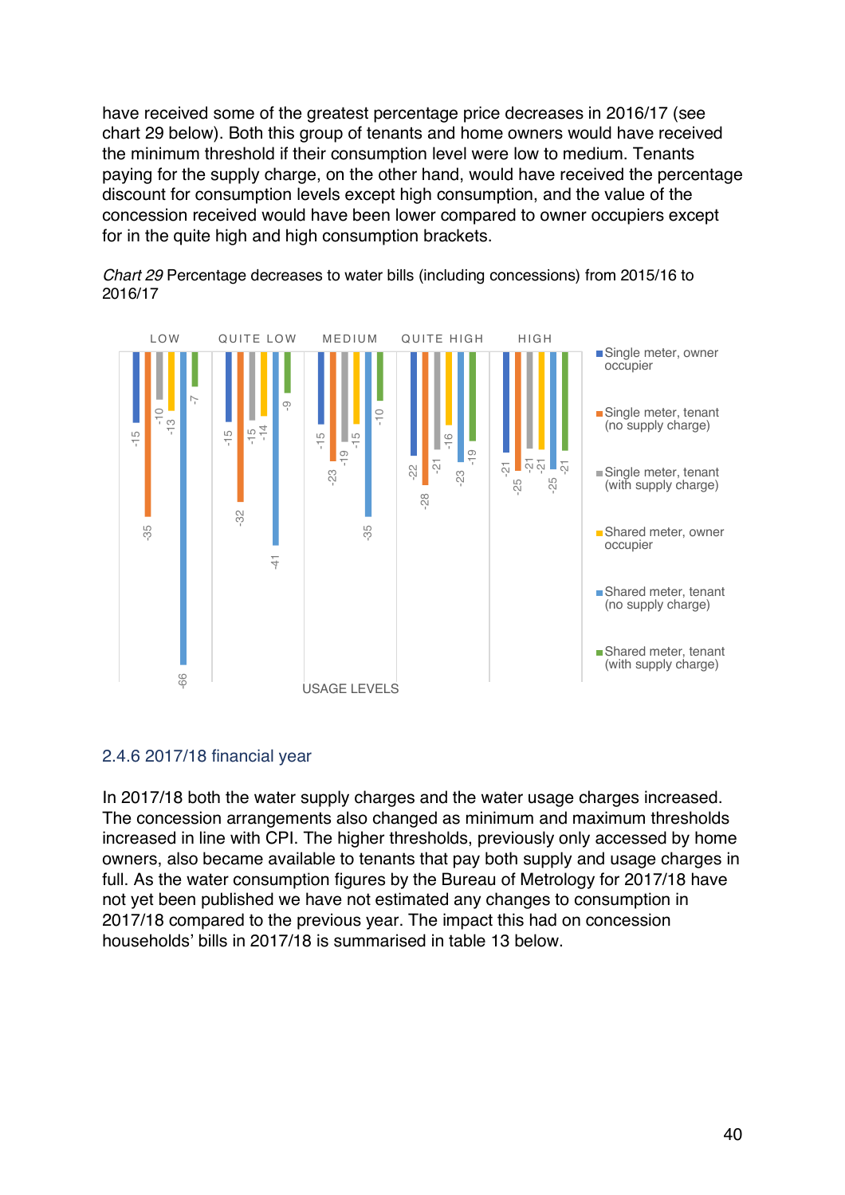have received some of the greatest percentage price decreases in 2016/17 (see chart 29 below). Both this group of tenants and home owners would have received the minimum threshold if their consumption level were low to medium. Tenants paying for the supply charge, on the other hand, would have received the percentage discount for consumption levels except high consumption, and the value of the concession received would have been lower compared to owner occupiers except for in the quite high and high consumption brackets.

*Chart 29* Percentage decreases to water bills (including concessions) from 2015/16 to 2016/17

| USAGE LEVELS | Single meter, owner occupier | Single meter, tenant (no supply charge) | Single meter, tenant (with supply charge) | Shared meter, owner occupier | Shared meter, tenant (no supply charge) | Shared meter, tenant (with supply charge) |
|---|---|---|---|---|---|---|
| LOW | -15 | -35 | -10 | -13 | -66 | -7 |
| QUITE LOW | -15 | -32 | -15 | -14 | -41 | -9 |
| MEDIUM | -15 | -23 | -19 | -15 | -35 | -10 |
| QUITE HIGH | -22 | -28 | -21 | -16 | -23 | -19 |
| HIGH | -21 | -25 | -21 | -21 | -25 | -21 |

### 2.4.6 2017/18 financial year

In 2017/18 both the water supply charges and the water usage charges increased. The concession arrangements also changed as minimum and maximum thresholds increased in line with CPI. The higher thresholds, previously only accessed by home owners, also became available to tenants that pay both supply and usage charges in full. As the water consumption figures by the Bureau of Metrology for 2017/18 have not yet been published we have not estimated any changes to consumption in 2017/18 compared to the previous year. The impact this had on concession households' bills in 2017/18 is summarised in table 13 below.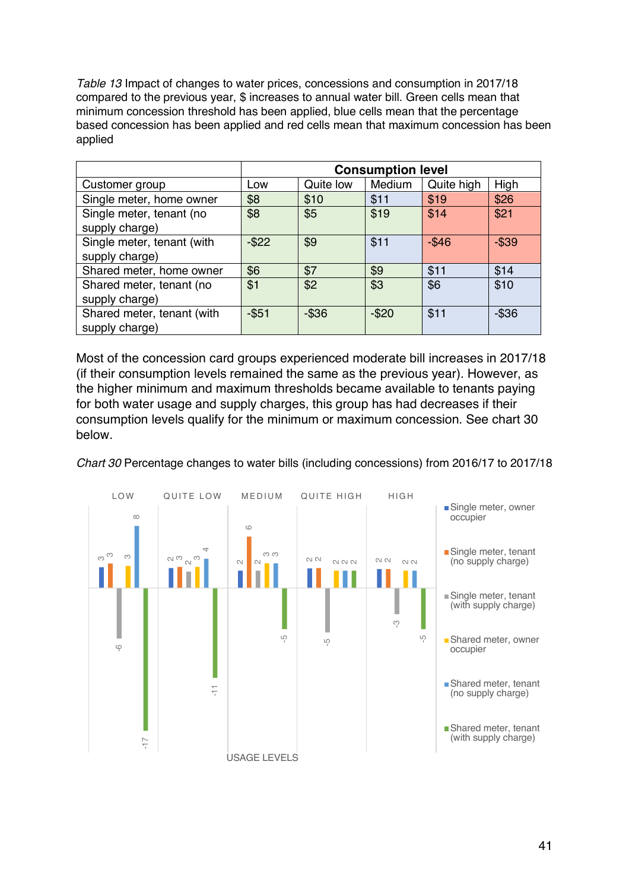*Table 13* Impact of changes to water prices, concessions and consumption in 2017/18 compared to the previous year, $ increases to annual water bill. Green cells mean that minimum concession threshold has been applied, blue cells mean that the percentage based concession has been applied and red cells mean that maximum concession has been applied

| | **Consumption level** | | | | |
|---|---|---|---|---|---|
| Customer group | Low | Quite low | Medium | Quite high | High |
| Single meter, home owner | $8 | $10 | $11 | $19 | $26 |
| Single meter, tenant (no supply charge) | $8 | $5 | $19 | $14 | $21 |
| Single meter, tenant (with supply charge) | -$22 | $9 | $11 | -$46 | -$39 |
| Shared meter, home owner | $6 | $7 | $9 | $11 | $14 |
| Shared meter, tenant (no supply charge) | $1 | $2 | $3 | $6 | $10 |
| Shared meter, tenant (with supply charge) | -$51 | -$36 | -$20 | $11 | -$36 |

Most of the concession card groups experienced moderate bill increases in 2017/18 (if their consumption levels remained the same as the previous year). However, as the higher minimum and maximum thresholds became available to tenants paying for both water usage and supply charges, this group has had decreases if their consumption levels qualify for the minimum or maximum concession. See chart 30 below.

*Chart 30* Percentage changes to water bills (including concessions) from 2016/17 to 2017/18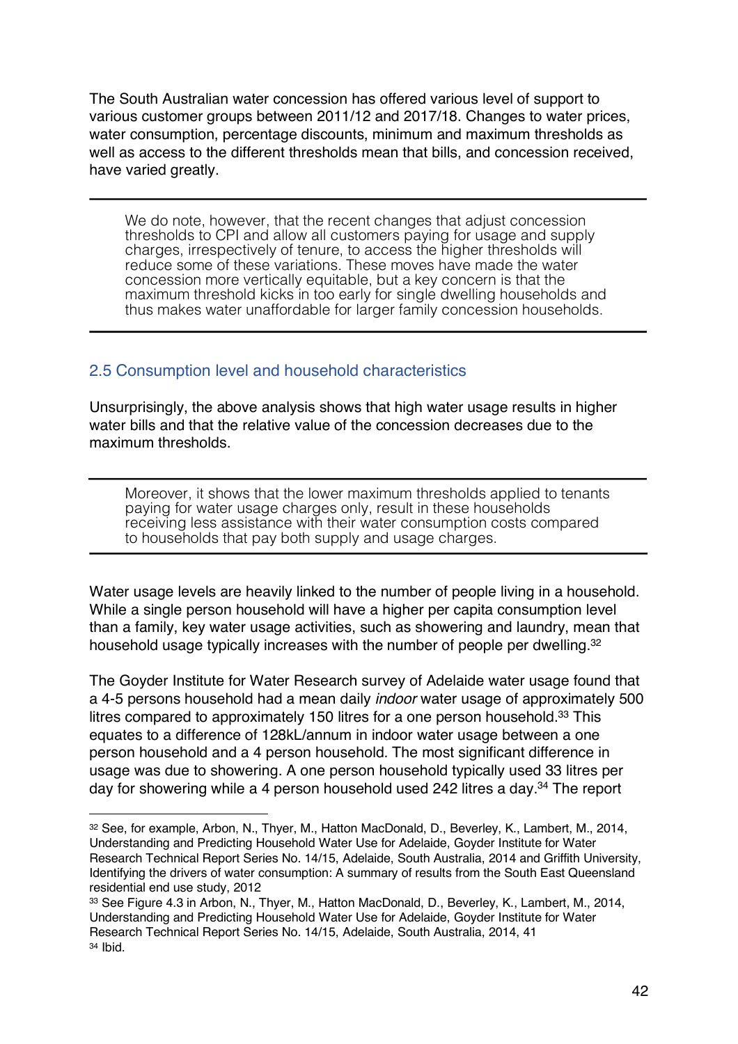The South Australian water concession has offered various level of support to various customer groups between 2011/12 and 2017/18. Changes to water prices, water consumption, percentage discounts, minimum and maximum thresholds as well as access to the different thresholds mean that bills, and concession received, have varied greatly.

---

> We do note, however, that the recent changes that adjust concession thresholds to CPI and allow all customers paying for usage and supply charges, irrespectively of tenure, to access the higher thresholds will reduce some of these variations. These moves have made the water concession more vertically equitable, but a key concern is that the maximum threshold kicks in too early for single dwelling households and thus makes water unaffordable for larger family concession households.

---

## 2.5 Consumption level and household characteristics

Unsurprisingly, the above analysis shows that high water usage results in higher water bills and that the relative value of the concession decreases due to the maximum thresholds.

---

> Moreover, it shows that the lower maximum thresholds applied to tenants paying for water usage charges only, result in these households receiving less assistance with their water consumption costs compared to households that pay both supply and usage charges.

---

Water usage levels are heavily linked to the number of people living in a household. While a single person household will have a higher per capita consumption level than a family, key water usage activities, such as showering and laundry, mean that household usage typically increases with the number of people per dwelling.[32]

The Goyder Institute for Water Research survey of Adelaide water usage found that a 4-5 persons household had a mean daily *indoor* water usage of approximately 500 litres compared to approximately 150 litres for a one person household.[33] This equates to a difference of 128kL/annum in indoor water usage between a one person household and a 4 person household. The most significant difference in usage was due to showering. A one person household typically used 33 litres per day for showering while a 4 person household used 242 litres a day.[34] The report

---

[32] See, for example, Arbon, N., Thyer, M., Hatton MacDonald, D., Beverley, K., Lambert, M., 2014, Understanding and Predicting Household Water Use for Adelaide, Goyder Institute for Water Research Technical Report Series No. 14/15, Adelaide, South Australia, 2014 and Griffith University, Identifying the drivers of water consumption: A summary of results from the South East Queensland residential end use study, 2012

[33] See Figure 4.3 in Arbon, N., Thyer, M., Hatton MacDonald, D., Beverley, K., Lambert, M., 2014, Understanding and Predicting Household Water Use for Adelaide, Goyder Institute for Water Research Technical Report Series No. 14/15, Adelaide, South Australia, 2014, 41

[34] Ibid.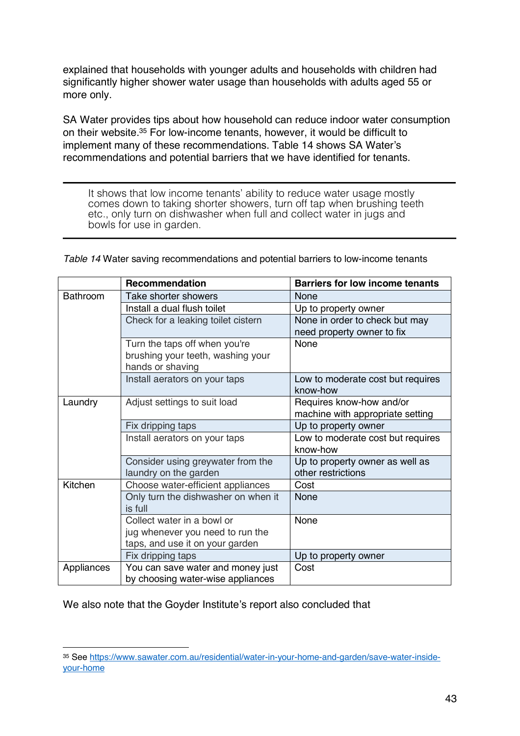explained that households with younger adults and households with children had significantly higher shower water usage than households with adults aged 55 or more only.

SA Water provides tips about how household can reduce indoor water consumption on their website.[35] For low-income tenants, however, it would be difficult to implement many of these recommendations. Table 14 shows SA Water's recommendations and potential barriers that we have identified for tenants.

---

It shows that low income tenants' ability to reduce water usage mostly comes down to taking shorter showers, turn off tap when brushing teeth etc., only turn on dishwasher when full and collect water in jugs and bowls for use in garden.

---

*Table 14* Water saving recommendations and potential barriers to low-income tenants

| | Recommendation | Barriers for low income tenants |
|---|---|---|
| Bathroom | Take shorter showers | None |
| | Install a dual flush toilet | Up to property owner |
| | Check for a leaking toilet cistern | None in order to check but may need property owner to fix |
| | Turn the taps off when you're brushing your teeth, washing your hands or shaving | None |
| | Install aerators on your taps | Low to moderate cost but requires know-how |
| Laundry | Adjust settings to suit load | Requires know-how and/or machine with appropriate setting |
| | Fix dripping taps | Up to property owner |
| | Install aerators on your taps | Low to moderate cost but requires know-how |
| | Consider using greywater from the laundry on the garden | Up to property owner as well as other restrictions |
| Kitchen | Choose water-efficient appliances | Cost |
| | Only turn the dishwasher on when it is full | None |
| | Collect water in a bowl or jug whenever you need to run the taps, and use it on your garden | None |
| | Fix dripping taps | Up to property owner |
| Appliances | You can save water and money just by choosing water-wise appliances | Cost |

We also note that the Goyder Institute's report also concluded that

---

[35] See https://www.sawater.com.au/residential/water-in-your-home-and-garden/save-water-inside-your-home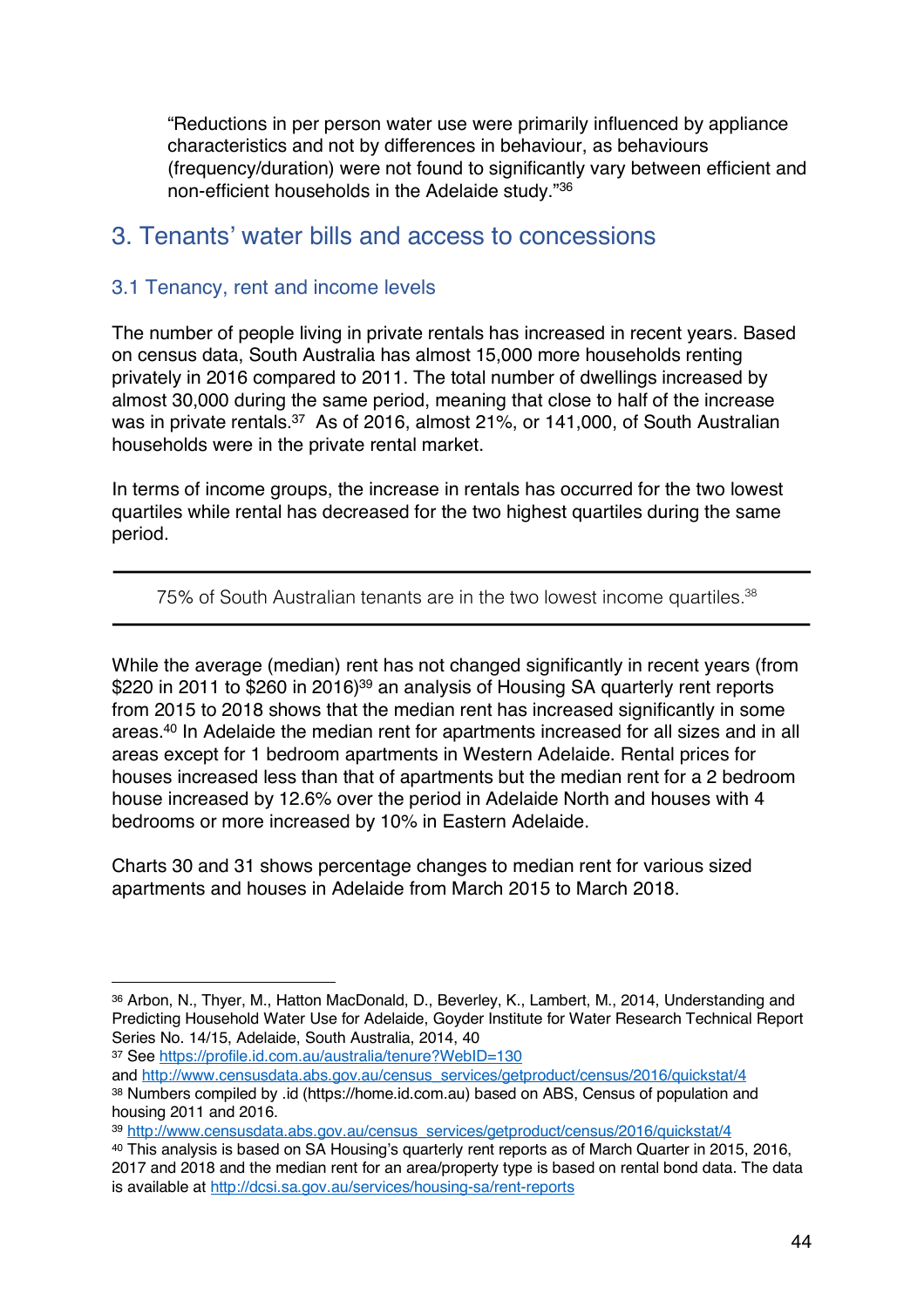> "Reductions in per person water use were primarily influenced by appliance characteristics and not by differences in behaviour, as behaviours (frequency/duration) were not found to significantly vary between efficient and non-efficient households in the Adelaide study."[36]

# 3. Tenants' water bills and access to concessions

## 3.1 Tenancy, rent and income levels

The number of people living in private rentals has increased in recent years. Based on census data, South Australia has almost 15,000 more households renting privately in 2016 compared to 2011. The total number of dwellings increased by almost 30,000 during the same period, meaning that close to half of the increase was in private rentals.[37] As of 2016, almost 21%, or 141,000, of South Australian households were in the private rental market.

In terms of income groups, the increase in rentals has occurred for the two lowest quartiles while rental has decreased for the two highest quartiles during the same period.

---

75% of South Australian tenants are in the two lowest income quartiles.[38]

---

While the average (median) rent has not changed significantly in recent years (from $220 in 2011 to $260 in 2016)[39] an analysis of Housing SA quarterly rent reports from 2015 to 2018 shows that the median rent has increased significantly in some areas.[40] In Adelaide the median rent for apartments increased for all sizes and in all areas except for 1 bedroom apartments in Western Adelaide. Rental prices for houses increased less than that of apartments but the median rent for a 2 bedroom house increased by 12.6% over the period in Adelaide North and houses with 4 bedrooms or more increased by 10% in Eastern Adelaide.

Charts 30 and 31 shows percentage changes to median rent for various sized apartments and houses in Adelaide from March 2015 to March 2018.

---

[36] Arbon, N., Thyer, M., Hatton MacDonald, D., Beverley, K., Lambert, M., 2014, Understanding and Predicting Household Water Use for Adelaide, Goyder Institute for Water Research Technical Report Series No. 14/15, Adelaide, South Australia, 2014, 40

[37] See https://profile.id.com.au/australia/tenure?WebID=130 and http://www.censusdata.abs.gov.au/census_services/getproduct/census/2016/quickstat/4

[38] Numbers compiled by .id (https://home.id.com.au) based on ABS, Census of population and housing 2011 and 2016.

[39] http://www.censusdata.abs.gov.au/census_services/getproduct/census/2016/quickstat/4

[40] This analysis is based on SA Housing's quarterly rent reports as of March Quarter in 2015, 2016, 2017 and 2018 and the median rent for an area/property type is based on rental bond data. The data is available at http://dcsi.sa.gov.au/services/housing-sa/rent-reports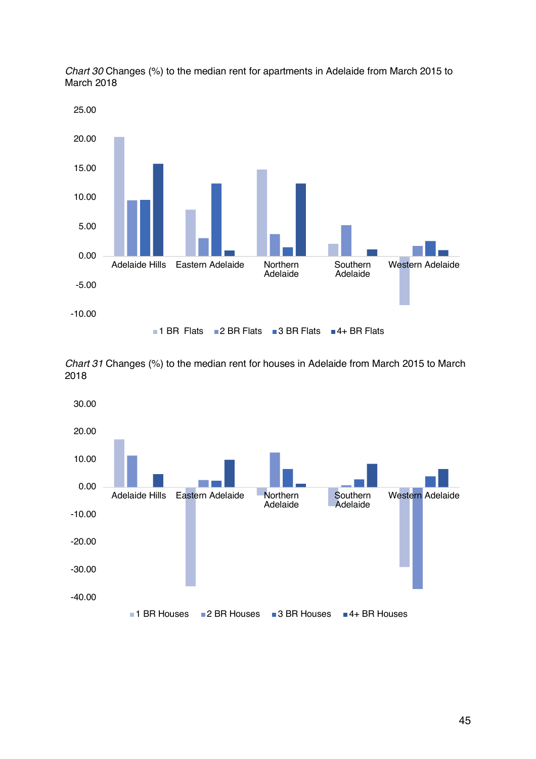*Chart 30* Changes (%) to the median rent for apartments in Adelaide from March 2015 to March 2018

*Chart 31* Changes (%) to the median rent for houses in Adelaide from March 2015 to March 2018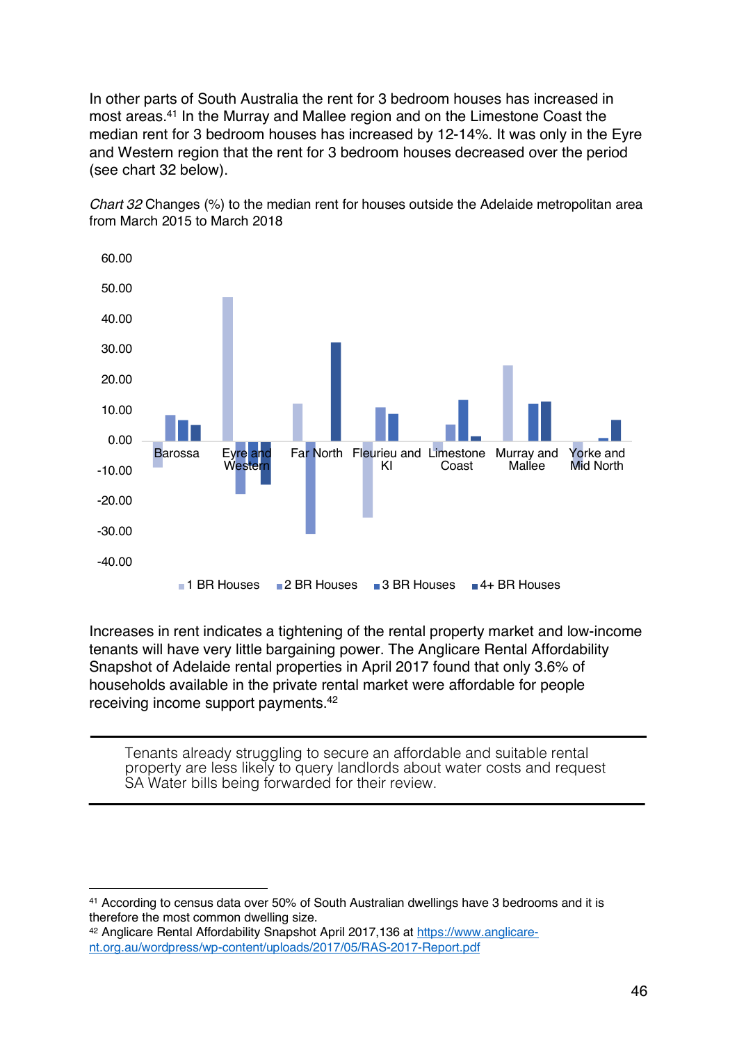In other parts of South Australia the rent for 3 bedroom houses has increased in most areas.[41] In the Murray and Mallee region and on the Limestone Coast the median rent for 3 bedroom houses has increased by 12-14%. It was only in the Eyre and Western region that the rent for 3 bedroom houses decreased over the period (see chart 32 below).

*Chart 32* Changes (%) to the median rent for houses outside the Adelaide metropolitan area from March 2015 to March 2018

60.00
50.00
40.00
30.00
20.00
10.00
0.00
-10.00
-20.00
-30.00
-40.00

Barossa | Eyre and Western | Far North | Fleurieu and KI | Limestone Coast | Murray and Mallee | Yorke and Mid North

1 BR Houses | 2 BR Houses | 3 BR Houses | 4+ BR Houses

Increases in rent indicates a tightening of the rental property market and low-income tenants will have very little bargaining power. The Anglicare Rental Affordability Snapshot of Adelaide rental properties in April 2017 found that only 3.6% of households available in the private rental market were affordable for people receiving income support payments.[42]

> Tenants already struggling to secure an affordable and suitable rental property are less likely to query landlords about water costs and request SA Water bills being forwarded for their review.

---

[41] According to census data over 50% of South Australian dwellings have 3 bedrooms and it is therefore the most common dwelling size.

[42] Anglicare Rental Affordability Snapshot April 2017,136 at https://www.anglicare-nt.org.au/wordpress/wp-content/uploads/2017/05/RAS-2017-Report.pdf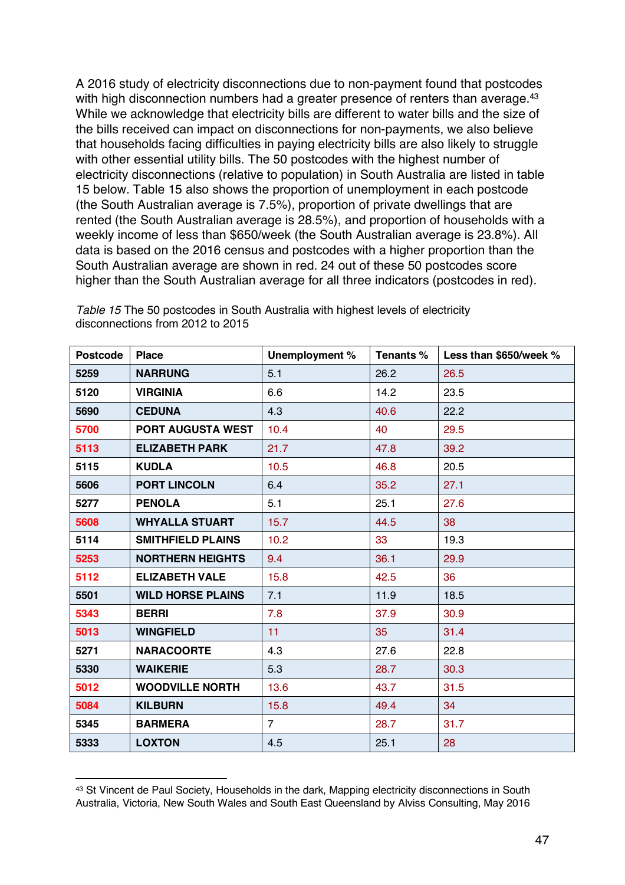A 2016 study of electricity disconnections due to non-payment found that postcodes with high disconnection numbers had a greater presence of renters than average.[43] While we acknowledge that electricity bills are different to water bills and the size of the bills received can impact on disconnections for non-payments, we also believe that households facing difficulties in paying electricity bills are also likely to struggle with other essential utility bills. The 50 postcodes with the highest number of electricity disconnections (relative to population) in South Australia are listed in table 15 below. Table 15 also shows the proportion of unemployment in each postcode (the South Australian average is 7.5%), proportion of private dwellings that are rented (the South Australian average is 28.5%), and proportion of households with a weekly income of less than $650/week (the South Australian average is 23.8%). All data is based on the 2016 census and postcodes with a higher proportion than the South Australian average are shown in red. 24 out of these 50 postcodes score higher than the South Australian average for all three indicators (postcodes in red).

*Table 15* The 50 postcodes in South Australia with highest levels of electricity disconnections from 2012 to 2015

| Postcode | Place | Unemployment % | Tenants % | Less than $650/week % |
|---|---|---|---|---|
| 5259 | NARRUNG | 5.1 | 26.2 | 26.5 |
| 5120 | VIRGINIA | 6.6 | 14.2 | 23.5 |
| 5690 | CEDUNA | 4.3 | 40.6 | 22.2 |
| 5700 | PORT AUGUSTA WEST | 10.4 | 40 | 29.5 |
| 5113 | ELIZABETH PARK | 21.7 | 47.8 | 39.2 |
| 5115 | KUDLA | 10.5 | 46.8 | 20.5 |
| 5606 | PORT LINCOLN | 6.4 | 35.2 | 27.1 |
| 5277 | PENOLA | 5.1 | 25.1 | 27.6 |
| 5608 | WHYALLA STUART | 15.7 | 44.5 | 38 |
| 5114 | SMITHFIELD PLAINS | 10.2 | 33 | 19.3 |
| 5253 | NORTHERN HEIGHTS | 9.4 | 36.1 | 29.9 |
| 5112 | ELIZABETH VALE | 15.8 | 42.5 | 36 |
| 5501 | WILD HORSE PLAINS | 7.1 | 11.9 | 18.5 |
| 5343 | BERRI | 7.8 | 37.9 | 30.9 |
| 5013 | WINGFIELD | 11 | 35 | 31.4 |
| 5271 | NARACOORTE | 4.3 | 27.6 | 22.8 |
| 5330 | WAIKERIE | 5.3 | 28.7 | 30.3 |
| 5012 | WOODVILLE NORTH | 13.6 | 43.7 | 31.5 |
| 5084 | KILBURN | 15.8 | 49.4 | 34 |
| 5345 | BARMERA | 7 | 28.7 | 31.7 |
| 5333 | LOXTON | 4.5 | 25.1 | 28 |

[43] St Vincent de Paul Society, Households in the dark, Mapping electricity disconnections in South Australia, Victoria, New South Wales and South East Queensland by Alviss Consulting, May 2016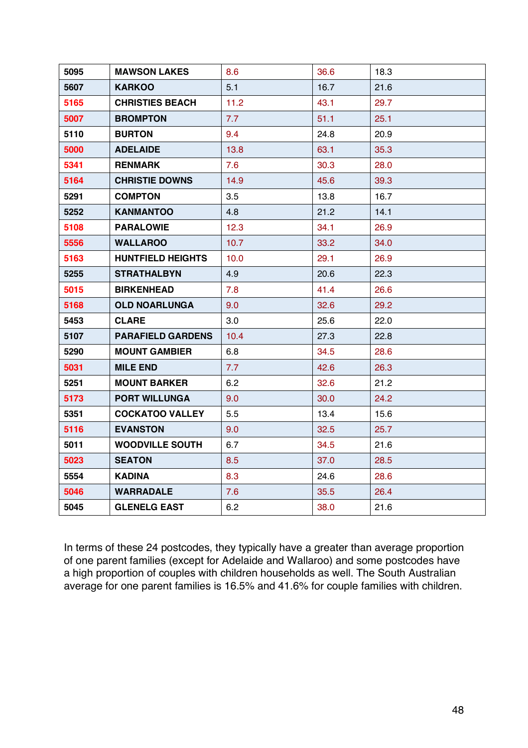| 5095 | MAWSON LAKES | 8.6 | 36.6 | 18.3 |
|---|---|---|---|---|
| 5607 | KARKOO | 5.1 | 16.7 | 21.6 |
| 5165 | CHRISTIES BEACH | 11.2 | 43.1 | 29.7 |
| 5007 | BROMPTON | 7.7 | 51.1 | 25.1 |
| 5110 | BURTON | 9.4 | 24.8 | 20.9 |
| 5000 | ADELAIDE | 13.8 | 63.1 | 35.3 |
| 5341 | RENMARK | 7.6 | 30.3 | 28.0 |
| 5164 | CHRISTIE DOWNS | 14.9 | 45.6 | 39.3 |
| 5291 | COMPTON | 3.5 | 13.8 | 16.7 |
| 5252 | KANMANTOO | 4.8 | 21.2 | 14.1 |
| 5108 | PARALOWIE | 12.3 | 34.1 | 26.9 |
| 5556 | WALLAROO | 10.7 | 33.2 | 34.0 |
| 5163 | HUNTFIELD HEIGHTS | 10.0 | 29.1 | 26.9 |
| 5255 | STRATHALBYN | 4.9 | 20.6 | 22.3 |
| 5015 | BIRKENHEAD | 7.8 | 41.4 | 26.6 |
| 5168 | OLD NOARLUNGA | 9.0 | 32.6 | 29.2 |
| 5453 | CLARE | 3.0 | 25.6 | 22.0 |
| 5107 | PARAFIELD GARDENS | 10.4 | 27.3 | 22.8 |
| 5290 | MOUNT GAMBIER | 6.8 | 34.5 | 28.6 |
| 5031 | MILE END | 7.7 | 42.6 | 26.3 |
| 5251 | MOUNT BARKER | 6.2 | 32.6 | 21.2 |
| 5173 | PORT WILLUNGA | 9.0 | 30.0 | 24.2 |
| 5351 | COCKATOO VALLEY | 5.5 | 13.4 | 15.6 |
| 5116 | EVANSTON | 9.0 | 32.5 | 25.7 |
| 5011 | WOODVILLE SOUTH | 6.7 | 34.5 | 21.6 |
| 5023 | SEATON | 8.5 | 37.0 | 28.5 |
| 5554 | KADINA | 8.3 | 24.6 | 28.6 |
| 5046 | WARRADALE | 7.6 | 35.5 | 26.4 |
| 5045 | GLENELG EAST | 6.2 | 38.0 | 21.6 |

In terms of these 24 postcodes, they typically have a greater than average proportion of one parent families (except for Adelaide and Wallaroo) and some postcodes have a high proportion of couples with children households as well. The South Australian average for one parent families is 16.5% and 41.6% for couple families with children.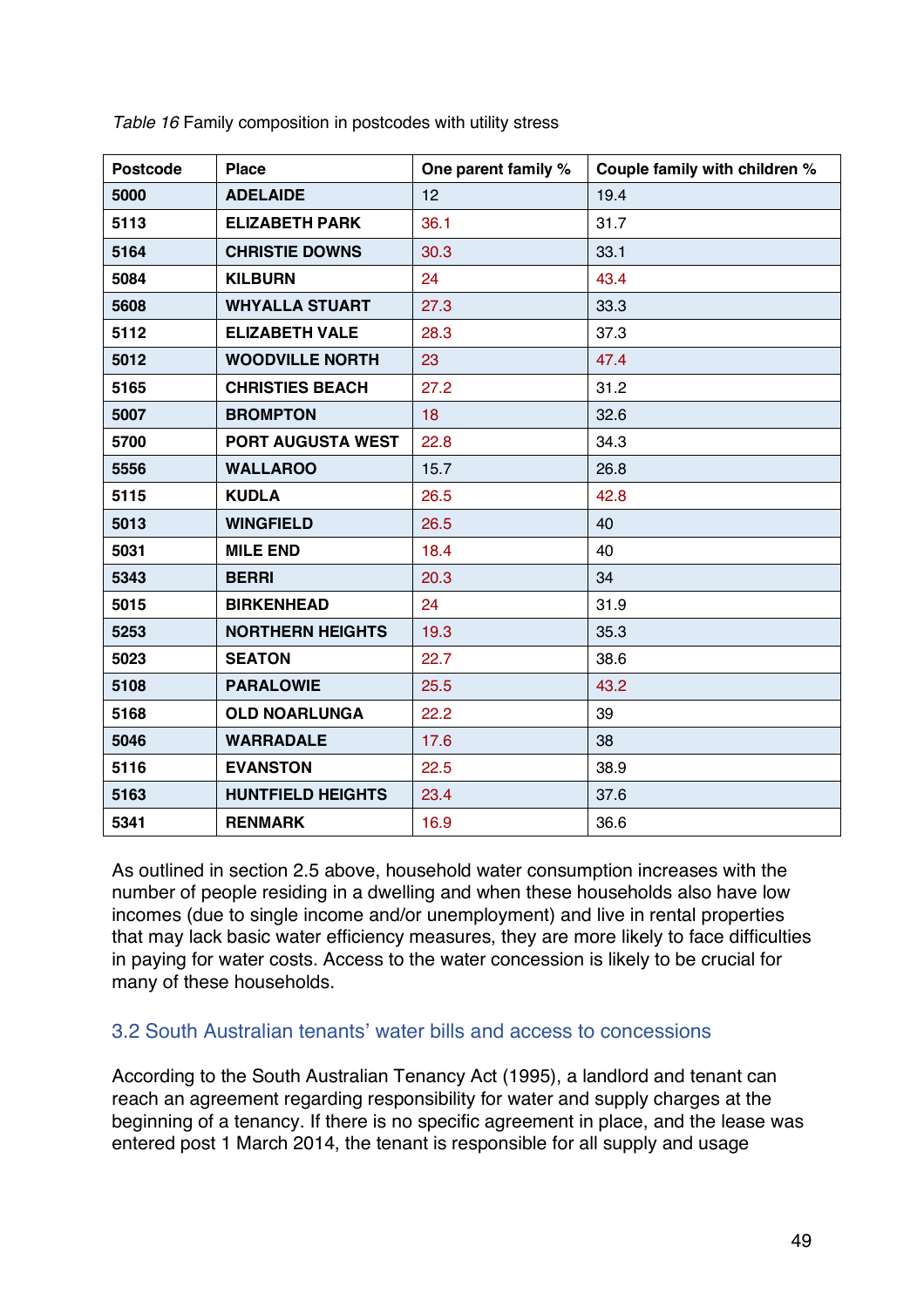*Table 16* Family composition in postcodes with utility stress

| Postcode | Place | One parent family % | Couple family with children % |
|---|---|---|---|
| 5000 | ADELAIDE | 12 | 19.4 |
| 5113 | ELIZABETH PARK | 36.1 | 31.7 |
| 5164 | CHRISTIE DOWNS | 30.3 | 33.1 |
| 5084 | KILBURN | 24 | 43.4 |
| 5608 | WHYALLA STUART | 27.3 | 33.3 |
| 5112 | ELIZABETH VALE | 28.3 | 37.3 |
| 5012 | WOODVILLE NORTH | 23 | 47.4 |
| 5165 | CHRISTIES BEACH | 27.2 | 31.2 |
| 5007 | BROMPTON | 18 | 32.6 |
| 5700 | PORT AUGUSTA WEST | 22.8 | 34.3 |
| 5556 | WALLAROO | 15.7 | 26.8 |
| 5115 | KUDLA | 26.5 | 42.8 |
| 5013 | WINGFIELD | 26.5 | 40 |
| 5031 | MILE END | 18.4 | 40 |
| 5343 | BERRI | 20.3 | 34 |
| 5015 | BIRKENHEAD | 24 | 31.9 |
| 5253 | NORTHERN HEIGHTS | 19.3 | 35.3 |
| 5023 | SEATON | 22.7 | 38.6 |
| 5108 | PARALOWIE | 25.5 | 43.2 |
| 5168 | OLD NOARLUNGA | 22.2 | 39 |
| 5046 | WARRADALE | 17.6 | 38 |
| 5116 | EVANSTON | 22.5 | 38.9 |
| 5163 | HUNTFIELD HEIGHTS | 23.4 | 37.6 |
| 5341 | RENMARK | 16.9 | 36.6 |

As outlined in section 2.5 above, household water consumption increases with the number of people residing in a dwelling and when these households also have low incomes (due to single income and/or unemployment) and live in rental properties that may lack basic water efficiency measures, they are more likely to face difficulties in paying for water costs. Access to the water concession is likely to be crucial for many of these households.

## 3.2 South Australian tenants' water bills and access to concessions

According to the South Australian Tenancy Act (1995), a landlord and tenant can reach an agreement regarding responsibility for water and supply charges at the beginning of a tenancy. If there is no specific agreement in place, and the lease was entered post 1 March 2014, the tenant is responsible for all supply and usage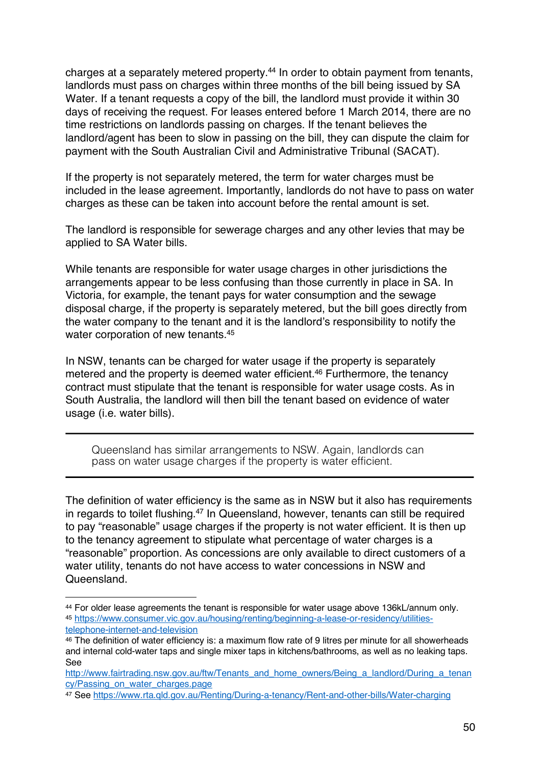charges at a separately metered property.[44] In order to obtain payment from tenants, landlords must pass on charges within three months of the bill being issued by SA Water. If a tenant requests a copy of the bill, the landlord must provide it within 30 days of receiving the request. For leases entered before 1 March 2014, there are no time restrictions on landlords passing on charges. If the tenant believes the landlord/agent has been to slow in passing on the bill, they can dispute the claim for payment with the South Australian Civil and Administrative Tribunal (SACAT).

If the property is not separately metered, the term for water charges must be included in the lease agreement. Importantly, landlords do not have to pass on water charges as these can be taken into account before the rental amount is set.

The landlord is responsible for sewerage charges and any other levies that may be applied to SA Water bills.

While tenants are responsible for water usage charges in other jurisdictions the arrangements appear to be less confusing than those currently in place in SA. In Victoria, for example, the tenant pays for water consumption and the sewage disposal charge, if the property is separately metered, but the bill goes directly from the water company to the tenant and it is the landlord's responsibility to notify the water corporation of new tenants.[45]

In NSW, tenants can be charged for water usage if the property is separately metered and the property is deemed water efficient.[46] Furthermore, the tenancy contract must stipulate that the tenant is responsible for water usage costs. As in South Australia, the landlord will then bill the tenant based on evidence of water usage (i.e. water bills).

---

> Queensland has similar arrangements to NSW. Again, landlords can pass on water usage charges if the property is water efficient.

---

The definition of water efficiency is the same as in NSW but it also has requirements in regards to toilet flushing.[47] In Queensland, however, tenants can still be required to pay "reasonable" usage charges if the property is not water efficient. It is then up to the tenancy agreement to stipulate what percentage of water charges is a "reasonable" proportion. As concessions are only available to direct customers of a water utility, tenants do not have access to water concessions in NSW and Queensland.

---

[44] For older lease agreements the tenant is responsible for water usage above 136kL/annum only.

[45] https://www.consumer.vic.gov.au/housing/renting/beginning-a-lease-or-residency/utilities-telephone-internet-and-television

[46] The definition of water efficiency is: a maximum flow rate of 9 litres per minute for all showerheads and internal cold-water taps and single mixer taps in kitchens/bathrooms, as well as no leaking taps. See http://www.fairtrading.nsw.gov.au/ftw/Tenants_and_home_owners/Being_a_landlord/During_a_tenancy/Passing_on_water_charges.page

[47] See https://www.rta.qld.gov.au/Renting/During-a-tenancy/Rent-and-other-bills/Water-charging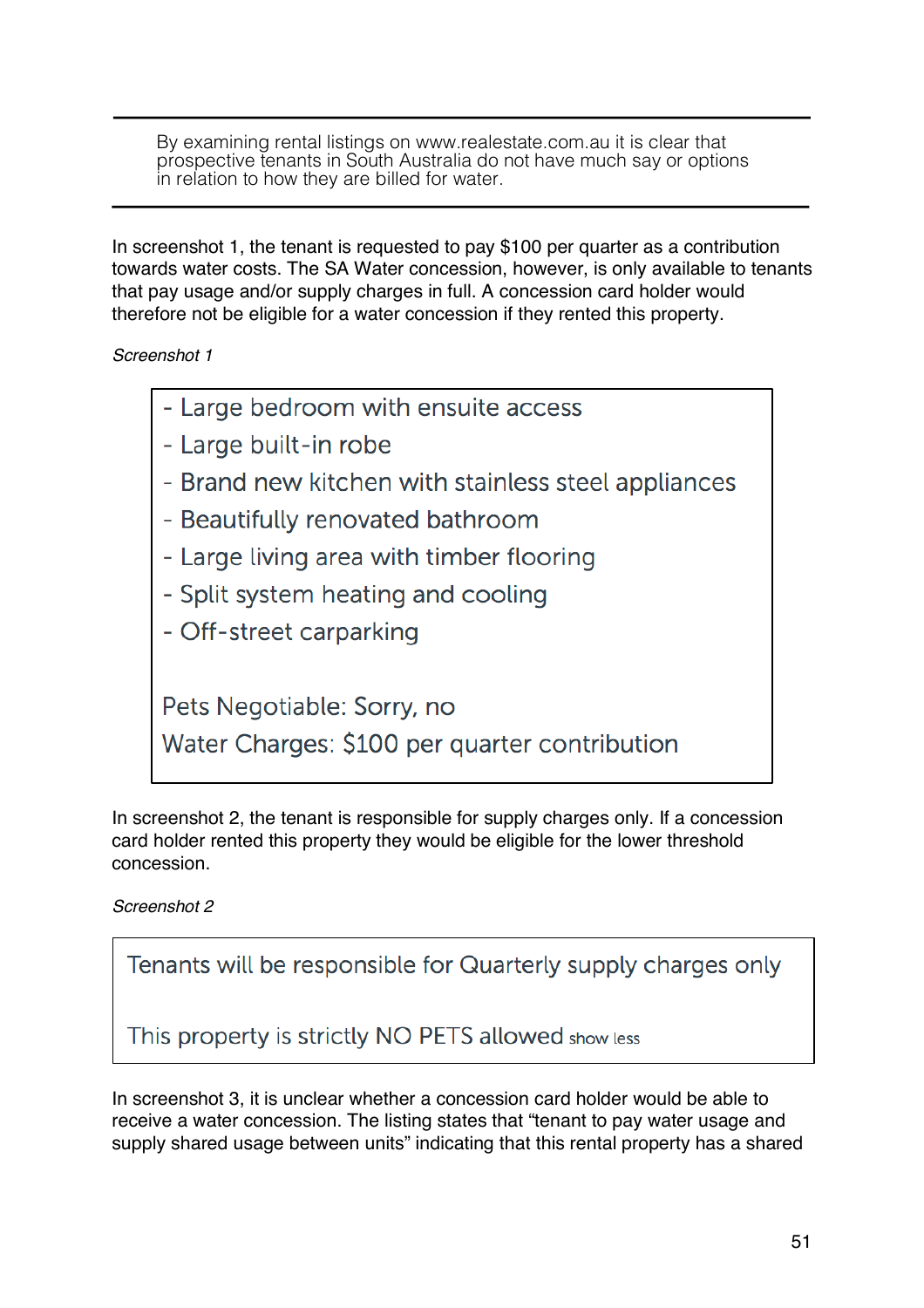---

By examining rental listings on www.realestate.com.au it is clear that prospective tenants in South Australia do not have much say or options in relation to how they are billed for water.

---

In screenshot 1, the tenant is requested to pay $100 per quarter as a contribution towards water costs. The SA Water concession, however, is only available to tenants that pay usage and/or supply charges in full. A concession card holder would therefore not be eligible for a water concession if they rented this property.

*Screenshot 1*

> - Large bedroom with ensuite access
> - Large built-in robe
> - Brand new kitchen with stainless steel appliances
> - Beautifully renovated bathroom
> - Large living area with timber flooring
> - Split system heating and cooling
> - Off-street carparking
>
> Pets Negotiable: Sorry, no
> Water Charges: $100 per quarter contribution

In screenshot 2, the tenant is responsible for supply charges only. If a concession card holder rented this property they would be eligible for the lower threshold concession.

*Screenshot 2*

> Tenants will be responsible for Quarterly supply charges only
>
> This property is strictly NO PETS allowed show less

In screenshot 3, it is unclear whether a concession card holder would be able to receive a water concession. The listing states that "tenant to pay water usage and supply shared usage between units" indicating that this rental property has a shared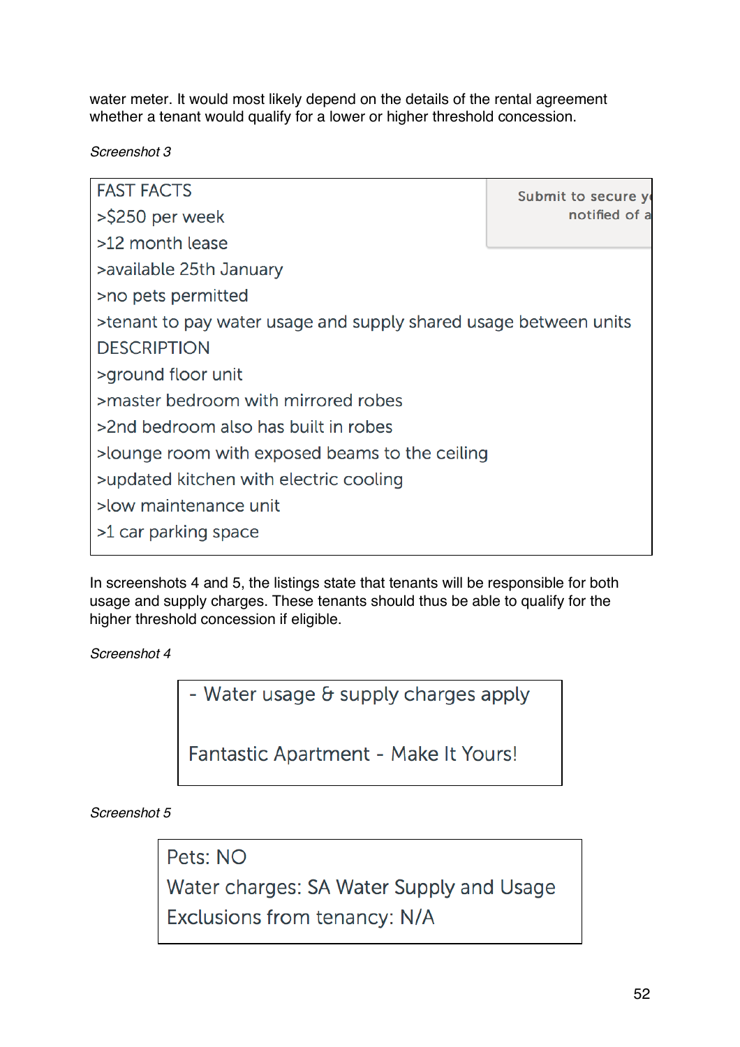water meter. It would most likely depend on the details of the rental agreement whether a tenant would qualify for a lower or higher threshold concession.

*Screenshot 3*

> FAST FACTS
> >$250 per week
> >12 month lease
> >available 25th January
> >no pets permitted
> >tenant to pay water usage and supply shared usage between units
> DESCRIPTION
> >ground floor unit
> >master bedroom with mirrored robes
> >2nd bedroom also has built in robes
> >lounge room with exposed beams to the ceiling
> >updated kitchen with electric cooling
> >low maintenance unit
> >1 car parking space
>
> Submit to secure y
> notified of a

In screenshots 4 and 5, the listings state that tenants will be responsible for both usage and supply charges. These tenants should thus be able to qualify for the higher threshold concession if eligible.

*Screenshot 4*

> - Water usage & supply charges apply
>
> Fantastic Apartment - Make It Yours!

*Screenshot 5*

> Pets: NO
> Water charges: SA Water Supply and Usage
> Exclusions from tenancy: N/A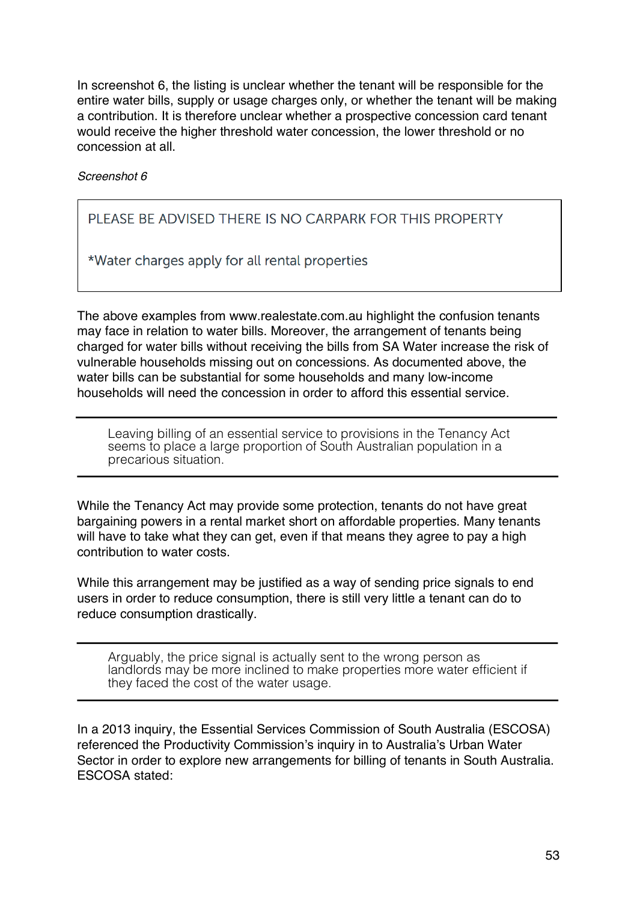In screenshot 6, the listing is unclear whether the tenant will be responsible for the entire water bills, supply or usage charges only, or whether the tenant will be making a contribution. It is therefore unclear whether a prospective concession card tenant would receive the higher threshold water concession, the lower threshold or no concession at all.

*Screenshot 6*

> PLEASE BE ADVISED THERE IS NO CARPARK FOR THIS PROPERTY
>
> *Water charges apply for all rental properties

The above examples from www.realestate.com.au highlight the confusion tenants may face in relation to water bills. Moreover, the arrangement of tenants being charged for water bills without receiving the bills from SA Water increase the risk of vulnerable households missing out on concessions. As documented above, the water bills can be substantial for some households and many low-income households will need the concession in order to afford this essential service.

> Leaving billing of an essential service to provisions in the Tenancy Act seems to place a large proportion of South Australian population in a precarious situation.

While the Tenancy Act may provide some protection, tenants do not have great bargaining powers in a rental market short on affordable properties. Many tenants will have to take what they can get, even if that means they agree to pay a high contribution to water costs.

While this arrangement may be justified as a way of sending price signals to end users in order to reduce consumption, there is still very little a tenant can do to reduce consumption drastically.

> Arguably, the price signal is actually sent to the wrong person as landlords may be more inclined to make properties more water efficient if they faced the cost of the water usage.

In a 2013 inquiry, the Essential Services Commission of South Australia (ESCOSA) referenced the Productivity Commission's inquiry in to Australia's Urban Water Sector in order to explore new arrangements for billing of tenants in South Australia. ESCOSA stated: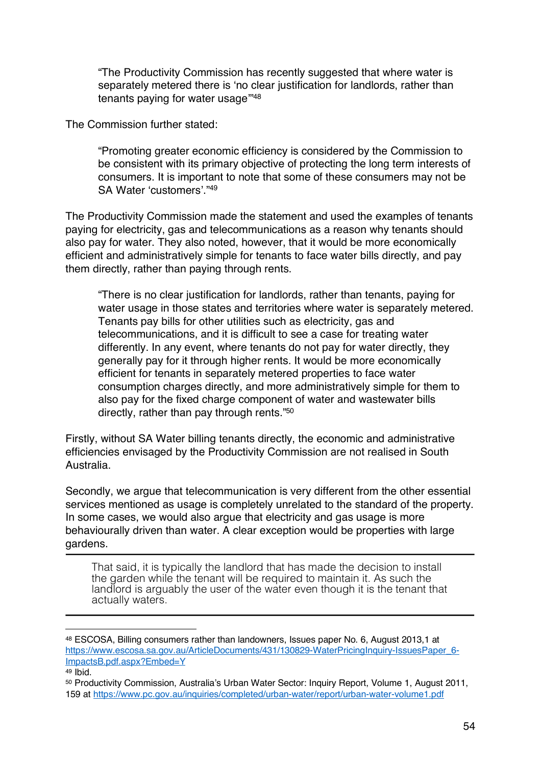> "The Productivity Commission has recently suggested that where water is separately metered there is 'no clear justification for landlords, rather than tenants paying for water usage'"[48]

The Commission further stated:

> "Promoting greater economic efficiency is considered by the Commission to be consistent with its primary objective of protecting the long term interests of consumers. It is important to note that some of these consumers may not be SA Water 'customers'."[49]

The Productivity Commission made the statement and used the examples of tenants paying for electricity, gas and telecommunications as a reason why tenants should also pay for water. They also noted, however, that it would be more economically efficient and administratively simple for tenants to face water bills directly, and pay them directly, rather than paying through rents.

> "There is no clear justification for landlords, rather than tenants, paying for water usage in those states and territories where water is separately metered. Tenants pay bills for other utilities such as electricity, gas and telecommunications, and it is difficult to see a case for treating water differently. In any event, where tenants do not pay for water directly, they generally pay for it through higher rents. It would be more economically efficient for tenants in separately metered properties to face water consumption charges directly, and more administratively simple for them to also pay for the fixed charge component of water and wastewater bills directly, rather than pay through rents."[50]

Firstly, without SA Water billing tenants directly, the economic and administrative efficiencies envisaged by the Productivity Commission are not realised in South Australia.

Secondly, we argue that telecommunication is very different from the other essential services mentioned as usage is completely unrelated to the standard of the property. In some cases, we would also argue that electricity and gas usage is more behaviourally driven than water. A clear exception would be properties with large gardens.

---

That said, it is typically the landlord that has made the decision to install the garden while the tenant will be required to maintain it. As such the landlord is arguably the user of the water even though it is the tenant that actually waters.

---

[48] ESCOSA, Billing consumers rather than landowners, Issues paper No. 6, August 2013,1 at https://www.escosa.sa.gov.au/ArticleDocuments/431/130829-WaterPricingInquiry-IssuesPaper_6-ImpactsB.pdf.aspx?Embed=Y

[49] Ibid.

[50] Productivity Commission, Australia's Urban Water Sector: Inquiry Report, Volume 1, August 2011, 159 at https://www.pc.gov.au/inquiries/completed/urban-water/report/urban-water-volume1.pdf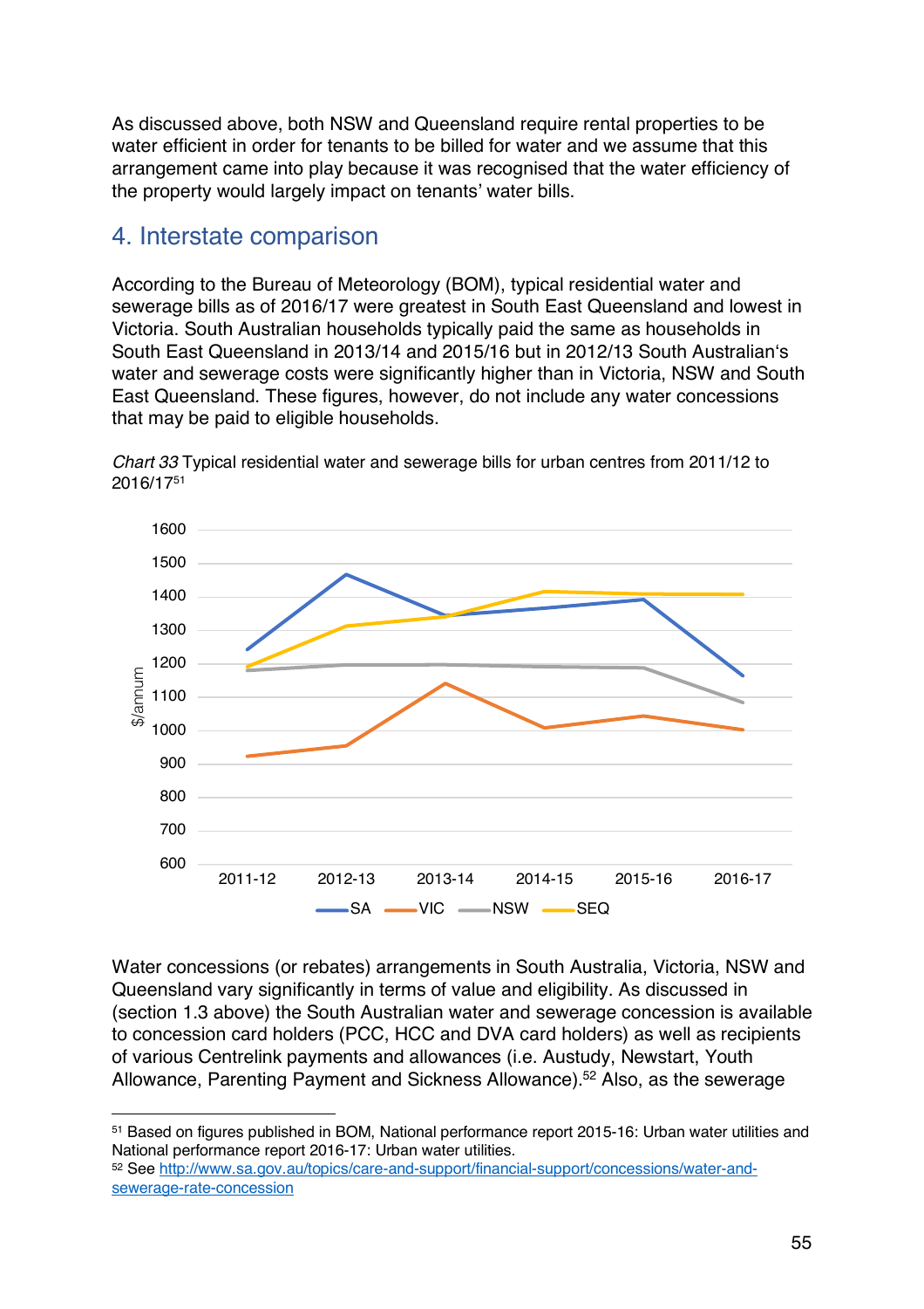As discussed above, both NSW and Queensland require rental properties to be water efficient in order for tenants to be billed for water and we assume that this arrangement came into play because it was recognised that the water efficiency of the property would largely impact on tenants' water bills.

## 4. Interstate comparison

According to the Bureau of Meteorology (BOM), typical residential water and sewerage bills as of 2016/17 were greatest in South East Queensland and lowest in Victoria. South Australian households typically paid the same as households in South East Queensland in 2013/14 and 2015/16 but in 2012/13 South Australian's water and sewerage costs were significantly higher than in Victoria, NSW and South East Queensland. These figures, however, do not include any water concessions that may be paid to eligible households.

*Chart 33* Typical residential water and sewerage bills for urban centres from 2011/12 to 2016/17[51]

Water concessions (or rebates) arrangements in South Australia, Victoria, NSW and Queensland vary significantly in terms of value and eligibility. As discussed in (section 1.3 above) the South Australian water and sewerage concession is available to concession card holders (PCC, HCC and DVA card holders) as well as recipients of various Centrelink payments and allowances (i.e. Austudy, Newstart, Youth Allowance, Parenting Payment and Sickness Allowance).[52] Also, as the sewerage

---

[51] Based on figures published in BOM, National performance report 2015-16: Urban water utilities and National performance report 2016-17: Urban water utilities.

[52] See http://www.sa.gov.au/topics/care-and-support/financial-support/concessions/water-and-sewerage-rate-concession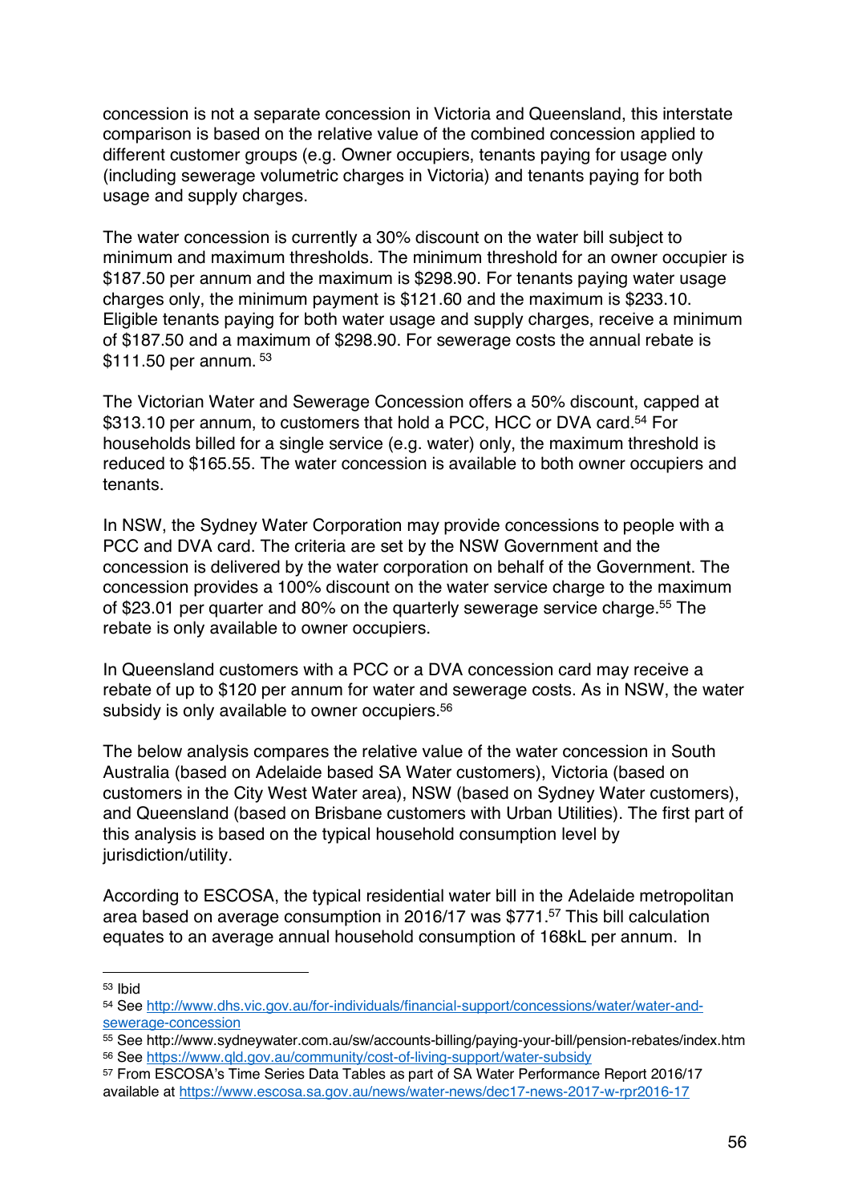concession is not a separate concession in Victoria and Queensland, this interstate comparison is based on the relative value of the combined concession applied to different customer groups (e.g. Owner occupiers, tenants paying for usage only (including sewerage volumetric charges in Victoria) and tenants paying for both usage and supply charges.

The water concession is currently a 30% discount on the water bill subject to minimum and maximum thresholds. The minimum threshold for an owner occupier is $187.50 per annum and the maximum is $298.90. For tenants paying water usage charges only, the minimum payment is $121.60 and the maximum is $233.10. Eligible tenants paying for both water usage and supply charges, receive a minimum of $187.50 and a maximum of $298.90. For sewerage costs the annual rebate is $111.50 per annum. [53]

The Victorian Water and Sewerage Concession offers a 50% discount, capped at $313.10 per annum, to customers that hold a PCC, HCC or DVA card.[54] For households billed for a single service (e.g. water) only, the maximum threshold is reduced to $165.55. The water concession is available to both owner occupiers and tenants.

In NSW, the Sydney Water Corporation may provide concessions to people with a PCC and DVA card. The criteria are set by the NSW Government and the concession is delivered by the water corporation on behalf of the Government. The concession provides a 100% discount on the water service charge to the maximum of $23.01 per quarter and 80% on the quarterly sewerage service charge.[55] The rebate is only available to owner occupiers.

In Queensland customers with a PCC or a DVA concession card may receive a rebate of up to $120 per annum for water and sewerage costs. As in NSW, the water subsidy is only available to owner occupiers.[56]

The below analysis compares the relative value of the water concession in South Australia (based on Adelaide based SA Water customers), Victoria (based on customers in the City West Water area), NSW (based on Sydney Water customers), and Queensland (based on Brisbane customers with Urban Utilities). The first part of this analysis is based on the typical household consumption level by jurisdiction/utility.

According to ESCOSA, the typical residential water bill in the Adelaide metropolitan area based on average consumption in 2016/17 was $771.[57] This bill calculation equates to an average annual household consumption of 168kL per annum. In

---

[53] Ibid

[54] See http://www.dhs.vic.gov.au/for-individuals/financial-support/concessions/water/water-and-sewerage-concession

[55] See http://www.sydneywater.com.au/sw/accounts-billing/paying-your-bill/pension-rebates/index.htm

[56] See https://www.qld.gov.au/community/cost-of-living-support/water-subsidy

[57] From ESCOSA's Time Series Data Tables as part of SA Water Performance Report 2016/17 available at https://www.escosa.sa.gov.au/news/water-news/dec17-news-2017-w-rpr2016-17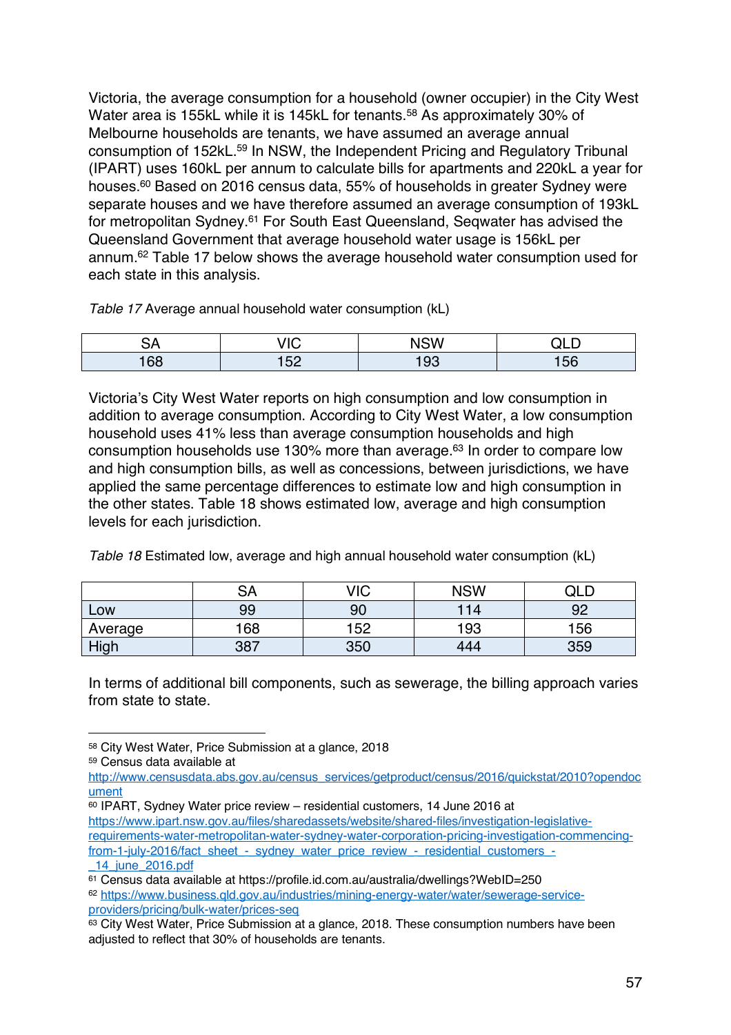Victoria, the average consumption for a household (owner occupier) in the City West Water area is 155kL while it is 145kL for tenants.[58] As approximately 30% of Melbourne households are tenants, we have assumed an average annual consumption of 152kL.[59] In NSW, the Independent Pricing and Regulatory Tribunal (IPART) uses 160kL per annum to calculate bills for apartments and 220kL a year for houses.[60] Based on 2016 census data, 55% of households in greater Sydney were separate houses and we have therefore assumed an average consumption of 193kL for metropolitan Sydney.[61] For South East Queensland, Seqwater has advised the Queensland Government that average household water usage is 156kL per annum.[62] Table 17 below shows the average household water consumption used for each state in this analysis.

*Table 17* Average annual household water consumption (kL)

| SA | VIC | NSW | QLD |
|---|---|---|---|
| 168 | 152 | 193 | 156 |

Victoria's City West Water reports on high consumption and low consumption in addition to average consumption. According to City West Water, a low consumption household uses 41% less than average consumption households and high consumption households use 130% more than average.[63] In order to compare low and high consumption bills, as well as concessions, between jurisdictions, we have applied the same percentage differences to estimate low and high consumption in the other states. Table 18 shows estimated low, average and high consumption levels for each jurisdiction.

*Table 18* Estimated low, average and high annual household water consumption (kL)

| | SA | VIC | NSW | QLD |
|---|---|---|---|---|
| Low | 99 | 90 | 114 | 92 |
| Average | 168 | 152 | 193 | 156 |
| High | 387 | 350 | 444 | 359 |

In terms of additional bill components, such as sewerage, the billing approach varies from state to state.

---

[58] City West Water, Price Submission at a glance, 2018

[59] Census data available at http://www.censusdata.abs.gov.au/census_services/getproduct/census/2016/quickstat/2010?opendocument

[60] IPART, Sydney Water price review – residential customers, 14 June 2016 at https://www.ipart.nsw.gov.au/files/sharedassets/website/shared-files/investigation-legislative-requirements-water-metropolitan-water-sydney-water-corporation-pricing-investigation-commencing-from-1-july-2016/fact_sheet_-_sydney_water_price_review_-_residential_customers_-_14_june_2016.pdf

[61] Census data available at https://profile.id.com.au/australia/dwellings?WebID=250

[62] https://www.business.qld.gov.au/industries/mining-energy-water/water/sewerage-service-providers/pricing/bulk-water/prices-seq

[63] City West Water, Price Submission at a glance, 2018. These consumption numbers have been adjusted to reflect that 30% of households are tenants.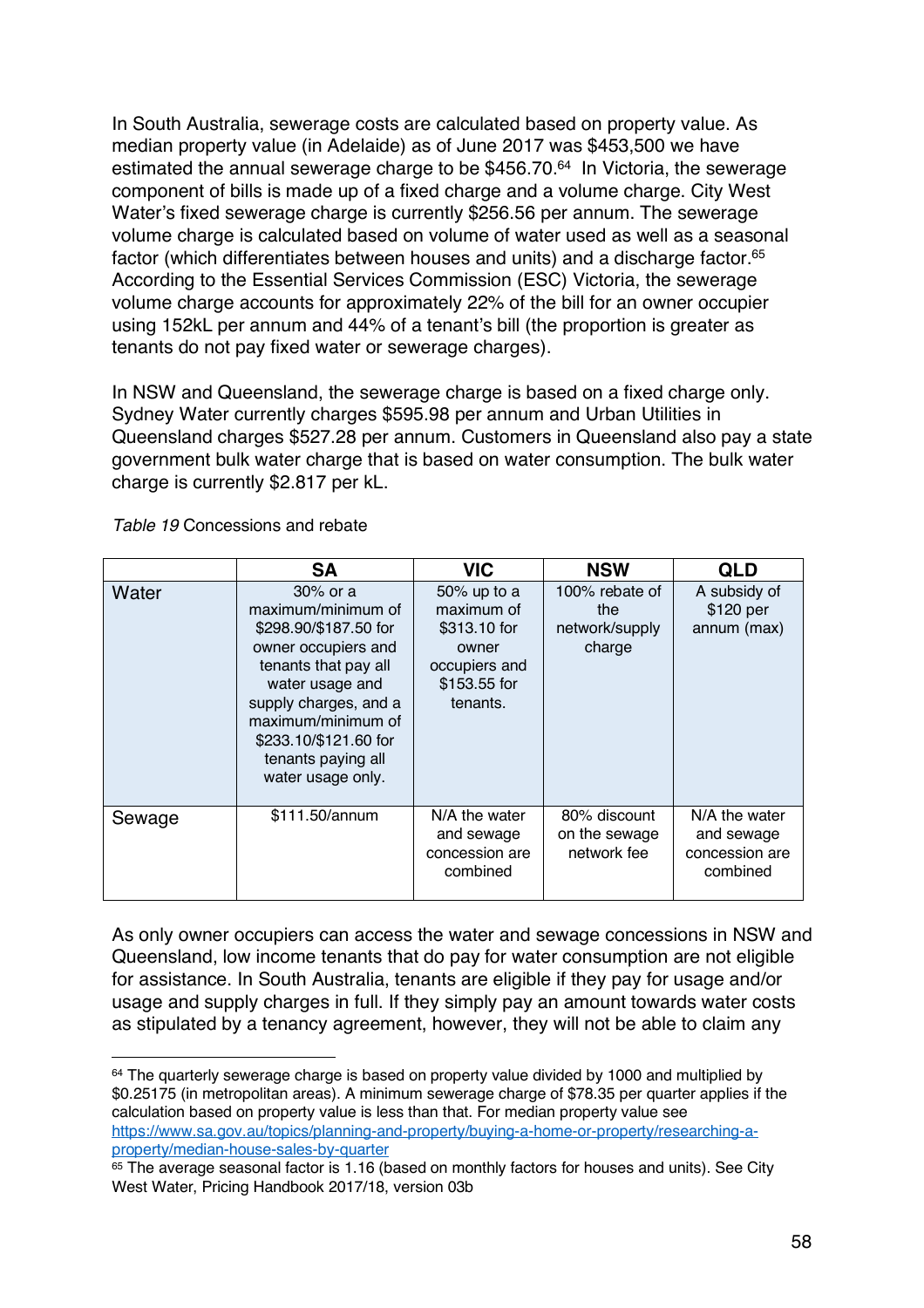In South Australia, sewerage costs are calculated based on property value. As median property value (in Adelaide) as of June 2017 was $453,500 we have estimated the annual sewerage charge to be $456.70.[64] In Victoria, the sewerage component of bills is made up of a fixed charge and a volume charge. City West Water's fixed sewerage charge is currently $256.56 per annum. The sewerage volume charge is calculated based on volume of water used as well as a seasonal factor (which differentiates between houses and units) and a discharge factor.[65] According to the Essential Services Commission (ESC) Victoria, the sewerage volume charge accounts for approximately 22% of the bill for an owner occupier using 152kL per annum and 44% of a tenant's bill (the proportion is greater as tenants do not pay fixed water or sewerage charges).

In NSW and Queensland, the sewerage charge is based on a fixed charge only. Sydney Water currently charges $595.98 per annum and Urban Utilities in Queensland charges $527.28 per annum. Customers in Queensland also pay a state government bulk water charge that is based on water consumption. The bulk water charge is currently $2.817 per kL.

*Table 19* Concessions and rebate

| | SA | VIC | NSW | QLD |
|---|---|---|---|---|
| Water | 30% or a maximum/minimum of $298.90/$187.50 for owner occupiers and tenants that pay all water usage and supply charges, and a maximum/minimum of $233.10/$121.60 for tenants paying all water usage only. | 50% up to a maximum of $313.10 for owner occupiers and $153.55 for tenants. | 100% rebate of the network/supply charge | A subsidy of $120 per annum (max) |
| Sewage | $111.50/annum | N/A the water and sewage concession are combined | 80% discount on the sewage network fee | N/A the water and sewage concession are combined |

As only owner occupiers can access the water and sewage concessions in NSW and Queensland, low income tenants that do pay for water consumption are not eligible for assistance. In South Australia, tenants are eligible if they pay for usage and/or usage and supply charges in full. If they simply pay an amount towards water costs as stipulated by a tenancy agreement, however, they will not be able to claim any

---

[64] The quarterly sewerage charge is based on property value divided by 1000 and multiplied by $0.25175 (in metropolitan areas). A minimum sewerage charge of $78.35 per quarter applies if the calculation based on property value is less than that. For median property value see https://www.sa.gov.au/topics/planning-and-property/buying-a-home-or-property/researching-a-property/median-house-sales-by-quarter

[65] The average seasonal factor is 1.16 (based on monthly factors for houses and units). See City West Water, Pricing Handbook 2017/18, version 03b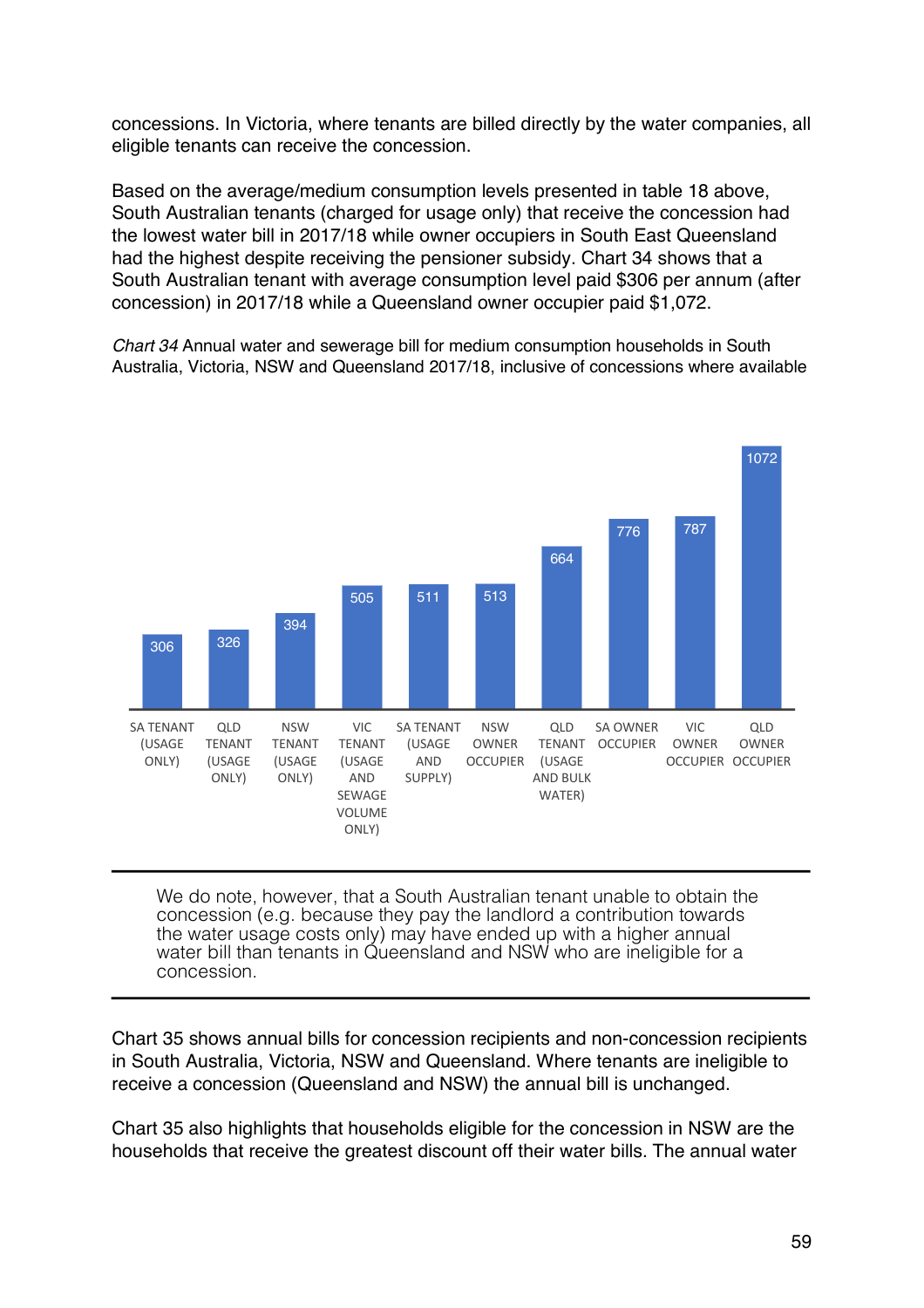concessions. In Victoria, where tenants are billed directly by the water companies, all eligible tenants can receive the concession.

Based on the average/medium consumption levels presented in table 18 above, South Australian tenants (charged for usage only) that receive the concession had the lowest water bill in 2017/18 while owner occupiers in South East Queensland had the highest despite receiving the pensioner subsidy. Chart 34 shows that a South Australian tenant with average consumption level paid $306 per annum (after concession) in 2017/18 while a Queensland owner occupier paid $1,072.

*Chart 34* Annual water and sewerage bill for medium consumption households in South Australia, Victoria, NSW and Queensland 2017/18, inclusive of concessions where available

| Household | Annual bill ($) |
|---|---|
| SA TENANT (USAGE ONLY) | 306 |
| QLD TENANT (USAGE ONLY) | 326 |
| NSW TENANT (USAGE ONLY) | 394 |
| VIC TENANT (USAGE AND SEWAGE VOLUME ONLY) | 505 |
| SA TENANT (USAGE AND SUPPLY) | 511 |
| NSW OWNER OCCUPIER | 513 |
| QLD TENANT (USAGE AND BULK WATER) | 664 |
| SA OWNER OCCUPIER | 776 |
| VIC OWNER OCCUPIER | 787 |
| QLD OWNER OCCUPIER | 1072 |

---

We do note, however, that a South Australian tenant unable to obtain the concession (e.g. because they pay the landlord a contribution towards the water usage costs only) may have ended up with a higher annual water bill than tenants in Queensland and NSW who are ineligible for a concession.

---

Chart 35 shows annual bills for concession recipients and non-concession recipients in South Australia, Victoria, NSW and Queensland. Where tenants are ineligible to receive a concession (Queensland and NSW) the annual bill is unchanged.

Chart 35 also highlights that households eligible for the concession in NSW are the households that receive the greatest discount off their water bills. The annual water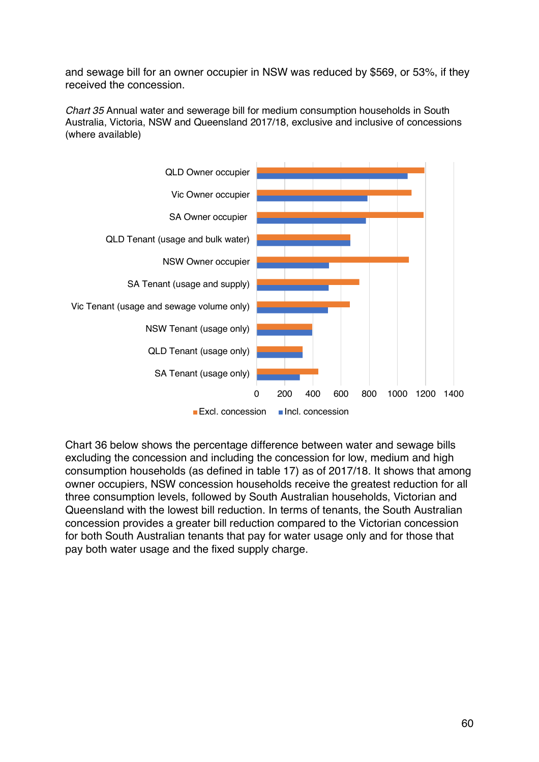and sewage bill for an owner occupier in NSW was reduced by $569, or 53%, if they received the concession.

*Chart 35* Annual water and sewerage bill for medium consumption households in South Australia, Victoria, NSW and Queensland 2017/18, exclusive and inclusive of concessions (where available)

Chart 36 below shows the percentage difference between water and sewage bills excluding the concession and including the concession for low, medium and high consumption households (as defined in table 17) as of 2017/18. It shows that among owner occupiers, NSW concession households receive the greatest reduction for all three consumption levels, followed by South Australian households, Victorian and Queensland with the lowest bill reduction. In terms of tenants, the South Australian concession provides a greater bill reduction compared to the Victorian concession for both South Australian tenants that pay for water usage only and for those that pay both water usage and the fixed supply charge.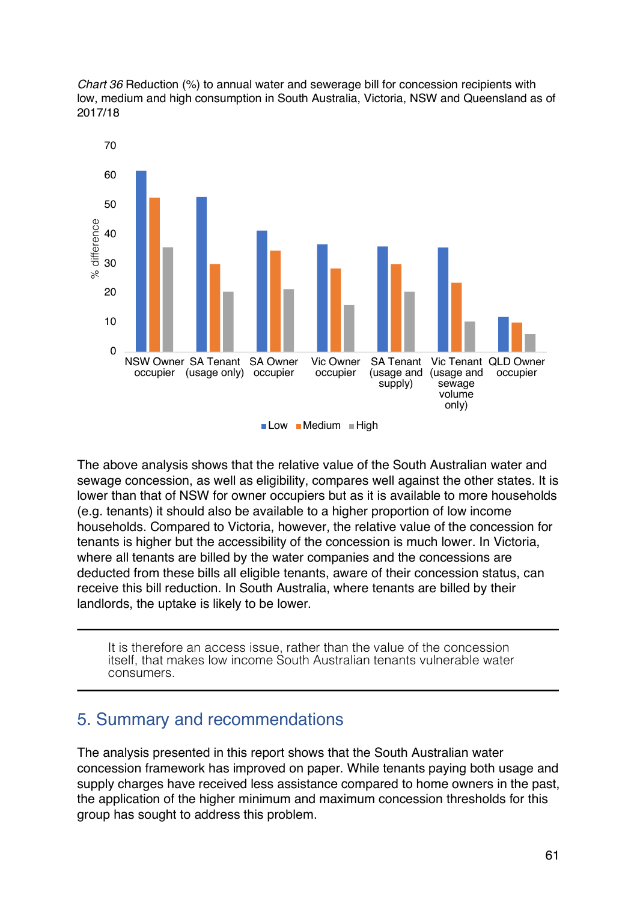*Chart 36* Reduction (%) to annual water and sewerage bill for concession recipients with low, medium and high consumption in South Australia, Victoria, NSW and Queensland as of 2017/18

The above analysis shows that the relative value of the South Australian water and sewage concession, as well as eligibility, compares well against the other states. It is lower than that of NSW for owner occupiers but as it is available to more households (e.g. tenants) it should also be available to a higher proportion of low income households. Compared to Victoria, however, the relative value of the concession for tenants is higher but the accessibility of the concession is much lower. In Victoria, where all tenants are billed by the water companies and the concessions are deducted from these bills all eligible tenants, aware of their concession status, can receive this bill reduction. In South Australia, where tenants are billed by their landlords, the uptake is likely to be lower.

> It is therefore an access issue, rather than the value of the concession itself, that makes low income South Australian tenants vulnerable water consumers.

## 5. Summary and recommendations

The analysis presented in this report shows that the South Australian water concession framework has improved on paper. While tenants paying both usage and supply charges have received less assistance compared to home owners in the past, the application of the higher minimum and maximum concession thresholds for this group has sought to address this problem.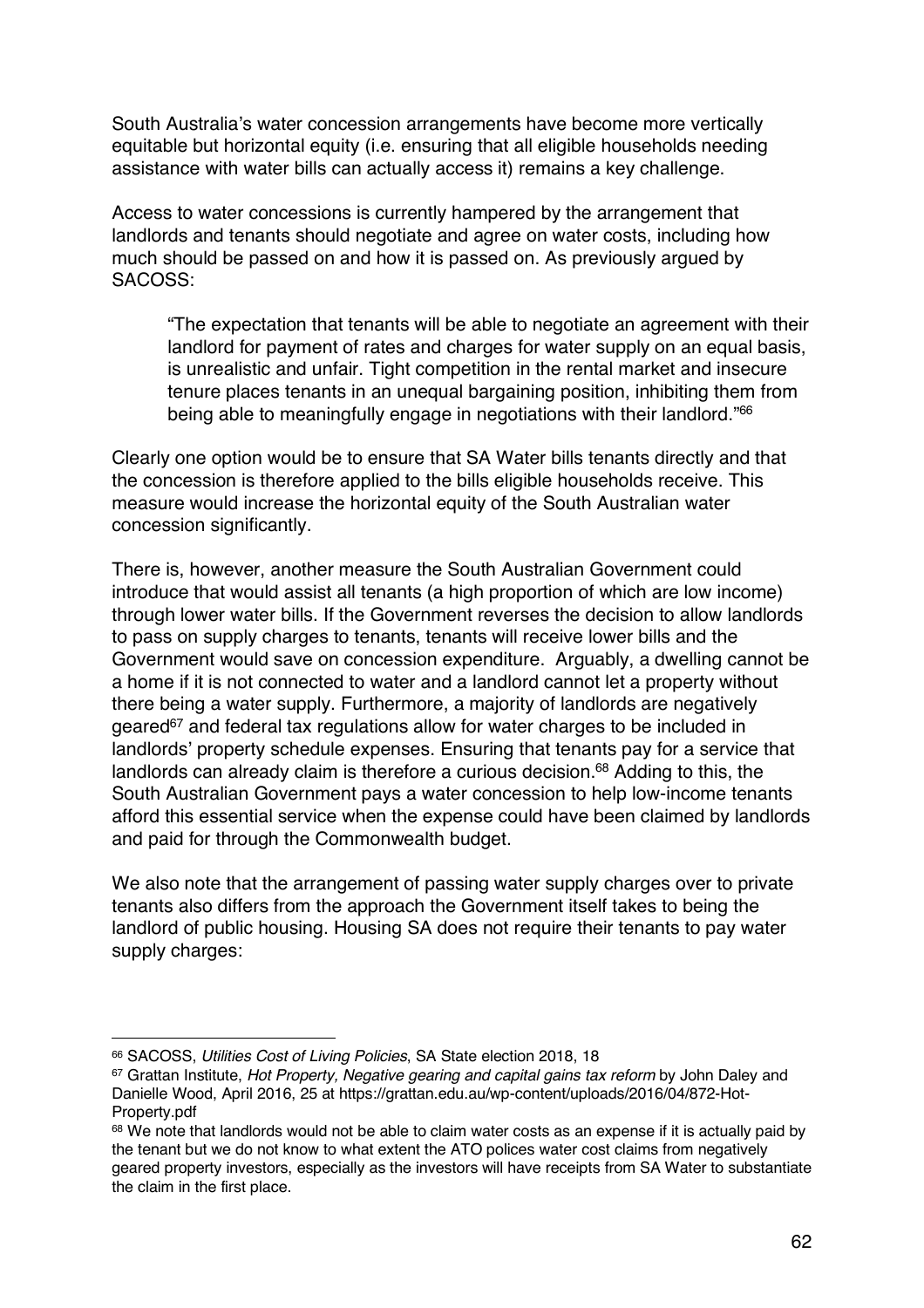South Australia's water concession arrangements have become more vertically equitable but horizontal equity (i.e. ensuring that all eligible households needing assistance with water bills can actually access it) remains a key challenge.

Access to water concessions is currently hampered by the arrangement that landlords and tenants should negotiate and agree on water costs, including how much should be passed on and how it is passed on. As previously argued by SACOSS:

> "The expectation that tenants will be able to negotiate an agreement with their landlord for payment of rates and charges for water supply on an equal basis, is unrealistic and unfair. Tight competition in the rental market and insecure tenure places tenants in an unequal bargaining position, inhibiting them from being able to meaningfully engage in negotiations with their landlord."[66]

Clearly one option would be to ensure that SA Water bills tenants directly and that the concession is therefore applied to the bills eligible households receive. This measure would increase the horizontal equity of the South Australian water concession significantly.

There is, however, another measure the South Australian Government could introduce that would assist all tenants (a high proportion of which are low income) through lower water bills. If the Government reverses the decision to allow landlords to pass on supply charges to tenants, tenants will receive lower bills and the Government would save on concession expenditure. Arguably, a dwelling cannot be a home if it is not connected to water and a landlord cannot let a property without there being a water supply. Furthermore, a majority of landlords are negatively geared[67] and federal tax regulations allow for water charges to be included in landlords' property schedule expenses. Ensuring that tenants pay for a service that landlords can already claim is therefore a curious decision.[68] Adding to this, the South Australian Government pays a water concession to help low-income tenants afford this essential service when the expense could have been claimed by landlords and paid for through the Commonwealth budget.

We also note that the arrangement of passing water supply charges over to private tenants also differs from the approach the Government itself takes to being the landlord of public housing. Housing SA does not require their tenants to pay water supply charges:

---

[66] SACOSS, *Utilities Cost of Living Policies*, SA State election 2018, 18

[67] Grattan Institute, *Hot Property, Negative gearing and capital gains tax reform* by John Daley and Danielle Wood, April 2016, 25 at https://grattan.edu.au/wp-content/uploads/2016/04/872-Hot-Property.pdf

[68] We note that landlords would not be able to claim water costs as an expense if it is actually paid by the tenant but we do not know to what extent the ATO polices water cost claims from negatively geared property investors, especially as the investors will have receipts from SA Water to substantiate the claim in the first place.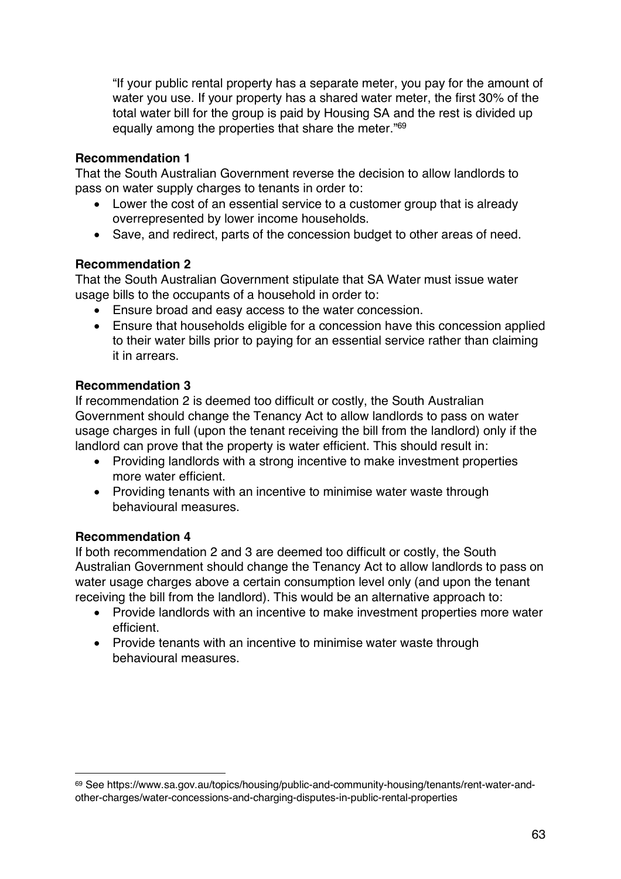> "If your public rental property has a separate meter, you pay for the amount of water you use. If your property has a shared water meter, the first 30% of the total water bill for the group is paid by Housing SA and the rest is divided up equally among the properties that share the meter."[69]

**Recommendation 1**
That the South Australian Government reverse the decision to allow landlords to pass on water supply charges to tenants in order to:

- Lower the cost of an essential service to a customer group that is already overrepresented by lower income households.
- Save, and redirect, parts of the concession budget to other areas of need.

**Recommendation 2**
That the South Australian Government stipulate that SA Water must issue water usage bills to the occupants of a household in order to:

- Ensure broad and easy access to the water concession.
- Ensure that households eligible for a concession have this concession applied to their water bills prior to paying for an essential service rather than claiming it in arrears.

**Recommendation 3**
If recommendation 2 is deemed too difficult or costly, the South Australian Government should change the Tenancy Act to allow landlords to pass on water usage charges in full (upon the tenant receiving the bill from the landlord) only if the landlord can prove that the property is water efficient. This should result in:

- Providing landlords with a strong incentive to make investment properties more water efficient.
- Providing tenants with an incentive to minimise water waste through behavioural measures.

**Recommendation 4**
If both recommendation 2 and 3 are deemed too difficult or costly, the South Australian Government should change the Tenancy Act to allow landlords to pass on water usage charges above a certain consumption level only (and upon the tenant receiving the bill from the landlord). This would be an alternative approach to:

- Provide landlords with an incentive to make investment properties more water efficient.
- Provide tenants with an incentive to minimise water waste through behavioural measures.

---

[69] See https://www.sa.gov.au/topics/housing/public-and-community-housing/tenants/rent-water-and-other-charges/water-concessions-and-charging-disputes-in-public-rental-properties